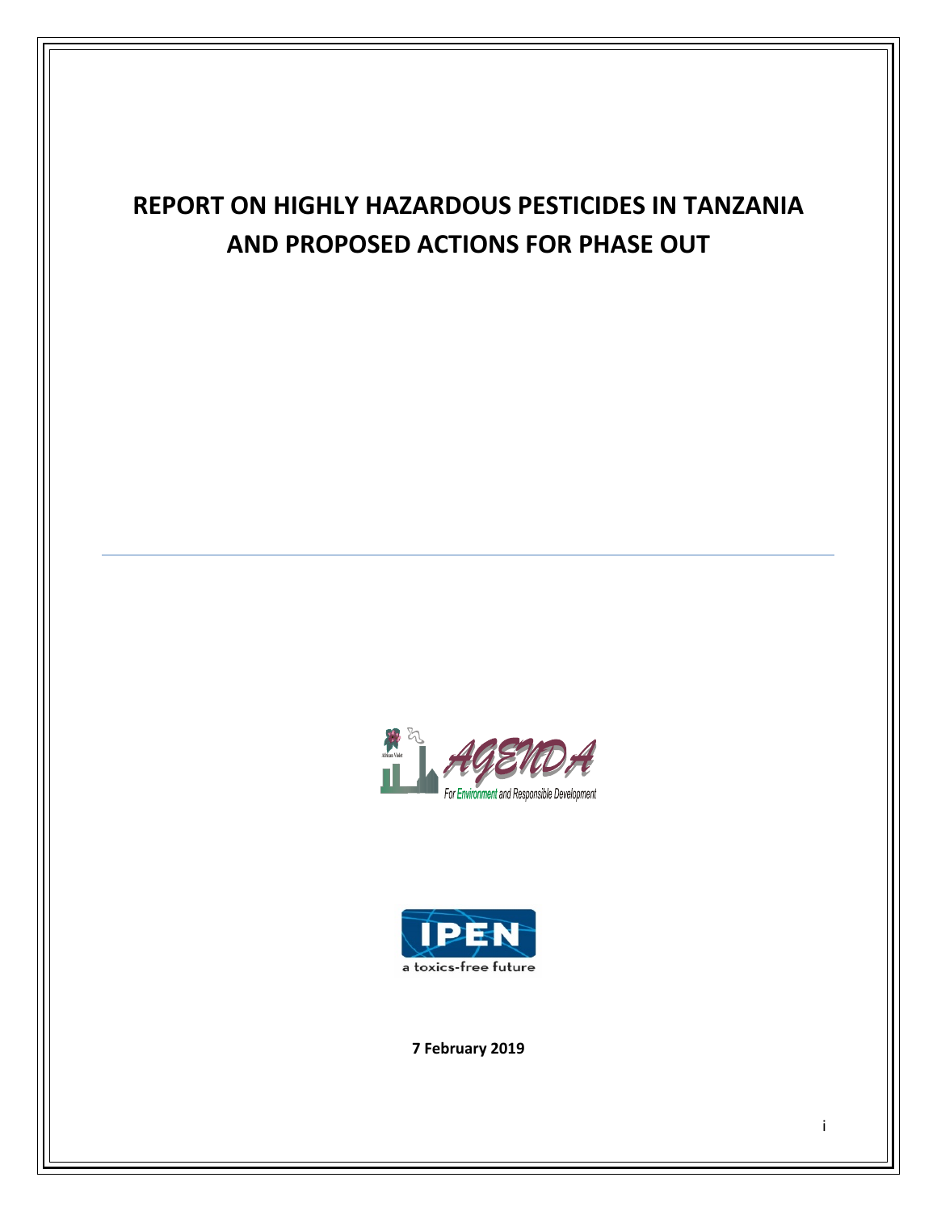# REPORT ON HIGHLY HAZARDOUS PESTICIDES IN TANZANIA AND PROPOSED ACTIONS FOR PHASE OUT

**7 February 2019**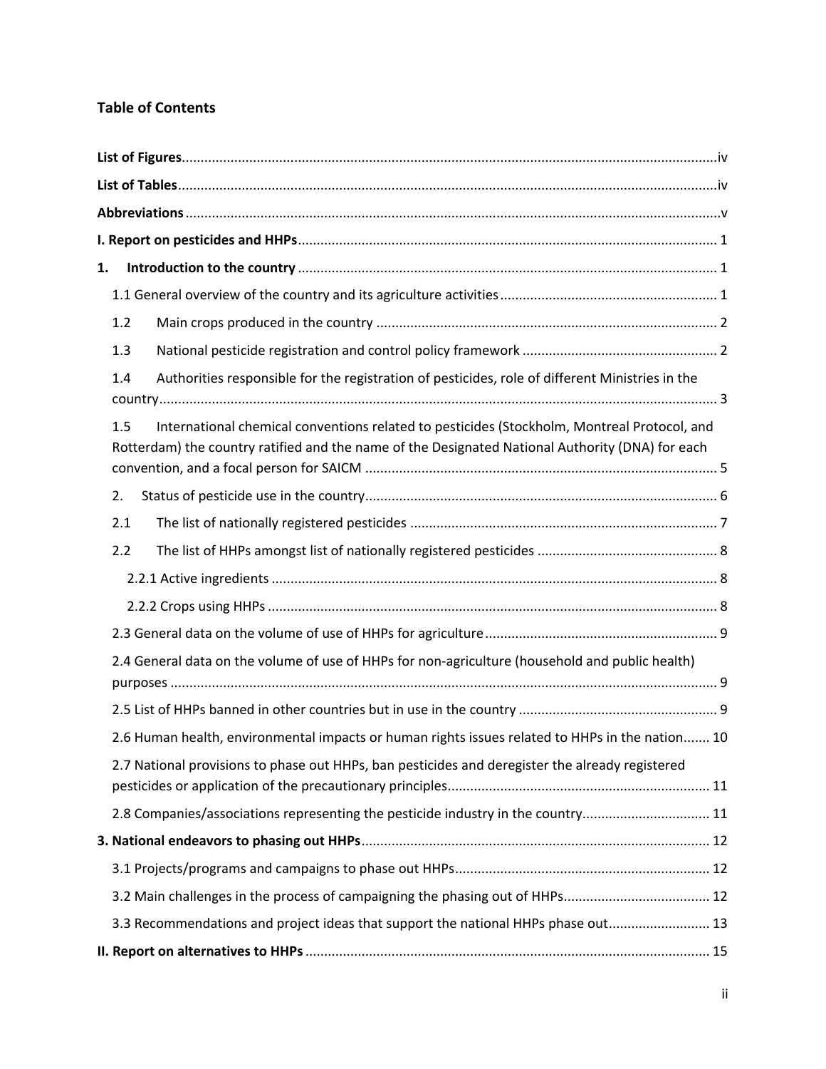## Table of Contents

**List of Figures** ..... iv

**List of Tables** ..... iv

**Abbreviations** ..... v

**I. Report on pesticides and HHPs** ..... 1

**1. Introduction to the country** ..... 1

- 1.1 General overview of the country and its agriculture activities ..... 1
- 1.2 Main crops produced in the country ..... 2
- 1.3 National pesticide registration and control policy framework ..... 2
- 1.4 Authorities responsible for the registration of pesticides, role of different Ministries in the country ..... 3
- 1.5 International chemical conventions related to pesticides (Stockholm, Montreal Protocol, and Rotterdam) the country ratified and the name of the Designated National Authority (DNA) for each convention, and a focal person for SAICM ..... 5

2. Status of pesticide use in the country ..... 6

- 2.1 The list of nationally registered pesticides ..... 7
- 2.2 The list of HHPs amongst list of nationally registered pesticides ..... 8
  - 2.2.1 Active ingredients ..... 8
  - 2.2.2 Crops using HHPs ..... 8
- 2.3 General data on the volume of use of HHPs for agriculture ..... 9
- 2.4 General data on the volume of use of HHPs for non-agriculture (household and public health) purposes ..... 9
- 2.5 List of HHPs banned in other countries but in use in the country ..... 9
- 2.6 Human health, environmental impacts or human rights issues related to HHPs in the nation ..... 10
- 2.7 National provisions to phase out HHPs, ban pesticides and deregister the already registered pesticides or application of the precautionary principles ..... 11
- 2.8 Companies/associations representing the pesticide industry in the country ..... 11

**3. National endeavors to phasing out HHPs** ..... 12

- 3.1 Projects/programs and campaigns to phase out HHPs ..... 12
- 3.2 Main challenges in the process of campaigning the phasing out of HHPs ..... 12
- 3.3 Recommendations and project ideas that support the national HHPs phase out ..... 13

**II. Report on alternatives to HHPs** ..... 15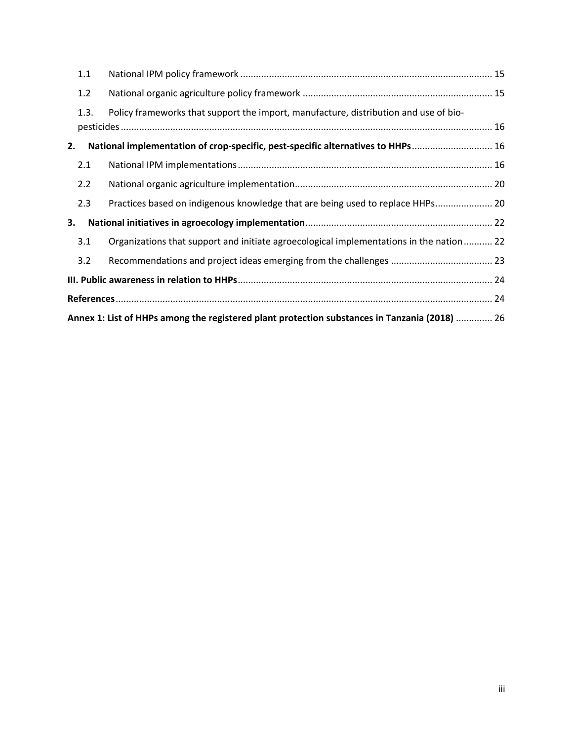1.1 National IPM policy framework ................................................................................................ 15

1.2 National organic agriculture policy framework ......................................................................... 15

1.3. Policy frameworks that support the import, manufacture, distribution and use of bio-pesticides ................................................................................................................................................ 16

**2. National implementation of crop-specific, pest-specific alternatives to HHPs** ............................... 16

2.1 National IPM implementations .................................................................................................. 16

2.2 National organic agriculture implementation ............................................................................ 20

2.3 Practices based on indigenous knowledge that are being used to replace HHPs...................... 20

**3. National initiatives in agroecology implementation** ........................................................................ 22

3.1 Organizations that support and initiate agroecological implementations in the nation ........... 22

3.2 Recommendations and project ideas emerging from the challenges ....................................... 23

**III. Public awareness in relation to HHPs** ................................................................................................. 24

**References** ............................................................................................................................................... 24

**Annex 1: List of HHPs among the registered plant protection substances in Tanzania (2018)** ............. 26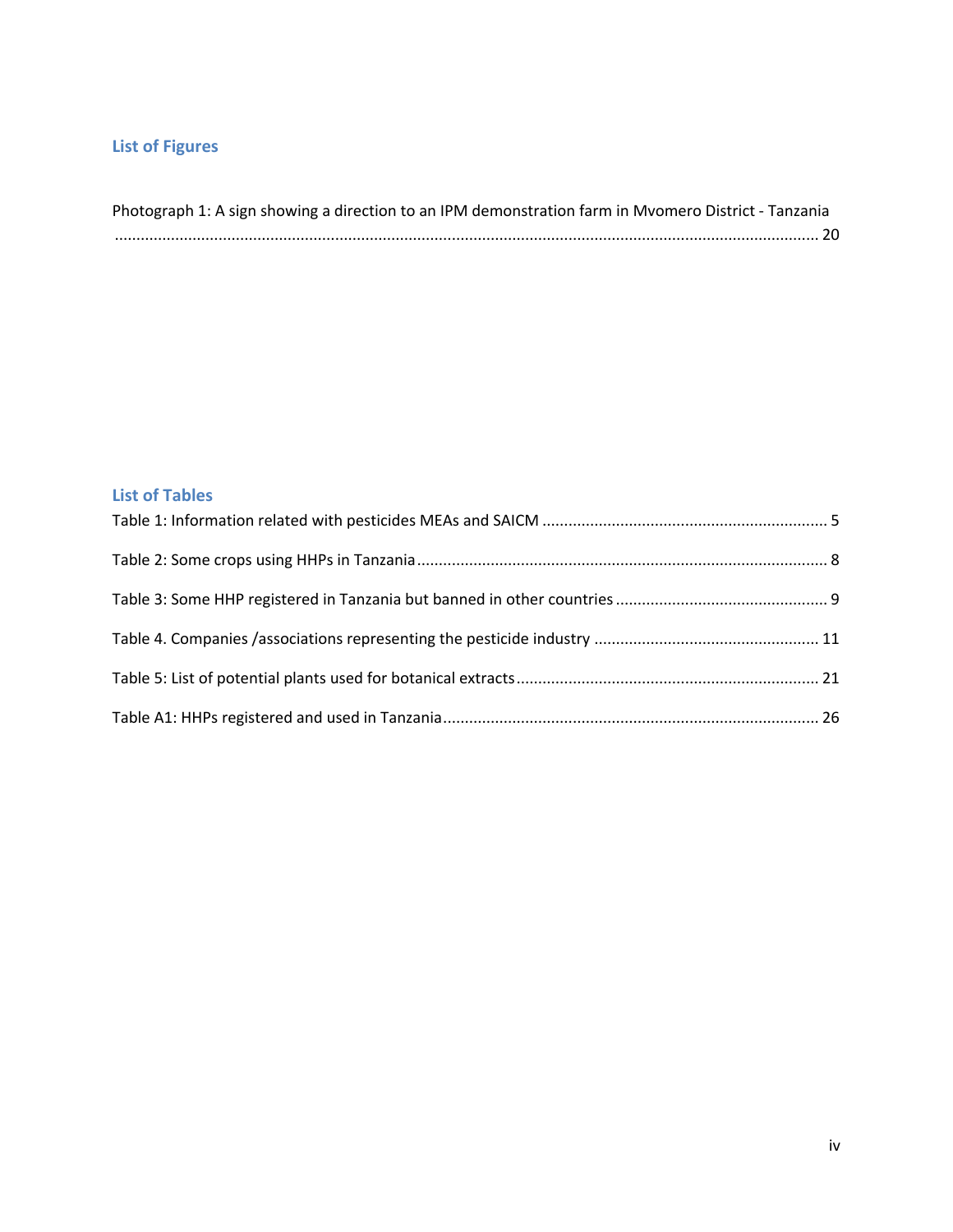## List of Figures

Photograph 1: A sign showing a direction to an IPM demonstration farm in Mvomero District - Tanzania ........ 20

## List of Tables

Table 1: Information related with pesticides MEAs and SAICM ........ 5

Table 2: Some crops using HHPs in Tanzania ........ 8

Table 3: Some HHP registered in Tanzania but banned in other countries ........ 9

Table 4. Companies /associations representing the pesticide industry ........ 11

Table 5: List of potential plants used for botanical extracts ........ 21

Table A1: HHPs registered and used in Tanzania ........ 26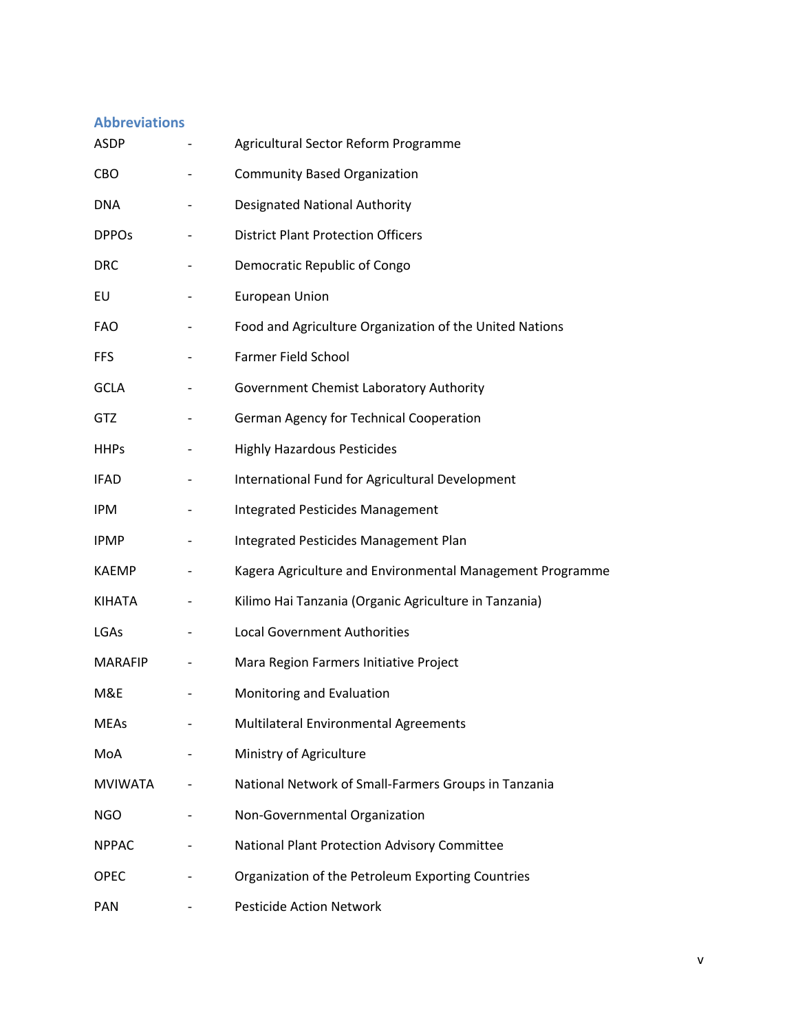## Abbreviations

| | | |
|---|---|---|
| ASDP | - | Agricultural Sector Reform Programme |
| CBO | - | Community Based Organization |
| DNA | - | Designated National Authority |
| DPPOs | - | District Plant Protection Officers |
| DRC | - | Democratic Republic of Congo |
| EU | - | European Union |
| FAO | - | Food and Agriculture Organization of the United Nations |
| FFS | - | Farmer Field School |
| GCLA | - | Government Chemist Laboratory Authority |
| GTZ | - | German Agency for Technical Cooperation |
| HHPs | - | Highly Hazardous Pesticides |
| IFAD | - | International Fund for Agricultural Development |
| IPM | - | Integrated Pesticides Management |
| IPMP | - | Integrated Pesticides Management Plan |
| KAEMP | - | Kagera Agriculture and Environmental Management Programme |
| KIHATA | - | Kilimo Hai Tanzania (Organic Agriculture in Tanzania) |
| LGAs | - | Local Government Authorities |
| MARAFIP | - | Mara Region Farmers Initiative Project |
| M&E | - | Monitoring and Evaluation |
| MEAs | - | Multilateral Environmental Agreements |
| MoA | - | Ministry of Agriculture |
| MVIWATA | - | National Network of Small-Farmers Groups in Tanzania |
| NGO | - | Non-Governmental Organization |
| NPPAC | - | National Plant Protection Advisory Committee |
| OPEC | - | Organization of the Petroleum Exporting Countries |
| PAN | - | Pesticide Action Network |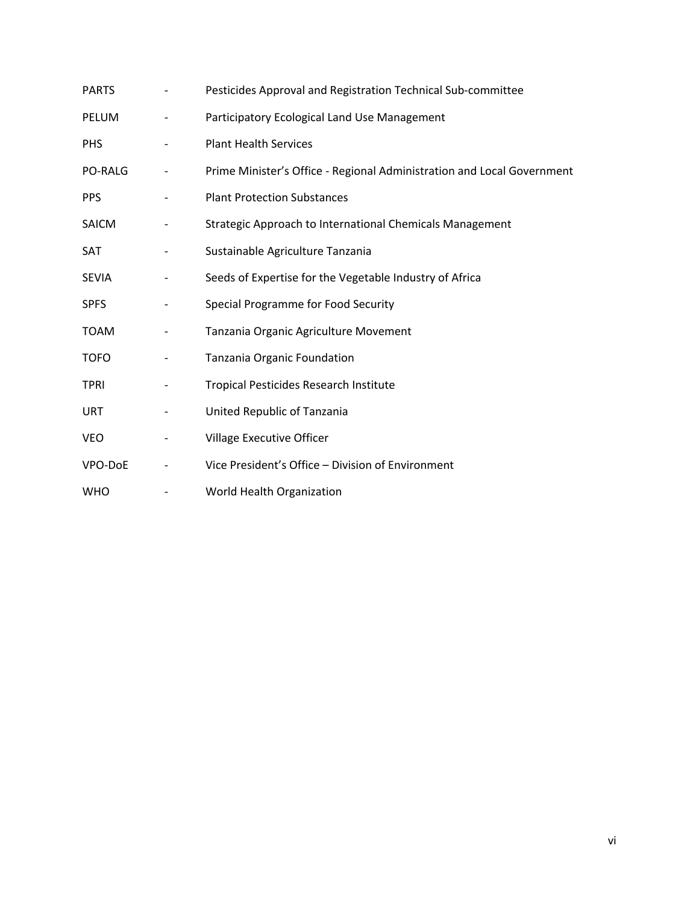| | | |
|---|---|---|
| PARTS | - | Pesticides Approval and Registration Technical Sub-committee |
| PELUM | - | Participatory Ecological Land Use Management |
| PHS | - | Plant Health Services |
| PO-RALG | - | Prime Minister's Office - Regional Administration and Local Government |
| PPS | - | Plant Protection Substances |
| SAICM | - | Strategic Approach to International Chemicals Management |
| SAT | - | Sustainable Agriculture Tanzania |
| SEVIA | - | Seeds of Expertise for the Vegetable Industry of Africa |
| SPFS | - | Special Programme for Food Security |
| TOAM | - | Tanzania Organic Agriculture Movement |
| TOFO | - | Tanzania Organic Foundation |
| TPRI | - | Tropical Pesticides Research Institute |
| URT | - | United Republic of Tanzania |
| VEO | - | Village Executive Officer |
| VPO-DoE | - | Vice President's Office – Division of Environment |
| WHO | - | World Health Organization |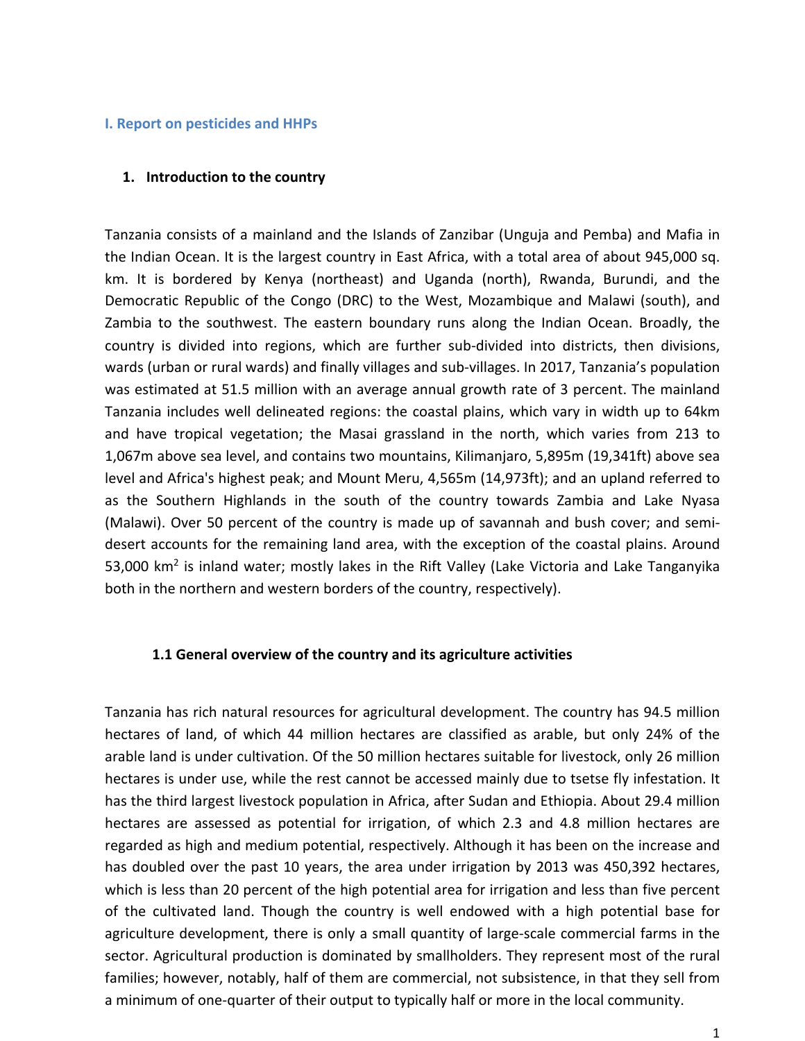## I. Report on pesticides and HHPs

### 1. Introduction to the country

Tanzania consists of a mainland and the Islands of Zanzibar (Unguja and Pemba) and Mafia in the Indian Ocean. It is the largest country in East Africa, with a total area of about 945,000 sq. km. It is bordered by Kenya (northeast) and Uganda (north), Rwanda, Burundi, and the Democratic Republic of the Congo (DRC) to the West, Mozambique and Malawi (south), and Zambia to the southwest. The eastern boundary runs along the Indian Ocean. Broadly, the country is divided into regions, which are further sub-divided into districts, then divisions, wards (urban or rural wards) and finally villages and sub-villages. In 2017, Tanzania's population was estimated at 51.5 million with an average annual growth rate of 3 percent. The mainland Tanzania includes well delineated regions: the coastal plains, which vary in width up to 64km and have tropical vegetation; the Masai grassland in the north, which varies from 213 to 1,067m above sea level, and contains two mountains, Kilimanjaro, 5,895m (19,341ft) above sea level and Africa's highest peak; and Mount Meru, 4,565m (14,973ft); and an upland referred to as the Southern Highlands in the south of the country towards Zambia and Lake Nyasa (Malawi). Over 50 percent of the country is made up of savannah and bush cover; and semi-desert accounts for the remaining land area, with the exception of the coastal plains. Around 53,000 km$^2$ is inland water; mostly lakes in the Rift Valley (Lake Victoria and Lake Tanganyika both in the northern and western borders of the country, respectively).

#### 1.1 General overview of the country and its agriculture activities

Tanzania has rich natural resources for agricultural development. The country has 94.5 million hectares of land, of which 44 million hectares are classified as arable, but only 24% of the arable land is under cultivation. Of the 50 million hectares suitable for livestock, only 26 million hectares is under use, while the rest cannot be accessed mainly due to tsetse fly infestation. It has the third largest livestock population in Africa, after Sudan and Ethiopia. About 29.4 million hectares are assessed as potential for irrigation, of which 2.3 and 4.8 million hectares are regarded as high and medium potential, respectively. Although it has been on the increase and has doubled over the past 10 years, the area under irrigation by 2013 was 450,392 hectares, which is less than 20 percent of the high potential area for irrigation and less than five percent of the cultivated land. Though the country is well endowed with a high potential base for agriculture development, there is only a small quantity of large-scale commercial farms in the sector. Agricultural production is dominated by smallholders. They represent most of the rural families; however, notably, half of them are commercial, not subsistence, in that they sell from a minimum of one-quarter of their output to typically half or more in the local community.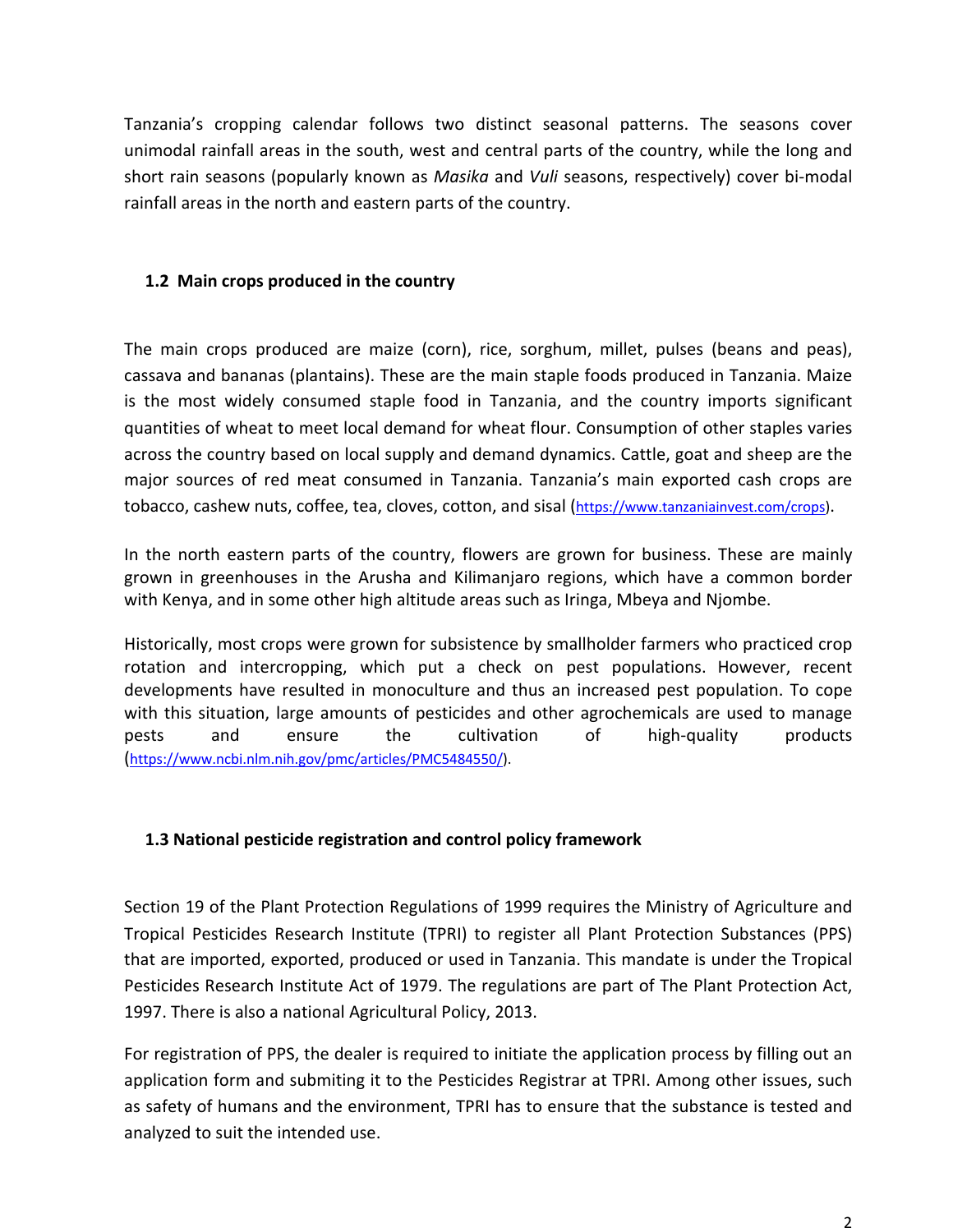Tanzania's cropping calendar follows two distinct seasonal patterns. The seasons cover unimodal rainfall areas in the south, west and central parts of the country, while the long and short rain seasons (popularly known as *Masika* and *Vuli* seasons, respectively) cover bi-modal rainfall areas in the north and eastern parts of the country.

### 1.2 Main crops produced in the country

The main crops produced are maize (corn), rice, sorghum, millet, pulses (beans and peas), cassava and bananas (plantains). These are the main staple foods produced in Tanzania. Maize is the most widely consumed staple food in Tanzania, and the country imports significant quantities of wheat to meet local demand for wheat flour. Consumption of other staples varies across the country based on local supply and demand dynamics. Cattle, goat and sheep are the major sources of red meat consumed in Tanzania. Tanzania's main exported cash crops are tobacco, cashew nuts, coffee, tea, cloves, cotton, and sisal (https://www.tanzaniainvest.com/crops).

In the north eastern parts of the country, flowers are grown for business. These are mainly grown in greenhouses in the Arusha and Kilimanjaro regions, which have a common border with Kenya, and in some other high altitude areas such as Iringa, Mbeya and Njombe.

Historically, most crops were grown for subsistence by smallholder farmers who practiced crop rotation and intercropping, which put a check on pest populations. However, recent developments have resulted in monoculture and thus an increased pest population. To cope with this situation, large amounts of pesticides and other agrochemicals are used to manage pests and ensure the cultivation of high-quality products (https://www.ncbi.nlm.nih.gov/pmc/articles/PMC5484550/).

### 1.3 National pesticide registration and control policy framework

Section 19 of the Plant Protection Regulations of 1999 requires the Ministry of Agriculture and Tropical Pesticides Research Institute (TPRI) to register all Plant Protection Substances (PPS) that are imported, exported, produced or used in Tanzania. This mandate is under the Tropical Pesticides Research Institute Act of 1979. The regulations are part of The Plant Protection Act, 1997. There is also a national Agricultural Policy, 2013.

For registration of PPS, the dealer is required to initiate the application process by filling out an application form and submiting it to the Pesticides Registrar at TPRI. Among other issues, such as safety of humans and the environment, TPRI has to ensure that the substance is tested and analyzed to suit the intended use.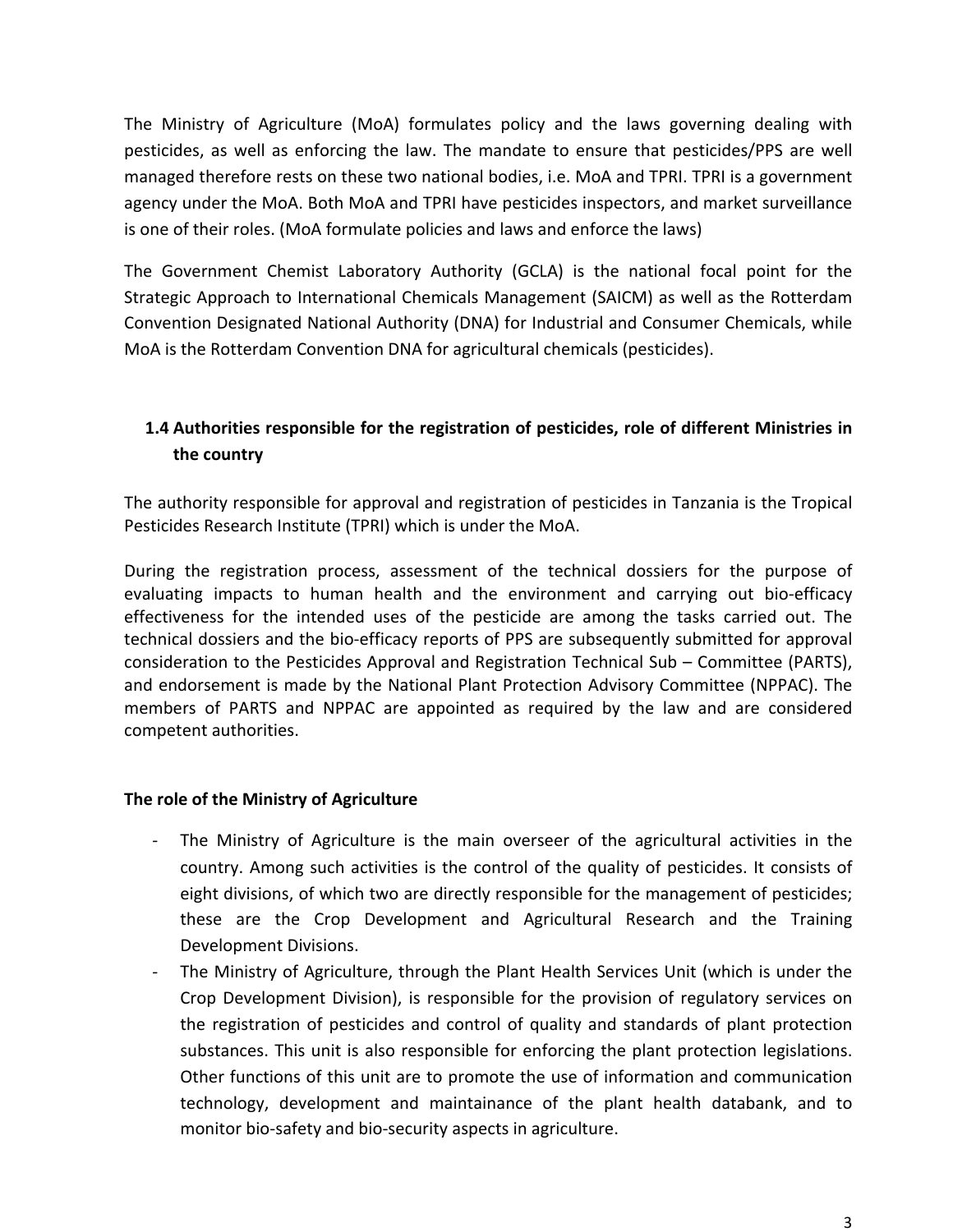The Ministry of Agriculture (MoA) formulates policy and the laws governing dealing with pesticides, as well as enforcing the law. The mandate to ensure that pesticides/PPS are well managed therefore rests on these two national bodies, i.e. MoA and TPRI. TPRI is a government agency under the MoA. Both MoA and TPRI have pesticides inspectors, and market surveillance is one of their roles. (MoA formulate policies and laws and enforce the laws)

The Government Chemist Laboratory Authority (GCLA) is the national focal point for the Strategic Approach to International Chemicals Management (SAICM) as well as the Rotterdam Convention Designated National Authority (DNA) for Industrial and Consumer Chemicals, while MoA is the Rotterdam Convention DNA for agricultural chemicals (pesticides).

## 1.4 Authorities responsible for the registration of pesticides, role of different Ministries in the country

The authority responsible for approval and registration of pesticides in Tanzania is the Tropical Pesticides Research Institute (TPRI) which is under the MoA.

During the registration process, assessment of the technical dossiers for the purpose of evaluating impacts to human health and the environment and carrying out bio-efficacy effectiveness for the intended uses of the pesticide are among the tasks carried out. The technical dossiers and the bio-efficacy reports of PPS are subsequently submitted for approval consideration to the Pesticides Approval and Registration Technical Sub – Committee (PARTS), and endorsement is made by the National Plant Protection Advisory Committee (NPPAC). The members of PARTS and NPPAC are appointed as required by the law and are considered competent authorities.

### The role of the Ministry of Agriculture

- The Ministry of Agriculture is the main overseer of the agricultural activities in the country. Among such activities is the control of the quality of pesticides. It consists of eight divisions, of which two are directly responsible for the management of pesticides; these are the Crop Development and Agricultural Research and the Training Development Divisions.
- The Ministry of Agriculture, through the Plant Health Services Unit (which is under the Crop Development Division), is responsible for the provision of regulatory services on the registration of pesticides and control of quality and standards of plant protection substances. This unit is also responsible for enforcing the plant protection legislations. Other functions of this unit are to promote the use of information and communication technology, development and maintainance of the plant health databank, and to monitor bio-safety and bio-security aspects in agriculture.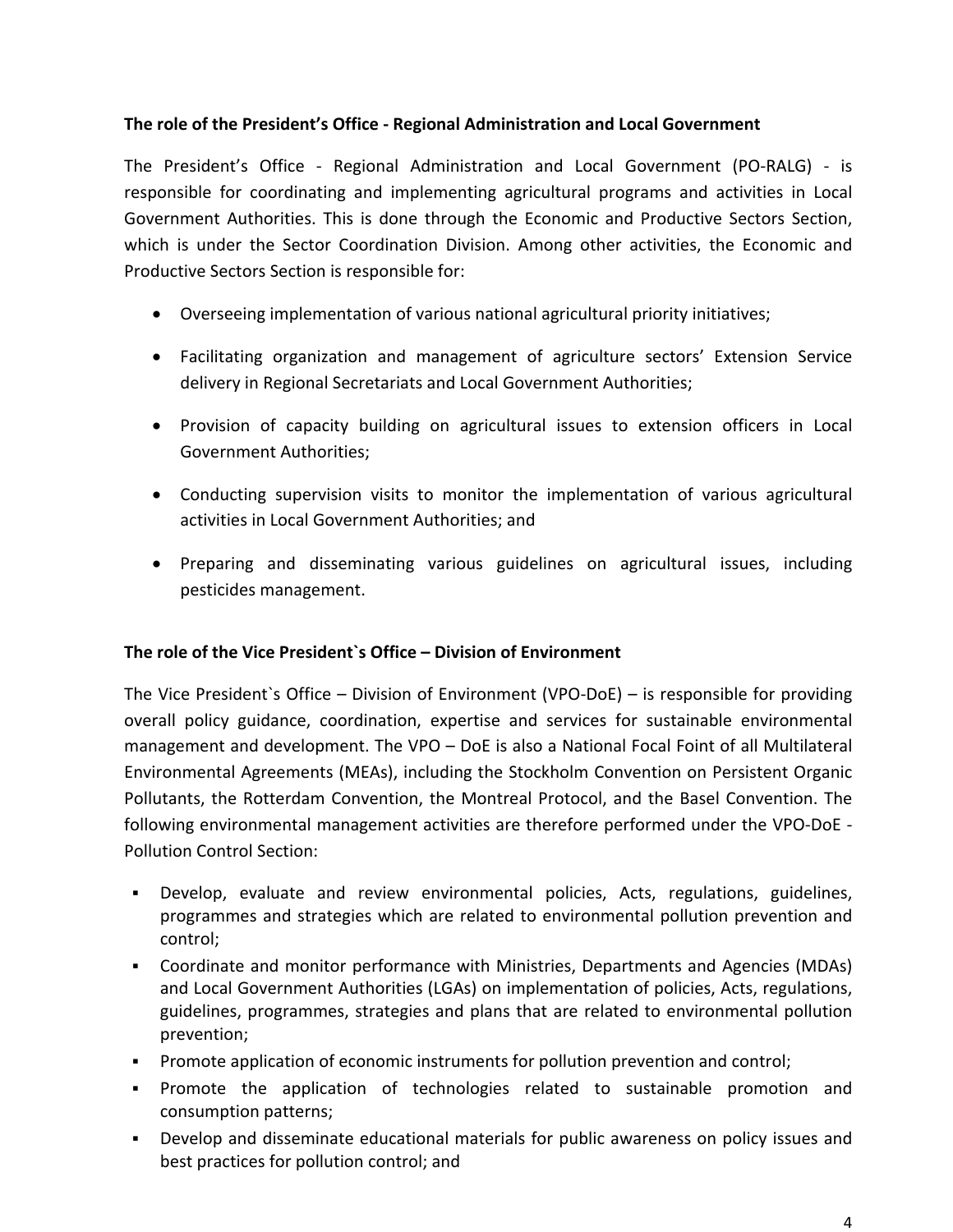**The role of the President's Office - Regional Administration and Local Government**

The President's Office - Regional Administration and Local Government (PO-RALG) - is responsible for coordinating and implementing agricultural programs and activities in Local Government Authorities. This is done through the Economic and Productive Sectors Section, which is under the Sector Coordination Division. Among other activities, the Economic and Productive Sectors Section is responsible for:

- Overseeing implementation of various national agricultural priority initiatives;
- Facilitating organization and management of agriculture sectors' Extension Service delivery in Regional Secretariats and Local Government Authorities;
- Provision of capacity building on agricultural issues to extension officers in Local Government Authorities;
- Conducting supervision visits to monitor the implementation of various agricultural activities in Local Government Authorities; and
- Preparing and disseminating various guidelines on agricultural issues, including pesticides management.

**The role of the Vice President`s Office – Division of Environment**

The Vice President`s Office – Division of Environment (VPO-DoE) – is responsible for providing overall policy guidance, coordination, expertise and services for sustainable environmental management and development. The VPO – DoE is also a National Focal Foint of all Multilateral Environmental Agreements (MEAs), including the Stockholm Convention on Persistent Organic Pollutants, the Rotterdam Convention, the Montreal Protocol, and the Basel Convention. The following environmental management activities are therefore performed under the VPO-DoE - Pollution Control Section:

- Develop, evaluate and review environmental policies, Acts, regulations, guidelines, programmes and strategies which are related to environmental pollution prevention and control;
- Coordinate and monitor performance with Ministries, Departments and Agencies (MDAs) and Local Government Authorities (LGAs) on implementation of policies, Acts, regulations, guidelines, programmes, strategies and plans that are related to environmental pollution prevention;
- Promote application of economic instruments for pollution prevention and control;
- Promote the application of technologies related to sustainable promotion and consumption patterns;
- Develop and disseminate educational materials for public awareness on policy issues and best practices for pollution control; and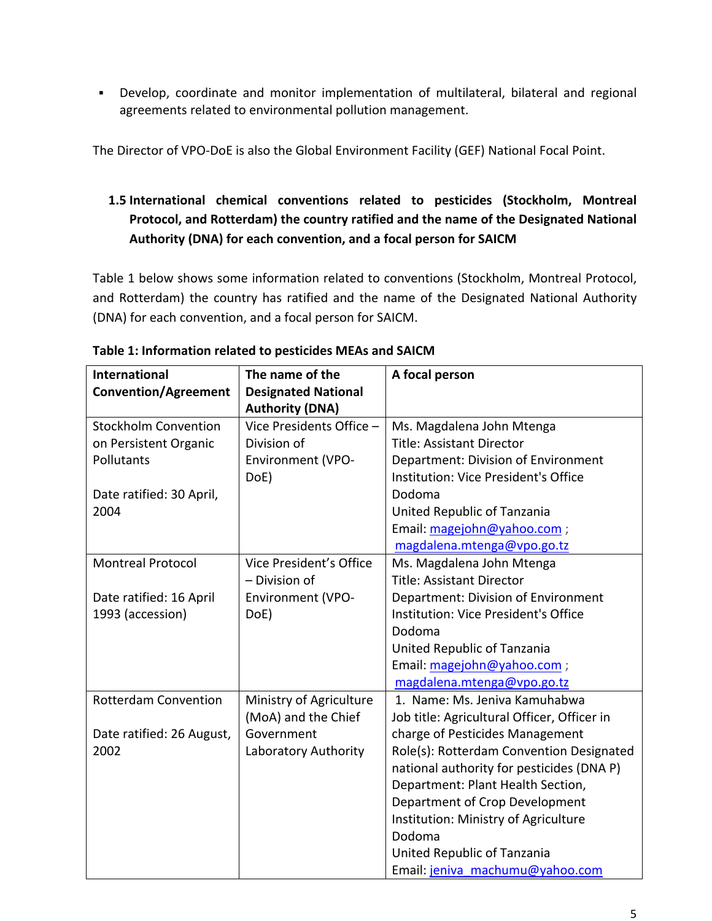- Develop, coordinate and monitor implementation of multilateral, bilateral and regional agreements related to environmental pollution management.

The Director of VPO-DoE is also the Global Environment Facility (GEF) National Focal Point.

### 1.5 International chemical conventions related to pesticides (Stockholm, Montreal Protocol, and Rotterdam) the country ratified and the name of the Designated National Authority (DNA) for each convention, and a focal person for SAICM

Table 1 below shows some information related to conventions (Stockholm, Montreal Protocol, and Rotterdam) the country has ratified and the name of the Designated National Authority (DNA) for each convention, and a focal person for SAICM.

**Table 1: Information related to pesticides MEAs and SAICM**

| International Convention/Agreement | The name of the Designated National Authority (DNA) | A focal person |
|---|---|---|
| Stockholm Convention on Persistent Organic Pollutants<br><br>Date ratified: 30 April, 2004 | Vice Presidents Office – Division of Environment (VPO-DoE) | Ms. Magdalena John Mtenga<br>Title: Assistant Director<br>Department: Division of Environment<br>Institution: Vice President's Office<br>Dodoma<br>United Republic of Tanzania<br>Email: magejohn@yahoo.com ; magdalena.mtenga@vpo.go.tz |
| Montreal Protocol<br><br>Date ratified: 16 April 1993 (accession) | Vice President's Office – Division of Environment (VPO-DoE) | Ms. Magdalena John Mtenga<br>Title: Assistant Director<br>Department: Division of Environment<br>Institution: Vice President's Office<br>Dodoma<br>United Republic of Tanzania<br>Email: magejohn@yahoo.com ; magdalena.mtenga@vpo.go.tz |
| Rotterdam Convention<br><br>Date ratified: 26 August, 2002 | Ministry of Agriculture (MoA) and the Chief Government Laboratory Authority | 1. Name: Ms. Jeniva Kamuhabwa<br>Job title: Agricultural Officer, Officer in charge of Pesticides Management<br>Role(s): Rotterdam Convention Designated national authority for pesticides (DNA P)<br>Department: Plant Health Section, Department of Crop Development<br>Institution: Ministry of Agriculture<br>Dodoma<br>United Republic of Tanzania<br>Email: jeniva_machumu@yahoo.com |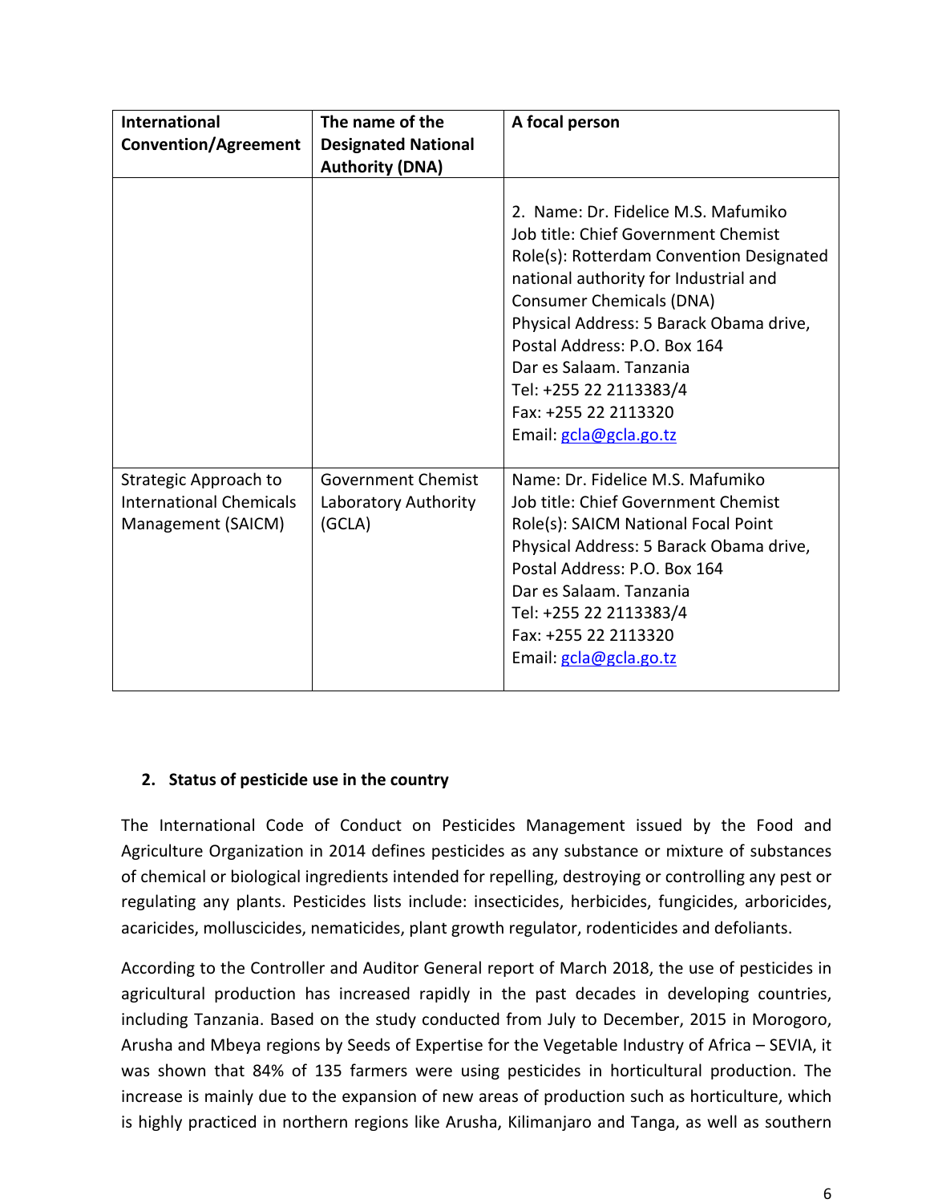| International Convention/Agreement | The name of the Designated National Authority (DNA) | A focal person |
| --- | --- | --- |
| | | 2. Name: Dr. Fidelice M.S. Mafumiko<br>Job title: Chief Government Chemist<br>Role(s): Rotterdam Convention Designated national authority for Industrial and Consumer Chemicals (DNA)<br>Physical Address: 5 Barack Obama drive,<br>Postal Address: P.O. Box 164<br>Dar es Salaam. Tanzania<br>Tel: +255 22 2113383/4<br>Fax: +255 22 2113320<br>Email: gcla@gcla.go.tz |
| Strategic Approach to International Chemicals Management (SAICM) | Government Chemist Laboratory Authority (GCLA) | Name: Dr. Fidelice M.S. Mafumiko<br>Job title: Chief Government Chemist<br>Role(s): SAICM National Focal Point<br>Physical Address: 5 Barack Obama drive,<br>Postal Address: P.O. Box 164<br>Dar es Salaam. Tanzania<br>Tel: +255 22 2113383/4<br>Fax: +255 22 2113320<br>Email: gcla@gcla.go.tz |

## 2. Status of pesticide use in the country

The International Code of Conduct on Pesticides Management issued by the Food and Agriculture Organization in 2014 defines pesticides as any substance or mixture of substances of chemical or biological ingredients intended for repelling, destroying or controlling any pest or regulating any plants. Pesticides lists include: insecticides, herbicides, fungicides, arboricides, acaricides, molluscicides, nematicides, plant growth regulator, rodenticides and defoliants.

According to the Controller and Auditor General report of March 2018, the use of pesticides in agricultural production has increased rapidly in the past decades in developing countries, including Tanzania. Based on the study conducted from July to December, 2015 in Morogoro, Arusha and Mbeya regions by Seeds of Expertise for the Vegetable Industry of Africa – SEVIA, it was shown that 84% of 135 farmers were using pesticides in horticultural production. The increase is mainly due to the expansion of new areas of production such as horticulture, which is highly practiced in northern regions like Arusha, Kilimanjaro and Tanga, as well as southern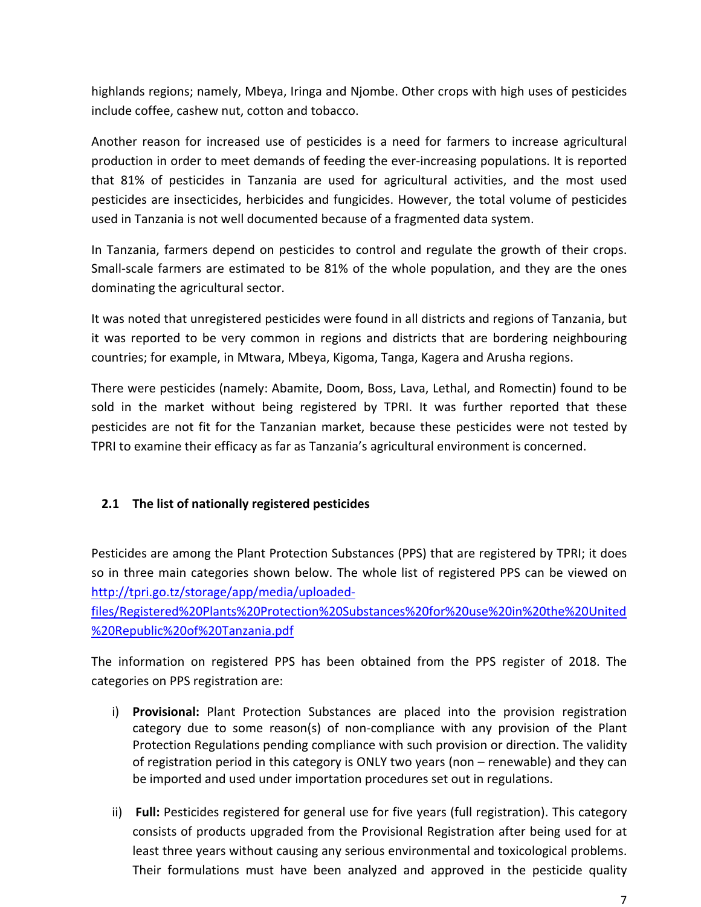highlands regions; namely, Mbeya, Iringa and Njombe. Other crops with high uses of pesticides include coffee, cashew nut, cotton and tobacco.

Another reason for increased use of pesticides is a need for farmers to increase agricultural production in order to meet demands of feeding the ever-increasing populations. It is reported that 81% of pesticides in Tanzania are used for agricultural activities, and the most used pesticides are insecticides, herbicides and fungicides. However, the total volume of pesticides used in Tanzania is not well documented because of a fragmented data system.

In Tanzania, farmers depend on pesticides to control and regulate the growth of their crops. Small-scale farmers are estimated to be 81% of the whole population, and they are the ones dominating the agricultural sector.

It was noted that unregistered pesticides were found in all districts and regions of Tanzania, but it was reported to be very common in regions and districts that are bordering neighbouring countries; for example, in Mtwara, Mbeya, Kigoma, Tanga, Kagera and Arusha regions.

There were pesticides (namely: Abamite, Doom, Boss, Lava, Lethal, and Romectin) found to be sold in the market without being registered by TPRI. It was further reported that these pesticides are not fit for the Tanzanian market, because these pesticides were not tested by TPRI to examine their efficacy as far as Tanzania's agricultural environment is concerned.

## 2.1 The list of nationally registered pesticides

Pesticides are among the Plant Protection Substances (PPS) that are registered by TPRI; it does so in three main categories shown below. The whole list of registered PPS can be viewed on [http://tpri.go.tz/storage/app/media/uploaded-files/Registered%20Plants%20Protection%20Substances%20for%20use%20in%20the%20United%20Republic%20of%20Tanzania.pdf](http://tpri.go.tz/storage/app/media/uploaded-files/Registered%20Plants%20Protection%20Substances%20for%20use%20in%20the%20United%20Republic%20of%20Tanzania.pdf)

The information on registered PPS has been obtained from the PPS register of 2018. The categories on PPS registration are:

i) **Provisional:** Plant Protection Substances are placed into the provision registration category due to some reason(s) of non-compliance with any provision of the Plant Protection Regulations pending compliance with such provision or direction. The validity of registration period in this category is ONLY two years (non – renewable) and they can be imported and used under importation procedures set out in regulations.

ii) **Full:** Pesticides registered for general use for five years (full registration). This category consists of products upgraded from the Provisional Registration after being used for at least three years without causing any serious environmental and toxicological problems. Their formulations must have been analyzed and approved in the pesticide quality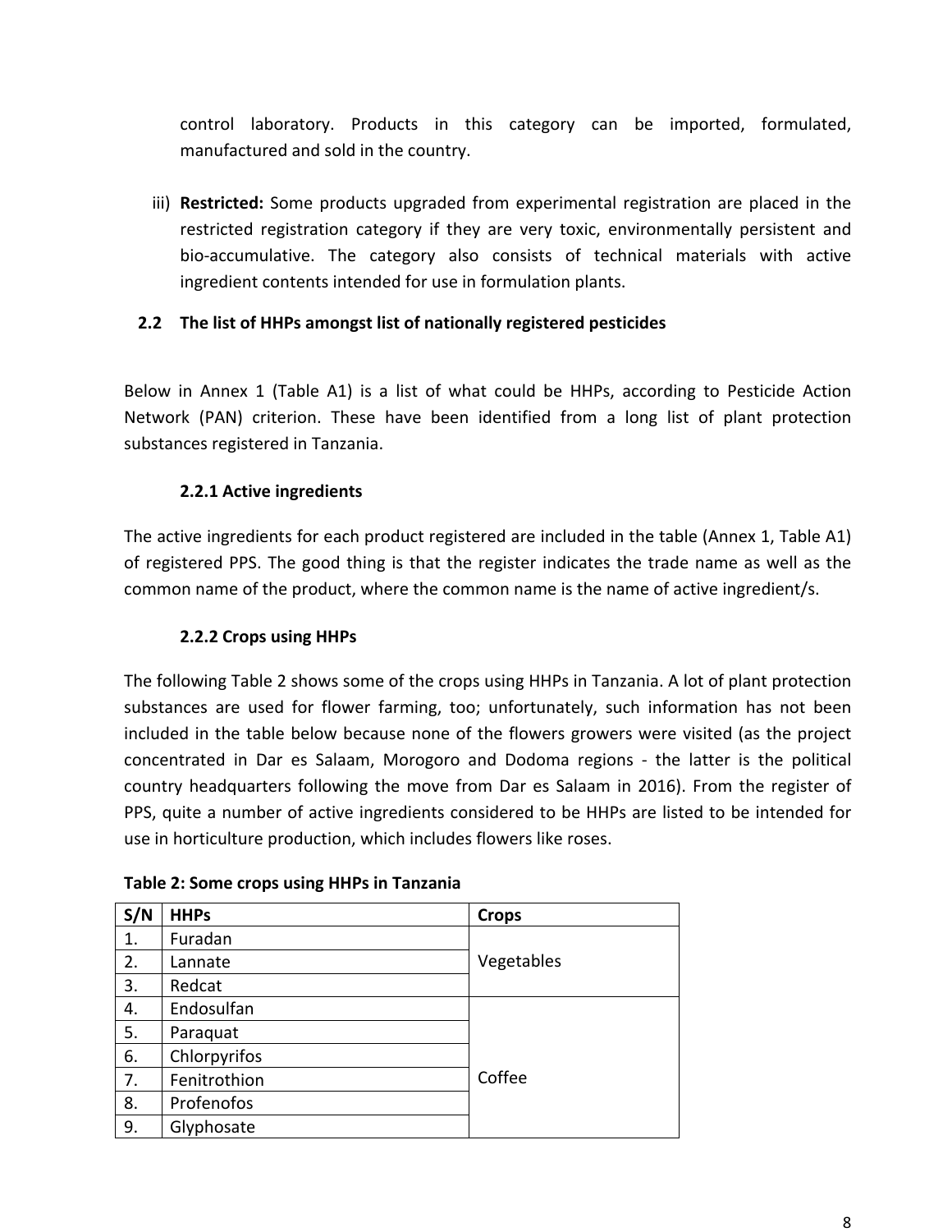control laboratory. Products in this category can be imported, formulated, manufactured and sold in the country.

iii) **Restricted:** Some products upgraded from experimental registration are placed in the restricted registration category if they are very toxic, environmentally persistent and bio-accumulative. The category also consists of technical materials with active ingredient contents intended for use in formulation plants.

## 2.2 The list of HHPs amongst list of nationally registered pesticides

Below in Annex 1 (Table A1) is a list of what could be HHPs, according to Pesticide Action Network (PAN) criterion. These have been identified from a long list of plant protection substances registered in Tanzania.

### 2.2.1 Active ingredients

The active ingredients for each product registered are included in the table (Annex 1, Table A1) of registered PPS. The good thing is that the register indicates the trade name as well as the common name of the product, where the common name is the name of active ingredient/s.

### 2.2.2 Crops using HHPs

The following Table 2 shows some of the crops using HHPs in Tanzania. A lot of plant protection substances are used for flower farming, too; unfortunately, such information has not been included in the table below because none of the flowers growers were visited (as the project concentrated in Dar es Salaam, Morogoro and Dodoma regions - the latter is the political country headquarters following the move from Dar es Salaam in 2016). From the register of PPS, quite a number of active ingredients considered to be HHPs are listed to be intended for use in horticulture production, which includes flowers like roses.

**Table 2: Some crops using HHPs in Tanzania**

| S/N | HHPs | Crops |
|---|---|---|
| 1. | Furadan | Vegetables |
| 2. | Lannate | |
| 3. | Redcat | |
| 4. | Endosulfan | Coffee |
| 5. | Paraquat | |
| 6. | Chlorpyrifos | |
| 7. | Fenitrothion | |
| 8. | Profenofos | |
| 9. | Glyphosate | |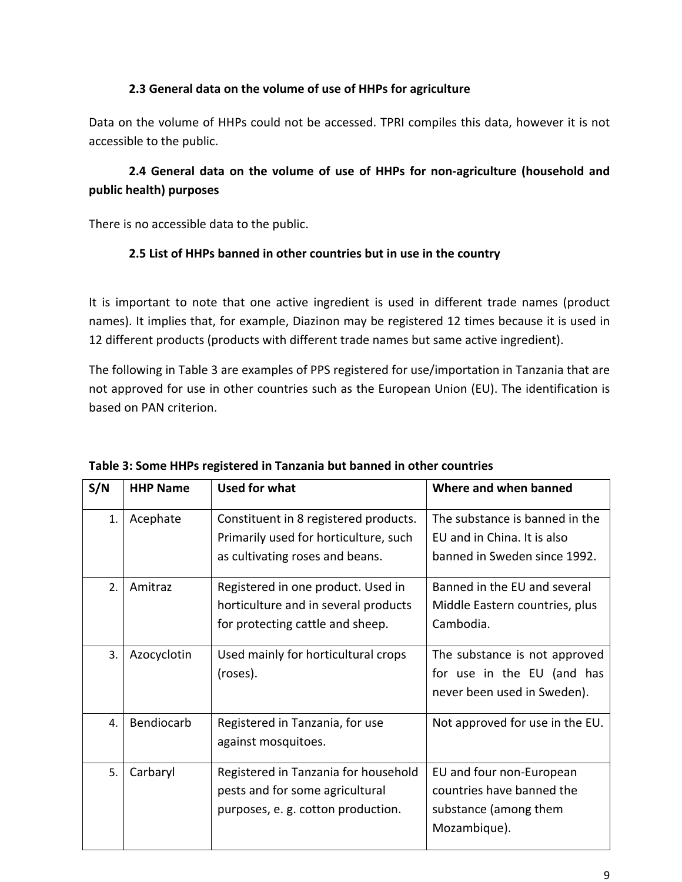### 2.3 General data on the volume of use of HHPs for agriculture

Data on the volume of HHPs could not be accessed. TPRI compiles this data, however it is not accessible to the public.

### 2.4 General data on the volume of use of HHPs for non-agriculture (household and public health) purposes

There is no accessible data to the public.

### 2.5 List of HHPs banned in other countries but in use in the country

It is important to note that one active ingredient is used in different trade names (product names). It implies that, for example, Diazinon may be registered 12 times because it is used in 12 different products (products with different trade names but same active ingredient).

The following in Table 3 are examples of PPS registered for use/importation in Tanzania that are not approved for use in other countries such as the European Union (EU). The identification is based on PAN criterion.

**Table 3: Some HHPs registered in Tanzania but banned in other countries**

| S/N | HHP Name | Used for what | Where and when banned |
|---|---|---|---|
| 1. | Acephate | Constituent in 8 registered products. Primarily used for horticulture, such as cultivating roses and beans. | The substance is banned in the EU and in China. It is also banned in Sweden since 1992. |
| 2. | Amitraz | Registered in one product. Used in horticulture and in several products for protecting cattle and sheep. | Banned in the EU and several Middle Eastern countries, plus Cambodia. |
| 3. | Azocyclotin | Used mainly for horticultural crops (roses). | The substance is not approved for use in the EU (and has never been used in Sweden). |
| 4. | Bendiocarb | Registered in Tanzania, for use against mosquitoes. | Not approved for use in the EU. |
| 5. | Carbaryl | Registered in Tanzania for household pests and for some agricultural purposes, e. g. cotton production. | EU and four non-European countries have banned the substance (among them Mozambique). |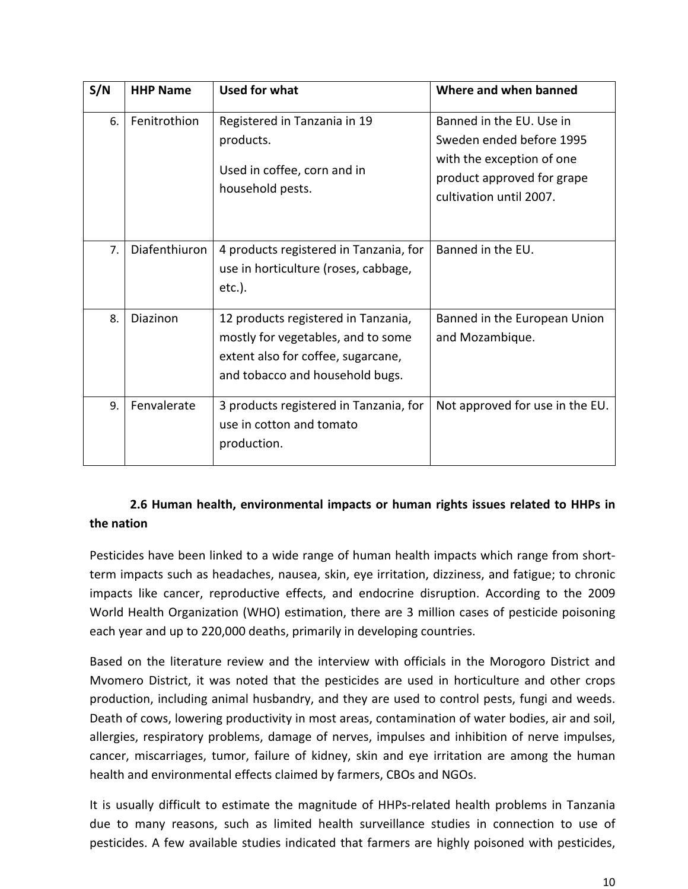| S/N | HHP Name | Used for what | Where and when banned |
|---|---|---|---|
| 6. | Fenitrothion | Registered in Tanzania in 19 products.<br><br>Used in coffee, corn and in household pests. | Banned in the EU. Use in Sweden ended before 1995 with the exception of one product approved for grape cultivation until 2007. |
| 7. | Diafenthiuron | 4 products registered in Tanzania, for use in horticulture (roses, cabbage, etc.). | Banned in the EU. |
| 8. | Diazinon | 12 products registered in Tanzania, mostly for vegetables, and to some extent also for coffee, sugarcane, and tobacco and household bugs. | Banned in the European Union and Mozambique. |
| 9. | Fenvalerate | 3 products registered in Tanzania, for use in cotton and tomato production. | Not approved for use in the EU. |

### 2.6 Human health, environmental impacts or human rights issues related to HHPs in the nation

Pesticides have been linked to a wide range of human health impacts which range from short-term impacts such as headaches, nausea, skin, eye irritation, dizziness, and fatigue; to chronic impacts like cancer, reproductive effects, and endocrine disruption. According to the 2009 World Health Organization (WHO) estimation, there are 3 million cases of pesticide poisoning each year and up to 220,000 deaths, primarily in developing countries.

Based on the literature review and the interview with officials in the Morogoro District and Mvomero District, it was noted that the pesticides are used in horticulture and other crops production, including animal husbandry, and they are used to control pests, fungi and weeds. Death of cows, lowering productivity in most areas, contamination of water bodies, air and soil, allergies, respiratory problems, damage of nerves, impulses and inhibition of nerve impulses, cancer, miscarriages, tumor, failure of kidney, skin and eye irritation are among the human health and environmental effects claimed by farmers, CBOs and NGOs.

It is usually difficult to estimate the magnitude of HHPs-related health problems in Tanzania due to many reasons, such as limited health surveillance studies in connection to use of pesticides. A few available studies indicated that farmers are highly poisoned with pesticides,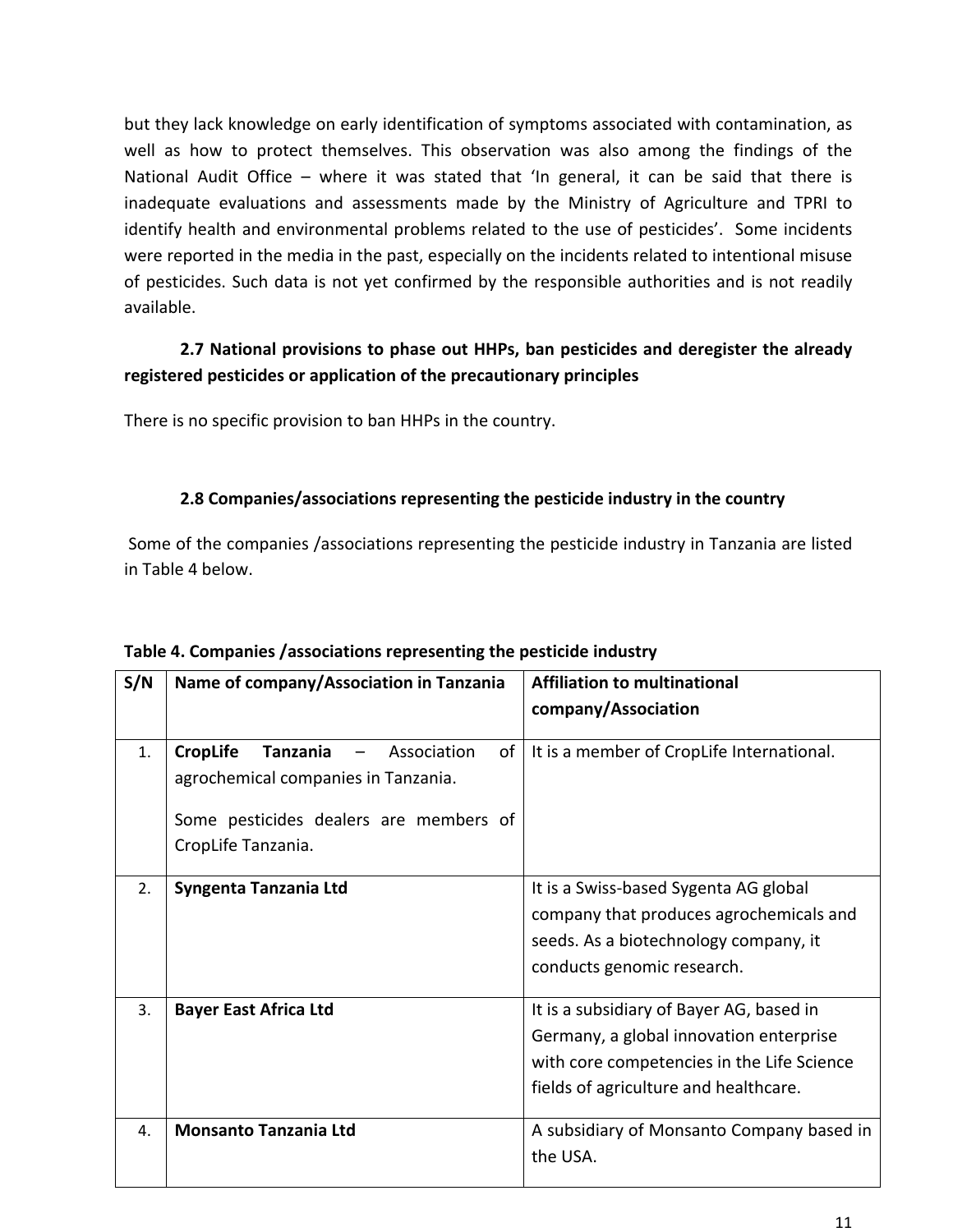but they lack knowledge on early identification of symptoms associated with contamination, as well as how to protect themselves. This observation was also among the findings of the National Audit Office – where it was stated that 'In general, it can be said that there is inadequate evaluations and assessments made by the Ministry of Agriculture and TPRI to identify health and environmental problems related to the use of pesticides'. Some incidents were reported in the media in the past, especially on the incidents related to intentional misuse of pesticides. Such data is not yet confirmed by the responsible authorities and is not readily available.

### 2.7 National provisions to phase out HHPs, ban pesticides and deregister the already registered pesticides or application of the precautionary principles

There is no specific provision to ban HHPs in the country.

### 2.8 Companies/associations representing the pesticide industry in the country

Some of the companies /associations representing the pesticide industry in Tanzania are listed in Table 4 below.

**Table 4. Companies /associations representing the pesticide industry**

| S/N | Name of company/Association in Tanzania | Affiliation to multinational company/Association |
|---|---|---|
| 1. | **CropLife Tanzania** – Association of agrochemical companies in Tanzania.<br><br>Some pesticides dealers are members of CropLife Tanzania. | It is a member of CropLife International. |
| 2. | **Syngenta Tanzania Ltd** | It is a Swiss-based Sygenta AG global company that produces agrochemicals and seeds. As a biotechnology company, it conducts genomic research. |
| 3. | **Bayer East Africa Ltd** | It is a subsidiary of Bayer AG, based in Germany, a global innovation enterprise with core competencies in the Life Science fields of agriculture and healthcare. |
| 4. | **Monsanto Tanzania Ltd** | A subsidiary of Monsanto Company based in the USA. |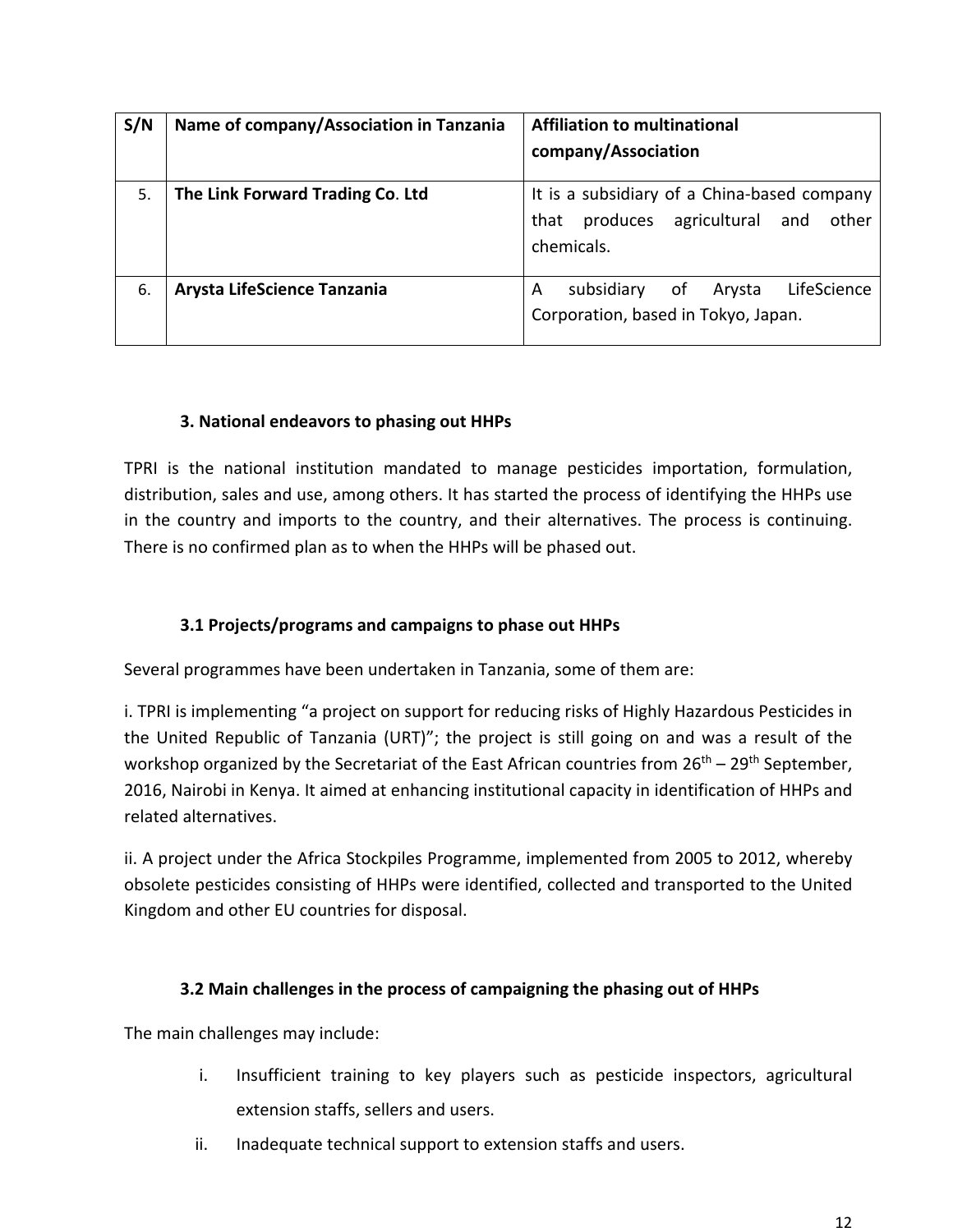| S/N | Name of company/Association in Tanzania | Affiliation to multinational company/Association |
| --- | --- | --- |
| 5. | **The Link Forward Trading Co. Ltd** | It is a subsidiary of a China-based company that produces agricultural and other chemicals. |
| 6. | **Arysta LifeScience Tanzania** | A subsidiary of Arysta LifeScience Corporation, based in Tokyo, Japan. |

## 3. National endeavors to phasing out HHPs

TPRI is the national institution mandated to manage pesticides importation, formulation, distribution, sales and use, among others. It has started the process of identifying the HHPs use in the country and imports to the country, and their alternatives. The process is continuing. There is no confirmed plan as to when the HHPs will be phased out.

### 3.1 Projects/programs and campaigns to phase out HHPs

Several programmes have been undertaken in Tanzania, some of them are:

i. TPRI is implementing "a project on support for reducing risks of Highly Hazardous Pesticides in the United Republic of Tanzania (URT)"; the project is still going on and was a result of the workshop organized by the Secretariat of the East African countries from 26th – 29th September, 2016, Nairobi in Kenya. It aimed at enhancing institutional capacity in identification of HHPs and related alternatives.

ii. A project under the Africa Stockpiles Programme, implemented from 2005 to 2012, whereby obsolete pesticides consisting of HHPs were identified, collected and transported to the United Kingdom and other EU countries for disposal.

### 3.2 Main challenges in the process of campaigning the phasing out of HHPs

The main challenges may include:

i. Insufficient training to key players such as pesticide inspectors, agricultural extension staffs, sellers and users.

ii. Inadequate technical support to extension staffs and users.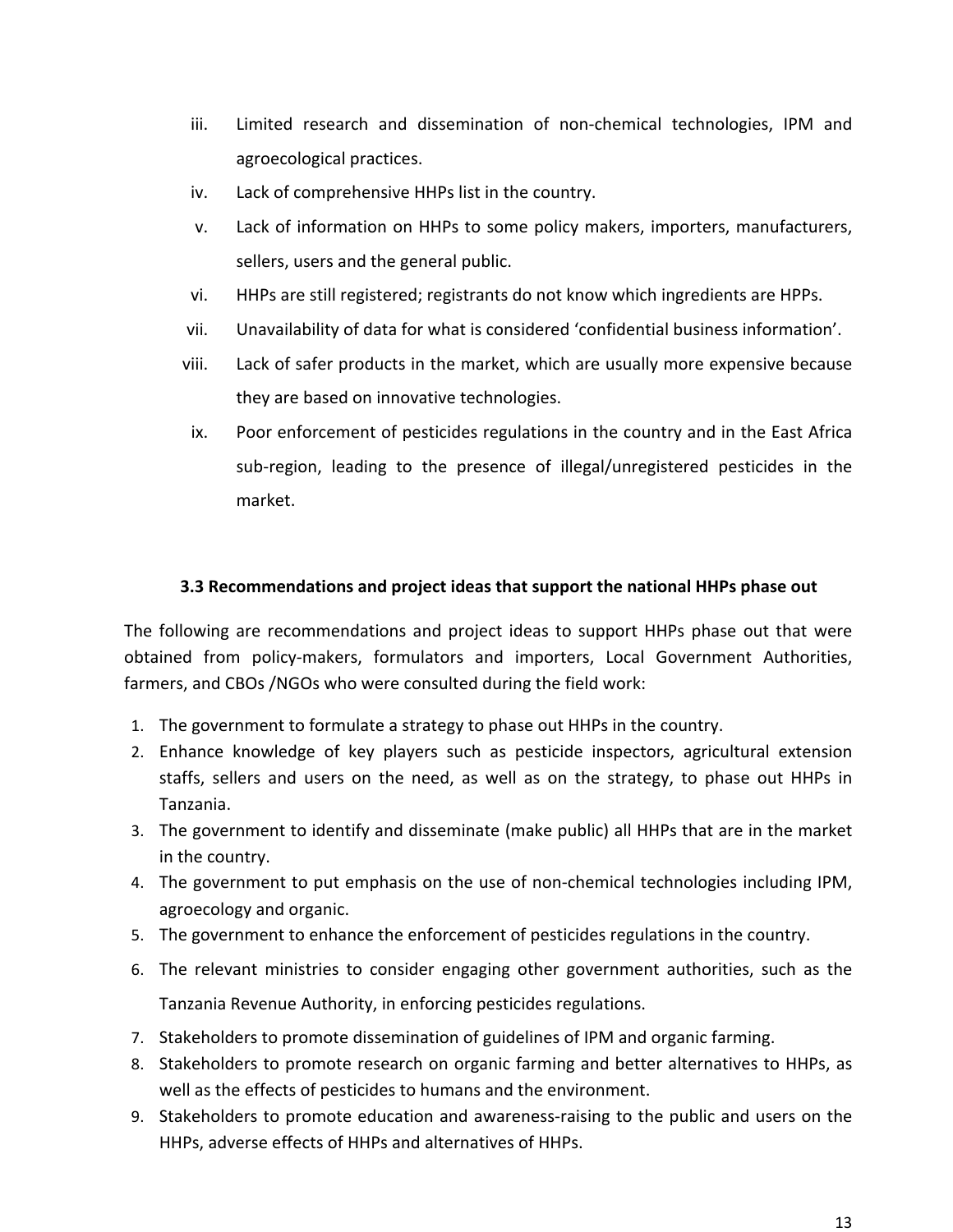iii. Limited research and dissemination of non-chemical technologies, IPM and agroecological practices.
iv. Lack of comprehensive HHPs list in the country.
v. Lack of information on HHPs to some policy makers, importers, manufacturers, sellers, users and the general public.
vi. HHPs are still registered; registrants do not know which ingredients are HPPs.
vii. Unavailability of data for what is considered 'confidential business information'.
viii. Lack of safer products in the market, which are usually more expensive because they are based on innovative technologies.
ix. Poor enforcement of pesticides regulations in the country and in the East Africa sub-region, leading to the presence of illegal/unregistered pesticides in the market.

### 3.3 Recommendations and project ideas that support the national HHPs phase out

The following are recommendations and project ideas to support HHPs phase out that were obtained from policy-makers, formulators and importers, Local Government Authorities, farmers, and CBOs /NGOs who were consulted during the field work:

1. The government to formulate a strategy to phase out HHPs in the country.
2. Enhance knowledge of key players such as pesticide inspectors, agricultural extension staffs, sellers and users on the need, as well as on the strategy, to phase out HHPs in Tanzania.
3. The government to identify and disseminate (make public) all HHPs that are in the market in the country.
4. The government to put emphasis on the use of non-chemical technologies including IPM, agroecology and organic.
5. The government to enhance the enforcement of pesticides regulations in the country.
6. The relevant ministries to consider engaging other government authorities, such as the Tanzania Revenue Authority, in enforcing pesticides regulations.
7. Stakeholders to promote dissemination of guidelines of IPM and organic farming.
8. Stakeholders to promote research on organic farming and better alternatives to HHPs, as well as the effects of pesticides to humans and the environment.
9. Stakeholders to promote education and awareness-raising to the public and users on the HHPs, adverse effects of HHPs and alternatives of HHPs.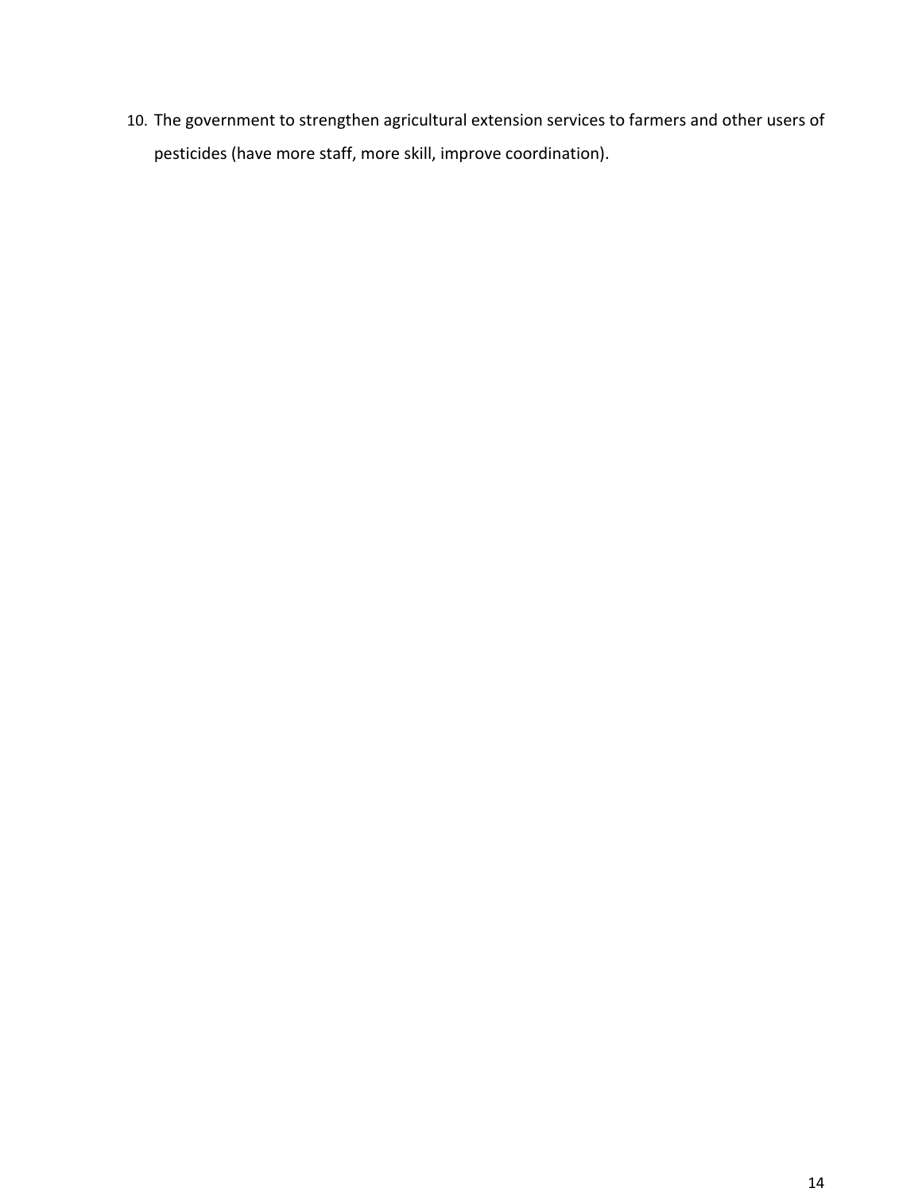10. The government to strengthen agricultural extension services to farmers and other users of pesticides (have more staff, more skill, improve coordination).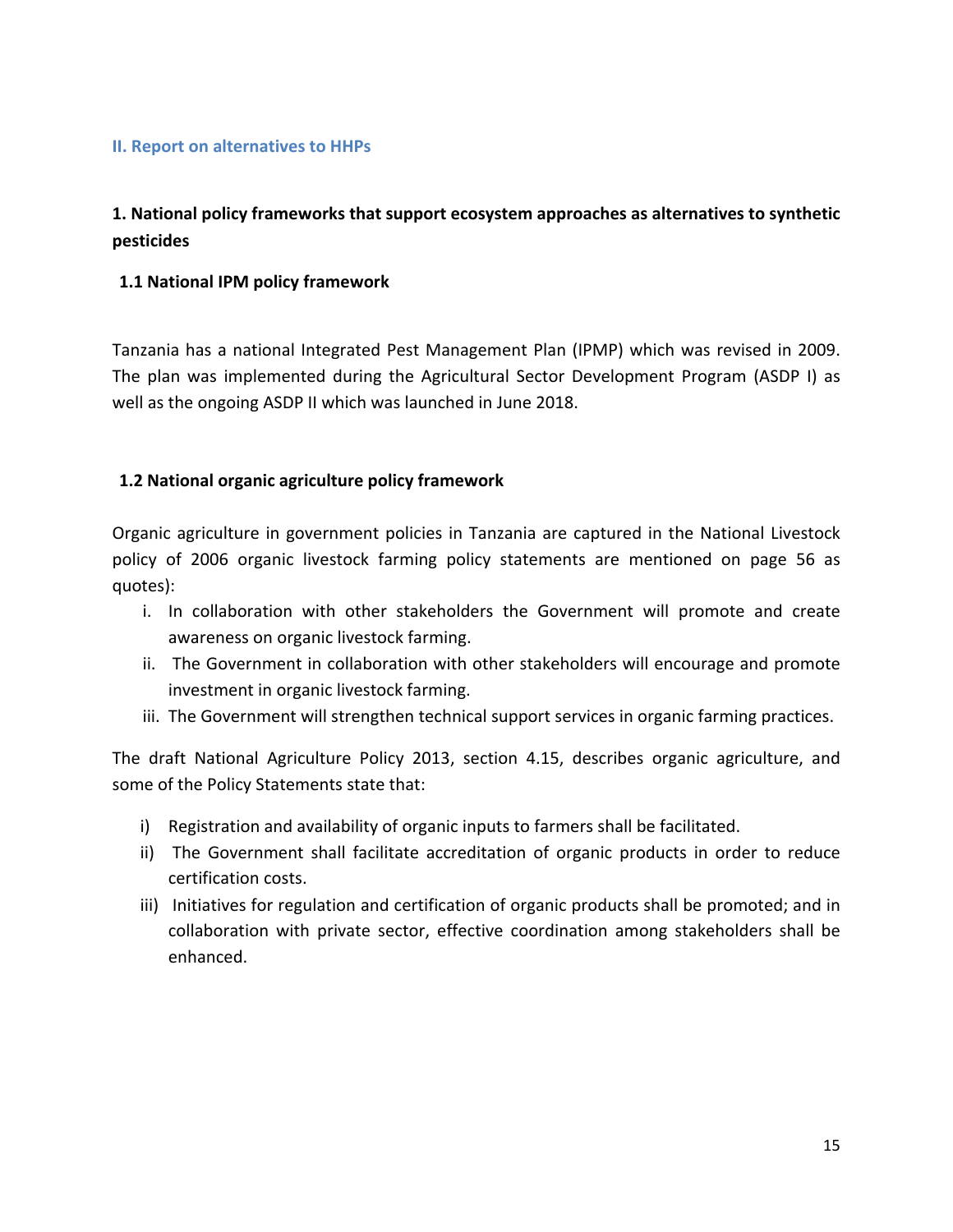## II. Report on alternatives to HHPs

### 1. National policy frameworks that support ecosystem approaches as alternatives to synthetic pesticides

#### 1.1 National IPM policy framework

Tanzania has a national Integrated Pest Management Plan (IPMP) which was revised in 2009. The plan was implemented during the Agricultural Sector Development Program (ASDP I) as well as the ongoing ASDP II which was launched in June 2018.

#### 1.2 National organic agriculture policy framework

Organic agriculture in government policies in Tanzania are captured in the National Livestock policy of 2006 organic livestock farming policy statements are mentioned on page 56 as quotes):

i. In collaboration with other stakeholders the Government will promote and create awareness on organic livestock farming.
ii. The Government in collaboration with other stakeholders will encourage and promote investment in organic livestock farming.
iii. The Government will strengthen technical support services in organic farming practices.

The draft National Agriculture Policy 2013, section 4.15, describes organic agriculture, and some of the Policy Statements state that:

i) Registration and availability of organic inputs to farmers shall be facilitated.
ii) The Government shall facilitate accreditation of organic products in order to reduce certification costs.
iii) Initiatives for regulation and certification of organic products shall be promoted; and in collaboration with private sector, effective coordination among stakeholders shall be enhanced.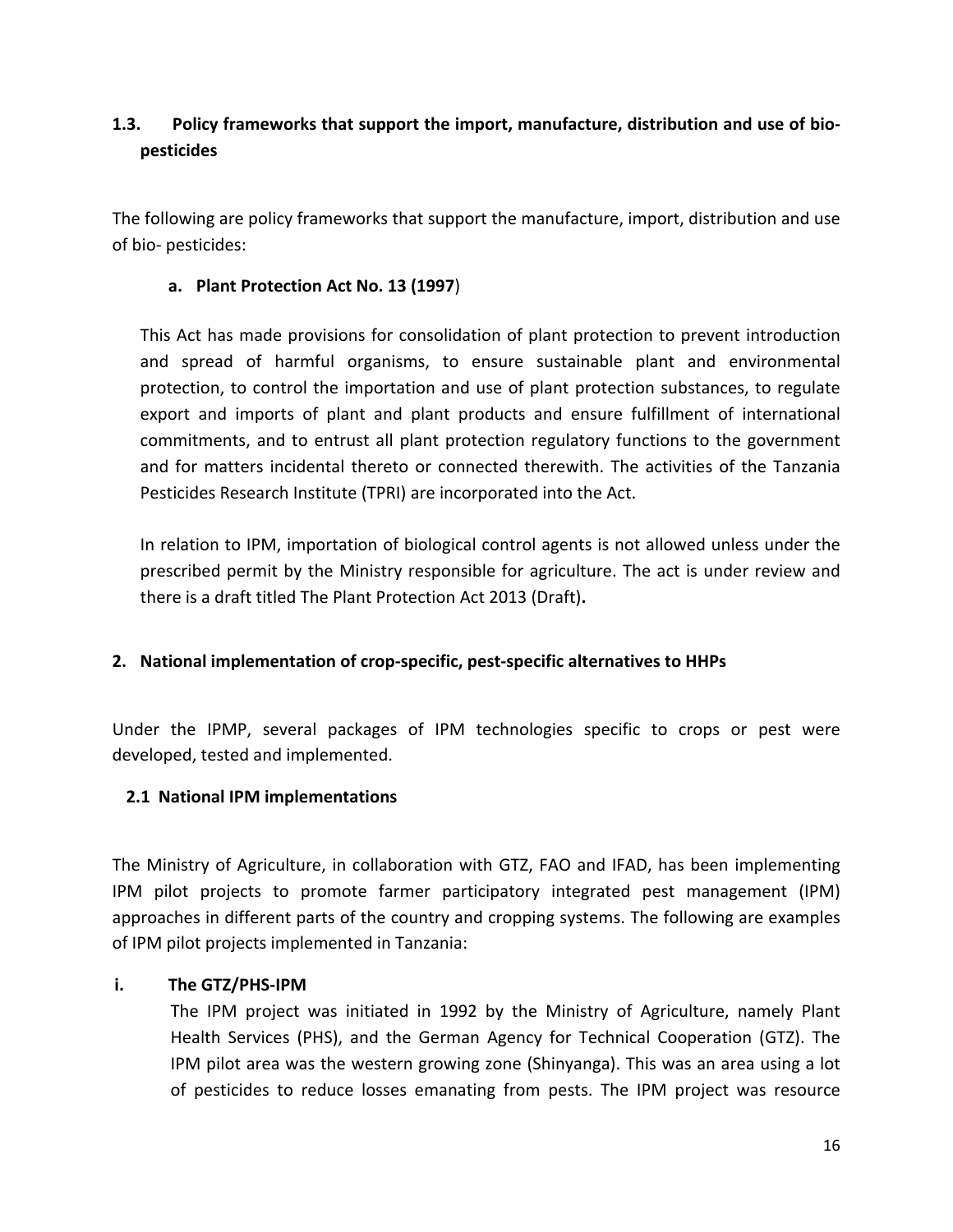### 1.3. Policy frameworks that support the import, manufacture, distribution and use of bio-pesticides

The following are policy frameworks that support the manufacture, import, distribution and use of bio- pesticides:

**a. Plant Protection Act No. 13 (1997)**

This Act has made provisions for consolidation of plant protection to prevent introduction and spread of harmful organisms, to ensure sustainable plant and environmental protection, to control the importation and use of plant protection substances, to regulate export and imports of plant and plant products and ensure fulfillment of international commitments, and to entrust all plant protection regulatory functions to the government and for matters incidental thereto or connected therewith. The activities of the Tanzania Pesticides Research Institute (TPRI) are incorporated into the Act.

In relation to IPM, importation of biological control agents is not allowed unless under the prescribed permit by the Ministry responsible for agriculture. The act is under review and there is a draft titled The Plant Protection Act 2013 (Draft)**.**

## 2. National implementation of crop-specific, pest-specific alternatives to HHPs

Under the IPMP, several packages of IPM technologies specific to crops or pest were developed, tested and implemented.

### 2.1 National IPM implementations

The Ministry of Agriculture, in collaboration with GTZ, FAO and IFAD, has been implementing IPM pilot projects to promote farmer participatory integrated pest management (IPM) approaches in different parts of the country and cropping systems. The following are examples of IPM pilot projects implemented in Tanzania:

**i. The GTZ/PHS-IPM**

The IPM project was initiated in 1992 by the Ministry of Agriculture, namely Plant Health Services (PHS), and the German Agency for Technical Cooperation (GTZ). The IPM pilot area was the western growing zone (Shinyanga). This was an area using a lot of pesticides to reduce losses emanating from pests. The IPM project was resource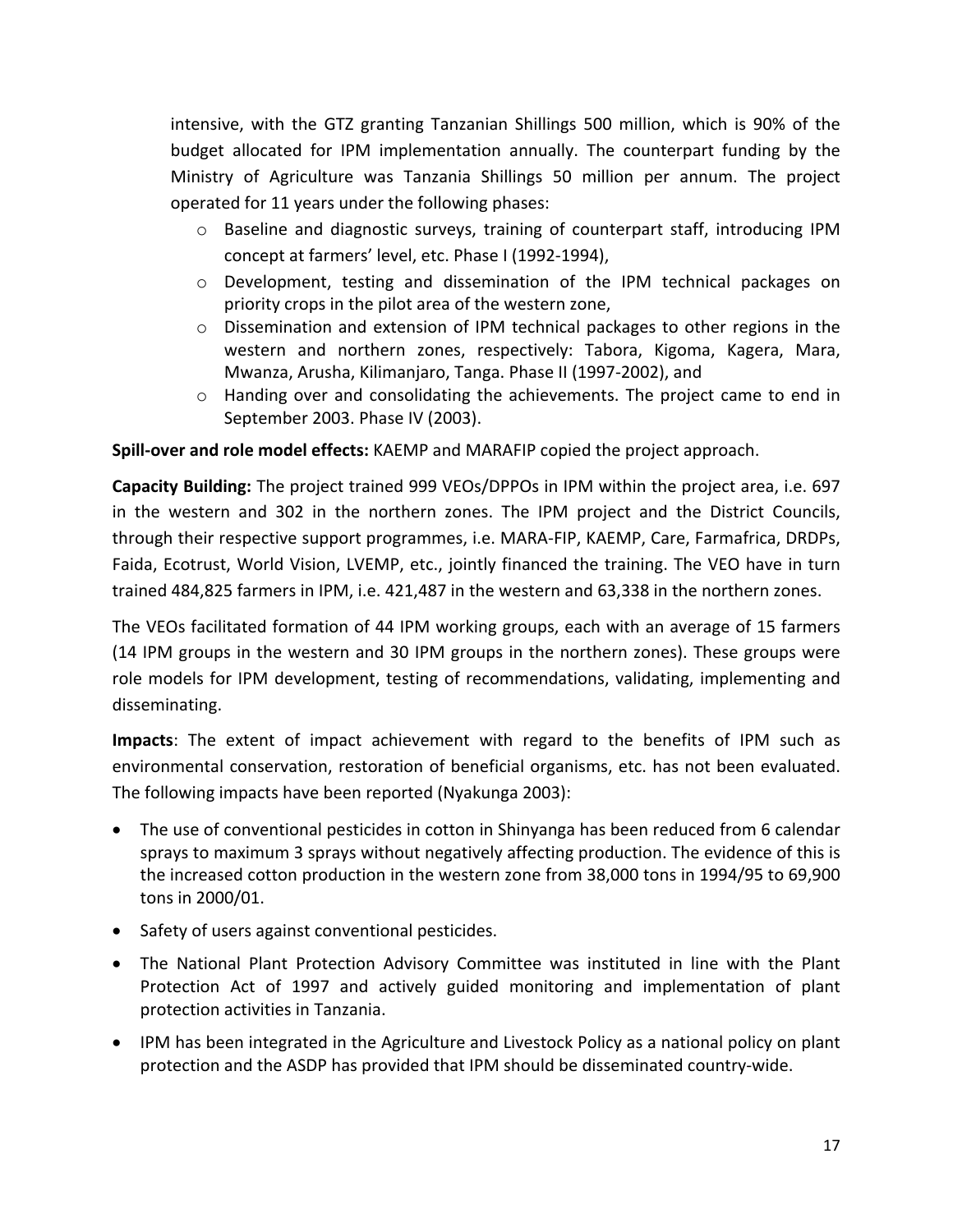intensive, with the GTZ granting Tanzanian Shillings 500 million, which is 90% of the budget allocated for IPM implementation annually. The counterpart funding by the Ministry of Agriculture was Tanzania Shillings 50 million per annum. The project operated for 11 years under the following phases:

- Baseline and diagnostic surveys, training of counterpart staff, introducing IPM concept at farmers' level, etc. Phase I (1992-1994),
- Development, testing and dissemination of the IPM technical packages on priority crops in the pilot area of the western zone,
- Dissemination and extension of IPM technical packages to other regions in the western and northern zones, respectively: Tabora, Kigoma, Kagera, Mara, Mwanza, Arusha, Kilimanjaro, Tanga. Phase II (1997-2002), and
- Handing over and consolidating the achievements. The project came to end in September 2003. Phase IV (2003).

**Spill-over and role model effects:** KAEMP and MARAFIP copied the project approach.

**Capacity Building:** The project trained 999 VEOs/DPPOs in IPM within the project area, i.e. 697 in the western and 302 in the northern zones. The IPM project and the District Councils, through their respective support programmes, i.e. MARA-FIP, KAEMP, Care, Farmafrica, DRDPs, Faida, Ecotrust, World Vision, LVEMP, etc., jointly financed the training. The VEO have in turn trained 484,825 farmers in IPM, i.e. 421,487 in the western and 63,338 in the northern zones.

The VEOs facilitated formation of 44 IPM working groups, each with an average of 15 farmers (14 IPM groups in the western and 30 IPM groups in the northern zones). These groups were role models for IPM development, testing of recommendations, validating, implementing and disseminating.

**Impacts**: The extent of impact achievement with regard to the benefits of IPM such as environmental conservation, restoration of beneficial organisms, etc. has not been evaluated. The following impacts have been reported (Nyakunga 2003):

- The use of conventional pesticides in cotton in Shinyanga has been reduced from 6 calendar sprays to maximum 3 sprays without negatively affecting production. The evidence of this is the increased cotton production in the western zone from 38,000 tons in 1994/95 to 69,900 tons in 2000/01.
- Safety of users against conventional pesticides.
- The National Plant Protection Advisory Committee was instituted in line with the Plant Protection Act of 1997 and actively guided monitoring and implementation of plant protection activities in Tanzania.
- IPM has been integrated in the Agriculture and Livestock Policy as a national policy on plant protection and the ASDP has provided that IPM should be disseminated country-wide.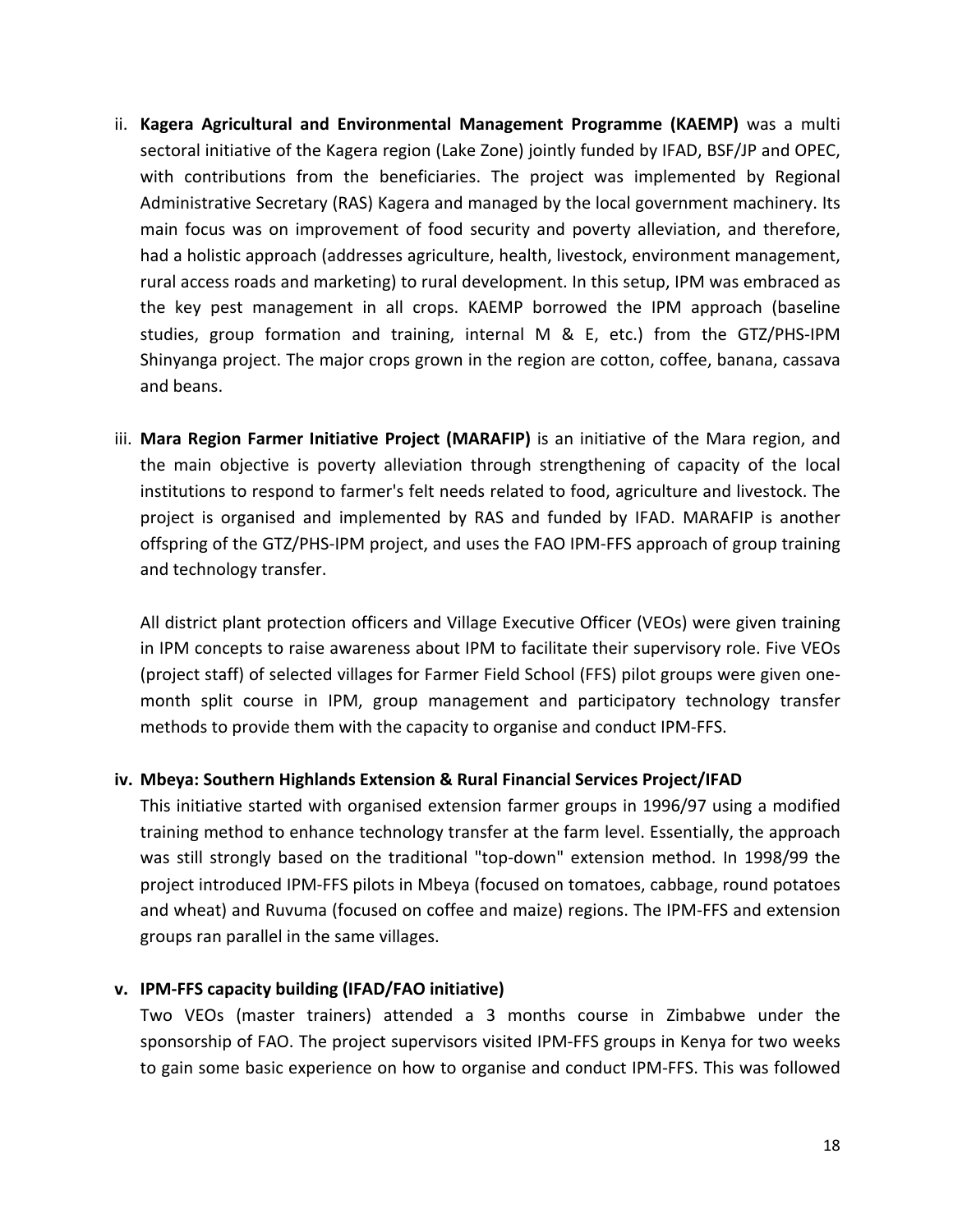ii. **Kagera Agricultural and Environmental Management Programme (KAEMP)** was a multi sectoral initiative of the Kagera region (Lake Zone) jointly funded by IFAD, BSF/JP and OPEC, with contributions from the beneficiaries. The project was implemented by Regional Administrative Secretary (RAS) Kagera and managed by the local government machinery. Its main focus was on improvement of food security and poverty alleviation, and therefore, had a holistic approach (addresses agriculture, health, livestock, environment management, rural access roads and marketing) to rural development. In this setup, IPM was embraced as the key pest management in all crops. KAEMP borrowed the IPM approach (baseline studies, group formation and training, internal M & E, etc.) from the GTZ/PHS-IPM Shinyanga project. The major crops grown in the region are cotton, coffee, banana, cassava and beans.

iii. **Mara Region Farmer Initiative Project (MARAFIP)** is an initiative of the Mara region, and the main objective is poverty alleviation through strengthening of capacity of the local institutions to respond to farmer's felt needs related to food, agriculture and livestock. The project is organised and implemented by RAS and funded by IFAD. MARAFIP is another offspring of the GTZ/PHS-IPM project, and uses the FAO IPM-FFS approach of group training and technology transfer.

    All district plant protection officers and Village Executive Officer (VEOs) were given training in IPM concepts to raise awareness about IPM to facilitate their supervisory role. Five VEOs (project staff) of selected villages for Farmer Field School (FFS) pilot groups were given one-month split course in IPM, group management and participatory technology transfer methods to provide them with the capacity to organise and conduct IPM-FFS.

iv. **Mbeya: Southern Highlands Extension & Rural Financial Services Project/IFAD**

    This initiative started with organised extension farmer groups in 1996/97 using a modified training method to enhance technology transfer at the farm level. Essentially, the approach was still strongly based on the traditional "top-down" extension method. In 1998/99 the project introduced IPM-FFS pilots in Mbeya (focused on tomatoes, cabbage, round potatoes and wheat) and Ruvuma (focused on coffee and maize) regions. The IPM-FFS and extension groups ran parallel in the same villages.

v. **IPM-FFS capacity building (IFAD/FAO initiative)**

    Two VEOs (master trainers) attended a 3 months course in Zimbabwe under the sponsorship of FAO. The project supervisors visited IPM-FFS groups in Kenya for two weeks to gain some basic experience on how to organise and conduct IPM-FFS. This was followed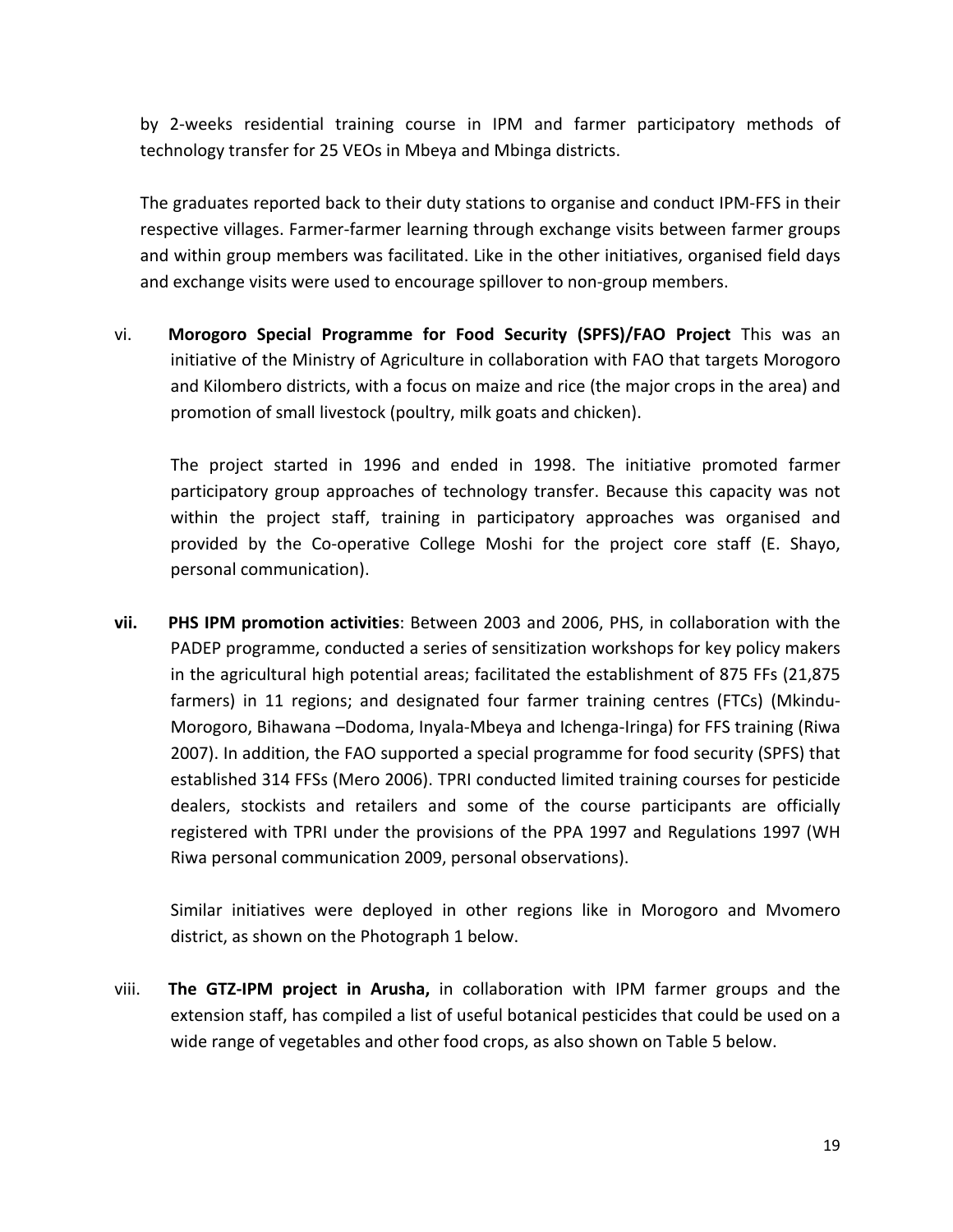by 2-weeks residential training course in IPM and farmer participatory methods of technology transfer for 25 VEOs in Mbeya and Mbinga districts.

The graduates reported back to their duty stations to organise and conduct IPM-FFS in their respective villages. Farmer-farmer learning through exchange visits between farmer groups and within group members was facilitated. Like in the other initiatives, organised field days and exchange visits were used to encourage spillover to non-group members.

vi. **Morogoro Special Programme for Food Security (SPFS)/FAO Project** This was an initiative of the Ministry of Agriculture in collaboration with FAO that targets Morogoro and Kilombero districts, with a focus on maize and rice (the major crops in the area) and promotion of small livestock (poultry, milk goats and chicken).

The project started in 1996 and ended in 1998. The initiative promoted farmer participatory group approaches of technology transfer. Because this capacity was not within the project staff, training in participatory approaches was organised and provided by the Co-operative College Moshi for the project core staff (E. Shayo, personal communication).

**vii. PHS IPM promotion activities**: Between 2003 and 2006, PHS, in collaboration with the PADEP programme, conducted a series of sensitization workshops for key policy makers in the agricultural high potential areas; facilitated the establishment of 875 FFs (21,875 farmers) in 11 regions; and designated four farmer training centres (FTCs) (Mkindu-Morogoro, Bihawana –Dodoma, Inyala-Mbeya and Ichenga-Iringa) for FFS training (Riwa 2007). In addition, the FAO supported a special programme for food security (SPFS) that established 314 FFSs (Mero 2006). TPRI conducted limited training courses for pesticide dealers, stockists and retailers and some of the course participants are officially registered with TPRI under the provisions of the PPA 1997 and Regulations 1997 (WH Riwa personal communication 2009, personal observations).

Similar initiatives were deployed in other regions like in Morogoro and Mvomero district, as shown on the Photograph 1 below.

viii. **The GTZ-IPM project in Arusha,** in collaboration with IPM farmer groups and the extension staff, has compiled a list of useful botanical pesticides that could be used on a wide range of vegetables and other food crops, as also shown on Table 5 below.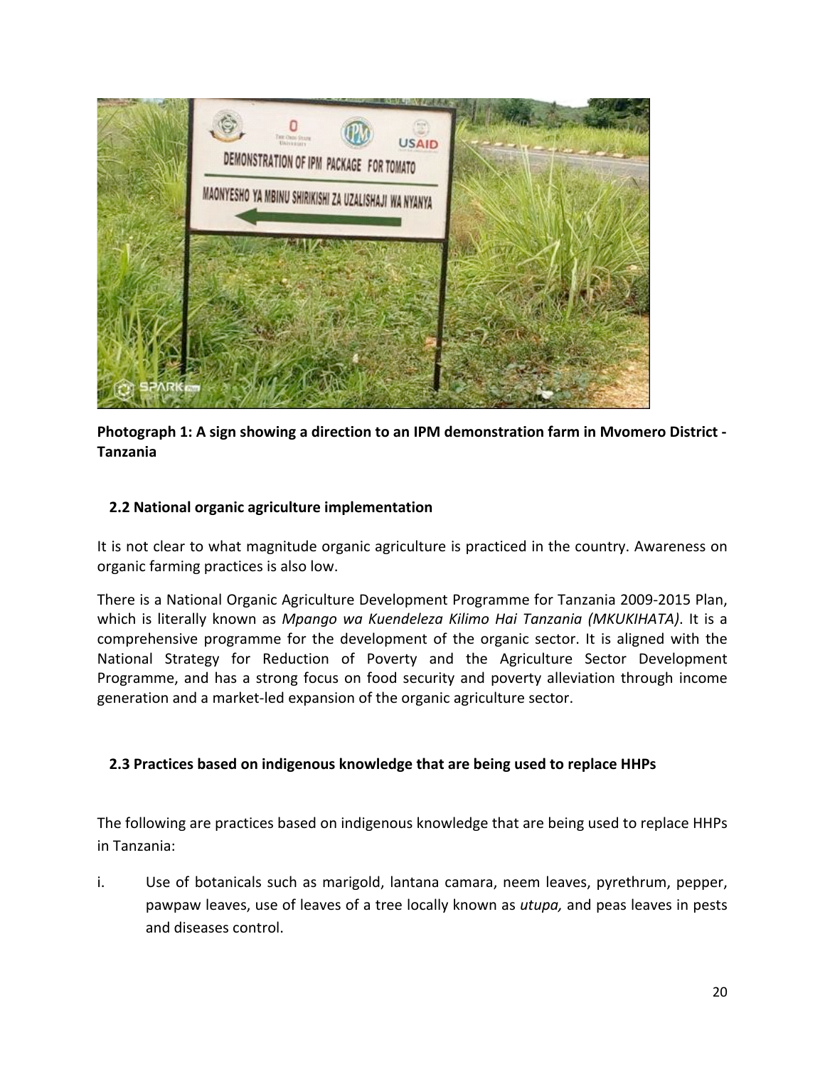**Photograph 1: A sign showing a direction to an IPM demonstration farm in Mvomero District - Tanzania**

## 2.2 National organic agriculture implementation

It is not clear to what magnitude organic agriculture is practiced in the country. Awareness on organic farming practices is also low.

There is a National Organic Agriculture Development Programme for Tanzania 2009-2015 Plan, which is literally known as *Mpango wa Kuendeleza Kilimo Hai Tanzania (MKUKIHATA)*. It is a comprehensive programme for the development of the organic sector. It is aligned with the National Strategy for Reduction of Poverty and the Agriculture Sector Development Programme, and has a strong focus on food security and poverty alleviation through income generation and a market-led expansion of the organic agriculture sector.

## 2.3 Practices based on indigenous knowledge that are being used to replace HHPs

The following are practices based on indigenous knowledge that are being used to replace HHPs in Tanzania:

i. Use of botanicals such as marigold, lantana camara, neem leaves, pyrethrum, pepper, pawpaw leaves, use of leaves of a tree locally known as *utupa,* and peas leaves in pests and diseases control.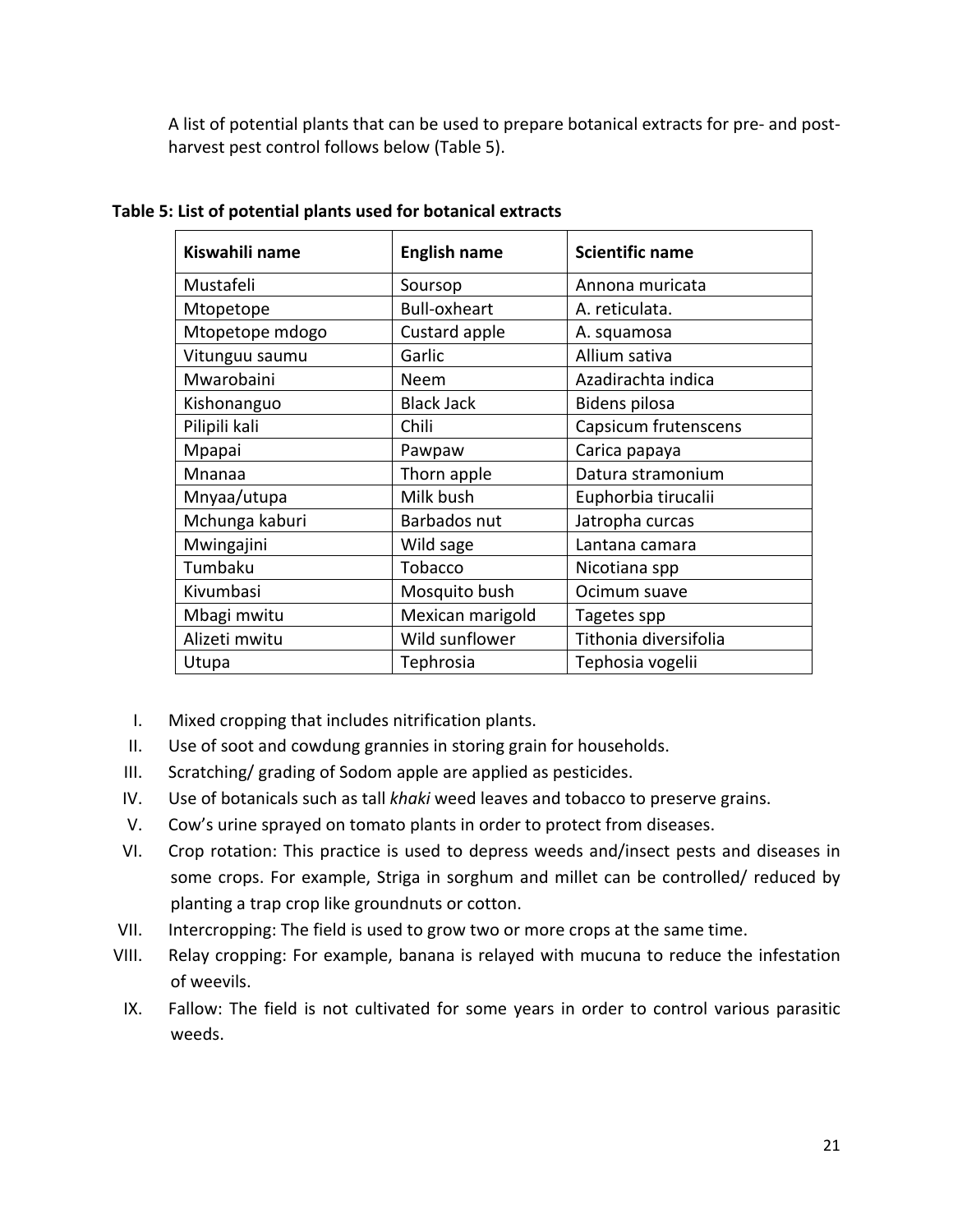A list of potential plants that can be used to prepare botanical extracts for pre- and post-harvest pest control follows below (Table 5).

**Table 5: List of potential plants used for botanical extracts**

| Kiswahili name | English name | Scientific name |
|---|---|---|
| Mustafeli | Soursop | Annona muricata |
| Mtopetope | Bull-oxheart | A. reticulata. |
| Mtopetope mdogo | Custard apple | A. squamosa |
| Vitunguu saumu | Garlic | Allium sativa |
| Mwarobaini | Neem | Azadirachta indica |
| Kishonanguo | Black Jack | Bidens pilosa |
| Pilipili kali | Chili | Capsicum frutenscens |
| Mpapai | Pawpaw | Carica papaya |
| Mnanaa | Thorn apple | Datura stramonium |
| Mnyaa/utupa | Milk bush | Euphorbia tirucalii |
| Mchunga kaburi | Barbados nut | Jatropha curcas |
| Mwingajini | Wild sage | Lantana camara |
| Tumbaku | Tobacco | Nicotiana spp |
| Kivumbasi | Mosquito bush | Ocimum suave |
| Mbagi mwitu | Mexican marigold | Tagetes spp |
| Alizeti mwitu | Wild sunflower | Tithonia diversifolia |
| Utupa | Tephrosia | Tephosia vogelii |

I. Mixed cropping that includes nitrification plants.
II. Use of soot and cowdung grannies in storing grain for households.
III. Scratching/ grading of Sodom apple are applied as pesticides.
IV. Use of botanicals such as tall *khaki* weed leaves and tobacco to preserve grains.
V. Cow's urine sprayed on tomato plants in order to protect from diseases.
VI. Crop rotation: This practice is used to depress weeds and/insect pests and diseases in some crops. For example, Striga in sorghum and millet can be controlled/ reduced by planting a trap crop like groundnuts or cotton.
VII. Intercropping: The field is used to grow two or more crops at the same time.
VIII. Relay cropping: For example, banana is relayed with mucuna to reduce the infestation of weevils.
IX. Fallow: The field is not cultivated for some years in order to control various parasitic weeds.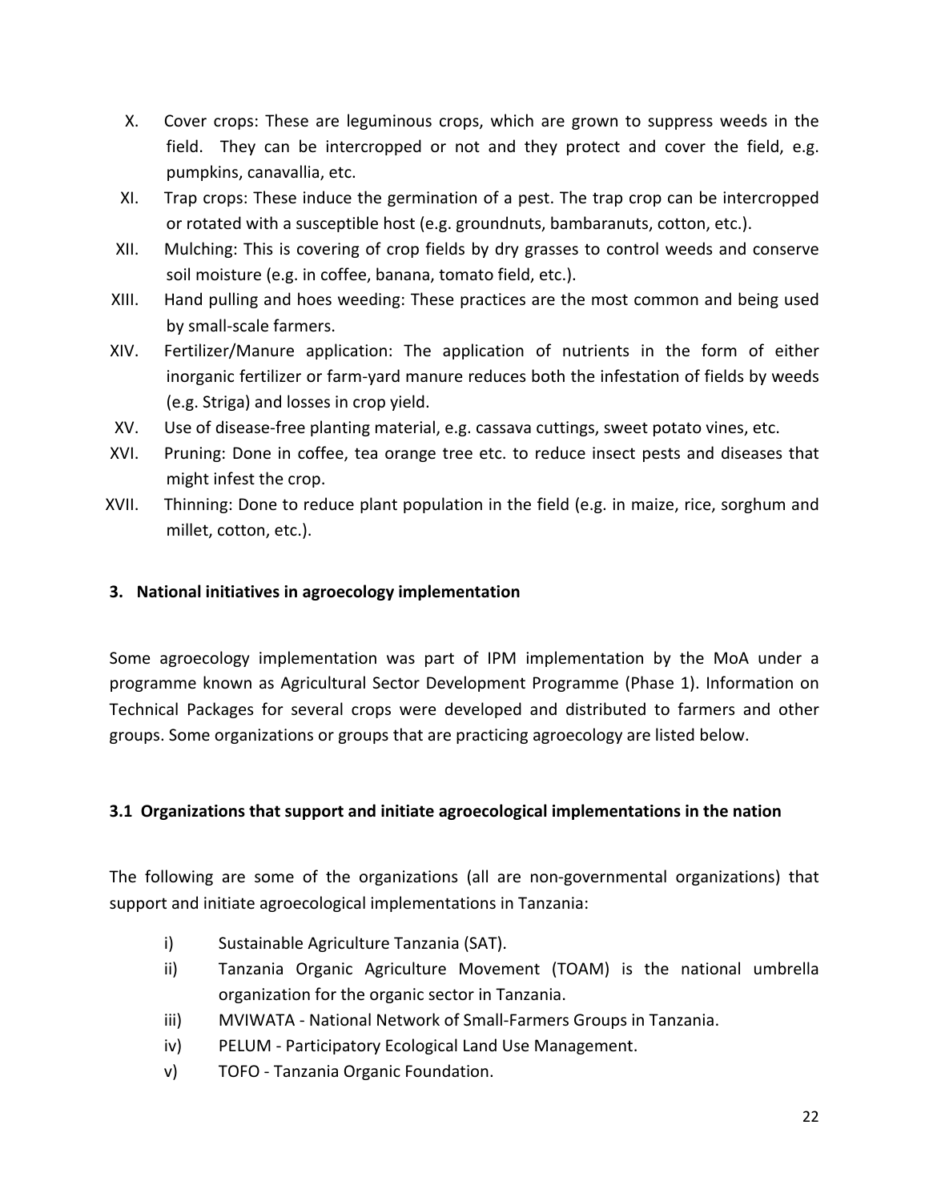X. Cover crops: These are leguminous crops, which are grown to suppress weeds in the field. They can be intercropped or not and they protect and cover the field, e.g. pumpkins, canavallia, etc.

XI. Trap crops: These induce the germination of a pest. The trap crop can be intercropped or rotated with a susceptible host (e.g. groundnuts, bambaranuts, cotton, etc.).

XII. Mulching: This is covering of crop fields by dry grasses to control weeds and conserve soil moisture (e.g. in coffee, banana, tomato field, etc.).

XIII. Hand pulling and hoes weeding: These practices are the most common and being used by small-scale farmers.

XIV. Fertilizer/Manure application: The application of nutrients in the form of either inorganic fertilizer or farm-yard manure reduces both the infestation of fields by weeds (e.g. Striga) and losses in crop yield.

XV. Use of disease-free planting material, e.g. cassava cuttings, sweet potato vines, etc.

XVI. Pruning: Done in coffee, tea orange tree etc. to reduce insect pests and diseases that might infest the crop.

XVII. Thinning: Done to reduce plant population in the field (e.g. in maize, rice, sorghum and millet, cotton, etc.).

## 3. National initiatives in agroecology implementation

Some agroecology implementation was part of IPM implementation by the MoA under a programme known as Agricultural Sector Development Programme (Phase 1). Information on Technical Packages for several crops were developed and distributed to farmers and other groups. Some organizations or groups that are practicing agroecology are listed below.

### 3.1 Organizations that support and initiate agroecological implementations in the nation

The following are some of the organizations (all are non-governmental organizations) that support and initiate agroecological implementations in Tanzania:

i) Sustainable Agriculture Tanzania (SAT).

ii) Tanzania Organic Agriculture Movement (TOAM) is the national umbrella organization for the organic sector in Tanzania.

iii) MVIWATA - National Network of Small-Farmers Groups in Tanzania.

iv) PELUM - Participatory Ecological Land Use Management.

v) TOFO - Tanzania Organic Foundation.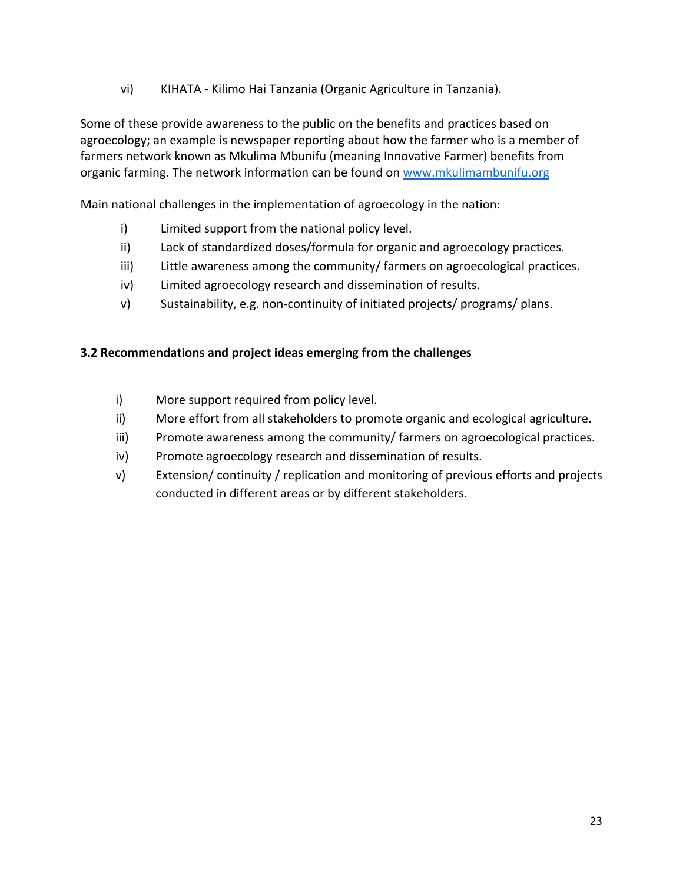vi) KIHATA - Kilimo Hai Tanzania (Organic Agriculture in Tanzania).

Some of these provide awareness to the public on the benefits and practices based on agroecology; an example is newspaper reporting about how the farmer who is a member of farmers network known as Mkulima Mbunifu (meaning Innovative Farmer) benefits from organic farming. The network information can be found on [www.mkulimambunifu.org](www.mkulimambunifu.org)

Main national challenges in the implementation of agroecology in the nation:

i) Limited support from the national policy level.
ii) Lack of standardized doses/formula for organic and agroecology practices.
iii) Little awareness among the community/ farmers on agroecological practices.
iv) Limited agroecology research and dissemination of results.
v) Sustainability, e.g. non-continuity of initiated projects/ programs/ plans.

### 3.2 Recommendations and project ideas emerging from the challenges

i) More support required from policy level.
ii) More effort from all stakeholders to promote organic and ecological agriculture.
iii) Promote awareness among the community/ farmers on agroecological practices.
iv) Promote agroecology research and dissemination of results.
v) Extension/ continuity / replication and monitoring of previous efforts and projects conducted in different areas or by different stakeholders.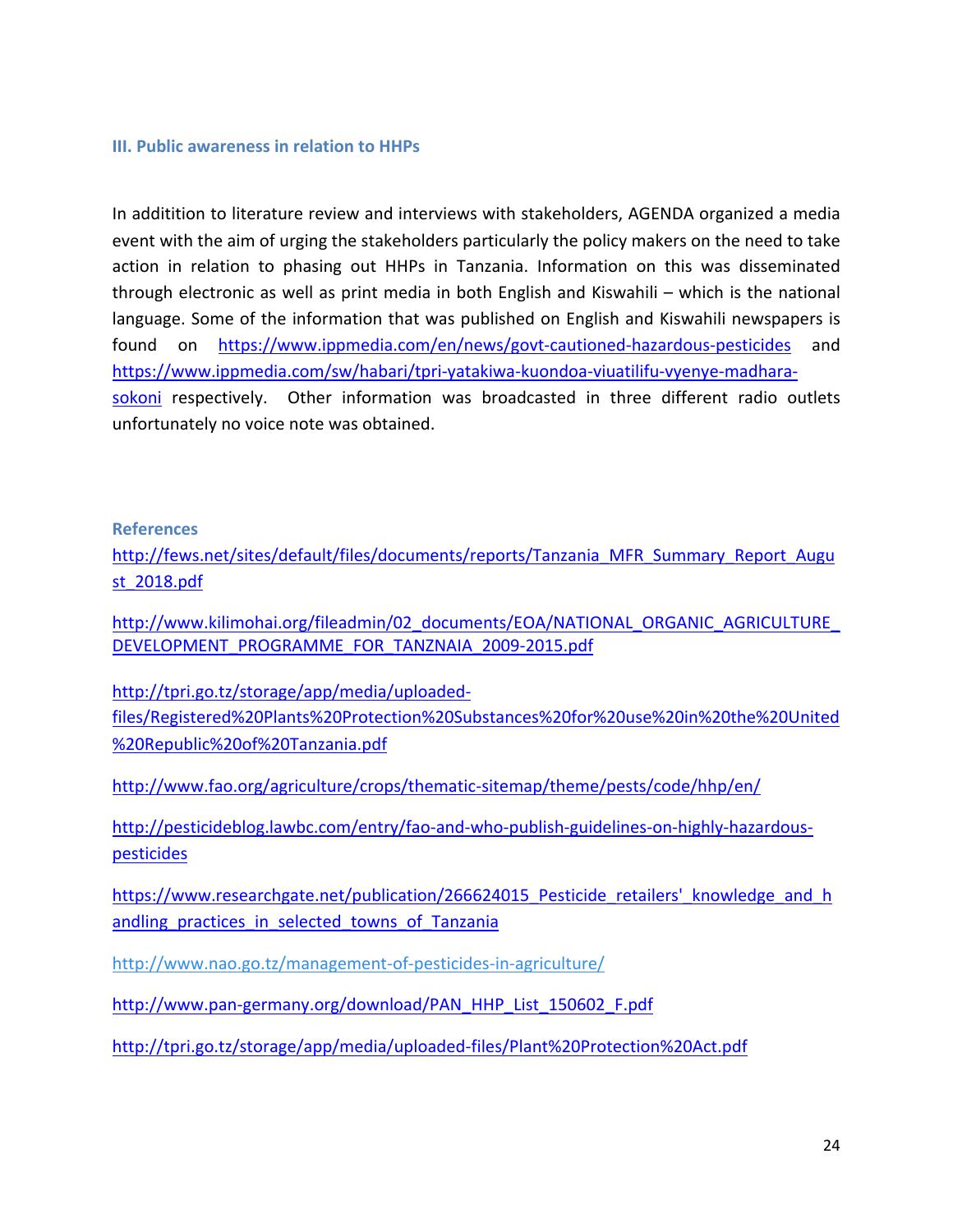### III. Public awareness in relation to HHPs

In addititio to literature review and interviews with stakeholders, AGENDA organized a media event with the aim of urging the stakeholders particularly the policy makers on the need to take action in relation to phasing out HHPs in Tanzania. Information on this was disseminated through electronic as well as print media in both English and Kiswahili – which is the national language. Some of the information that was published on English and Kiswahili newspapers is found on https://www.ippmedia.com/en/news/govt-cautioned-hazardous-pesticides and https://www.ippmedia.com/sw/habari/tpri-yatakiwa-kuondoa-viuatilifu-vyenye-madhara-sokoni respectively. Other information was broadcasted in three different radio outlets unfortunately no voice note was obtained.

### References

http://fews.net/sites/default/files/documents/reports/Tanzania_MFR_Summary_Report_August_2018.pdf

http://www.kilimohai.org/fileadmin/02_documents/EOA/NATIONAL_ORGANIC_AGRICULTURE_DEVELOPMENT_PROGRAMME_FOR_TANZNAIA_2009-2015.pdf

http://tpri.go.tz/storage/app/media/uploaded-files/Registered%20Plants%20Protection%20Substances%20for%20use%20in%20the%20United%20Republic%20of%20Tanzania.pdf

http://www.fao.org/agriculture/crops/thematic-sitemap/theme/pests/code/hhp/en/

http://pesticideblog.lawbc.com/entry/fao-and-who-publish-guidelines-on-highly-hazardous-pesticides

https://www.researchgate.net/publication/266624015_Pesticide_retailers'_knowledge_and_handling_practices_in_selected_towns_of_Tanzania

http://www.nao.go.tz/management-of-pesticides-in-agriculture/

http://www.pan-germany.org/download/PAN_HHP_List_150602_F.pdf

http://tpri.go.tz/storage/app/media/uploaded-files/Plant%20Protection%20Act.pdf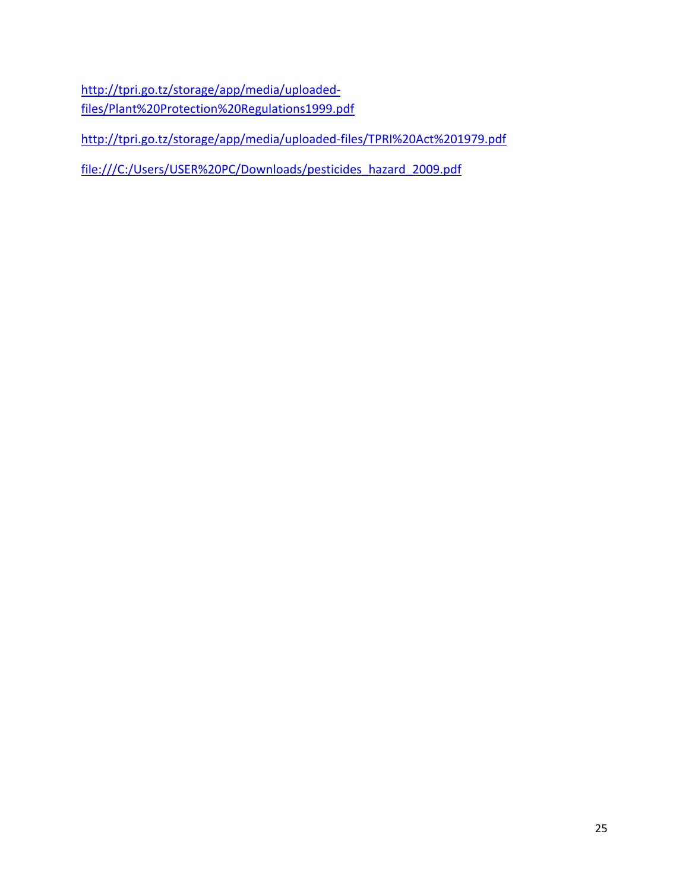http://tpri.go.tz/storage/app/media/uploaded-files/Plant%20Protection%20Regulations1999.pdf

http://tpri.go.tz/storage/app/media/uploaded-files/TPRI%20Act%201979.pdf

file:///C:/Users/USER%20PC/Downloads/pesticides_hazard_2009.pdf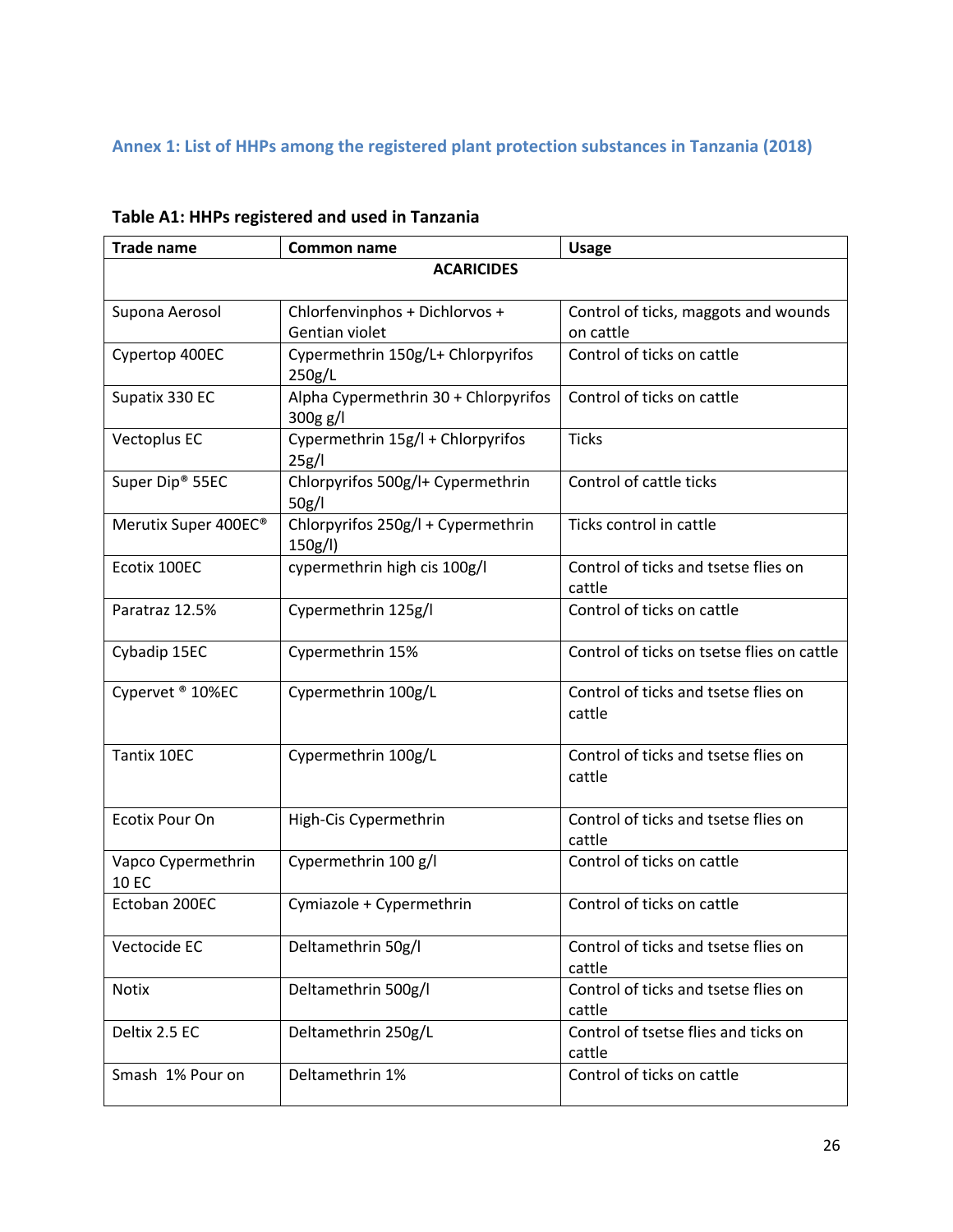## Annex 1: List of HHPs among the registered plant protection substances in Tanzania (2018)

**Table A1: HHPs registered and used in Tanzania**

| Trade name | Common name | Usage |
|---|---|---|
| | **ACARICIDES** | |
| Supona Aerosol | Chlorfenvinphos + Dichlorvos + Gentian violet | Control of ticks, maggots and wounds on cattle |
| Cypertop 400EC | Cypermethrin 150g/L+ Chlorpyrifos 250g/L | Control of ticks on cattle |
| Supatix 330 EC | Alpha Cypermethrin 30 + Chlorpyrifos 300g g/l | Control of ticks on cattle |
| Vectoplus EC | Cypermethrin 15g/l + Chlorpyrifos 25g/l | Ticks |
| Super Dip® 55EC | Chlorpyrifos 500g/l+ Cypermethrin 50g/l | Control of cattle ticks |
| Merutix Super 400EC® | Chlorpyrifos 250g/l + Cypermethrin 150g/l) | Ticks control in cattle |
| Ecotix 100EC | cypermethrin high cis 100g/l | Control of ticks and tsetse flies on cattle |
| Paratraz 12.5% | Cypermethrin 125g/l | Control of ticks on cattle |
| Cybadip 15EC | Cypermethrin 15% | Control of ticks on tsetse flies on cattle |
| Cypervet ® 10%EC | Cypermethrin 100g/L | Control of ticks and tsetse flies on cattle |
| Tantix 10EC | Cypermethrin 100g/L | Control of ticks and tsetse flies on cattle |
| Ecotix Pour On | High-Cis Cypermethrin | Control of ticks and tsetse flies on cattle |
| Vapco Cypermethrin 10 EC | Cypermethrin 100 g/l | Control of ticks on cattle |
| Ectoban 200EC | Cymiazole + Cypermethrin | Control of ticks on cattle |
| Vectocide EC | Deltamethrin 50g/l | Control of ticks and tsetse flies on cattle |
| Notix | Deltamethrin 500g/l | Control of ticks and tsetse flies on cattle |
| Deltix 2.5 EC | Deltamethrin 250g/L | Control of tsetse flies and ticks on cattle |
| Smash 1% Pour on | Deltamethrin 1% | Control of ticks on cattle |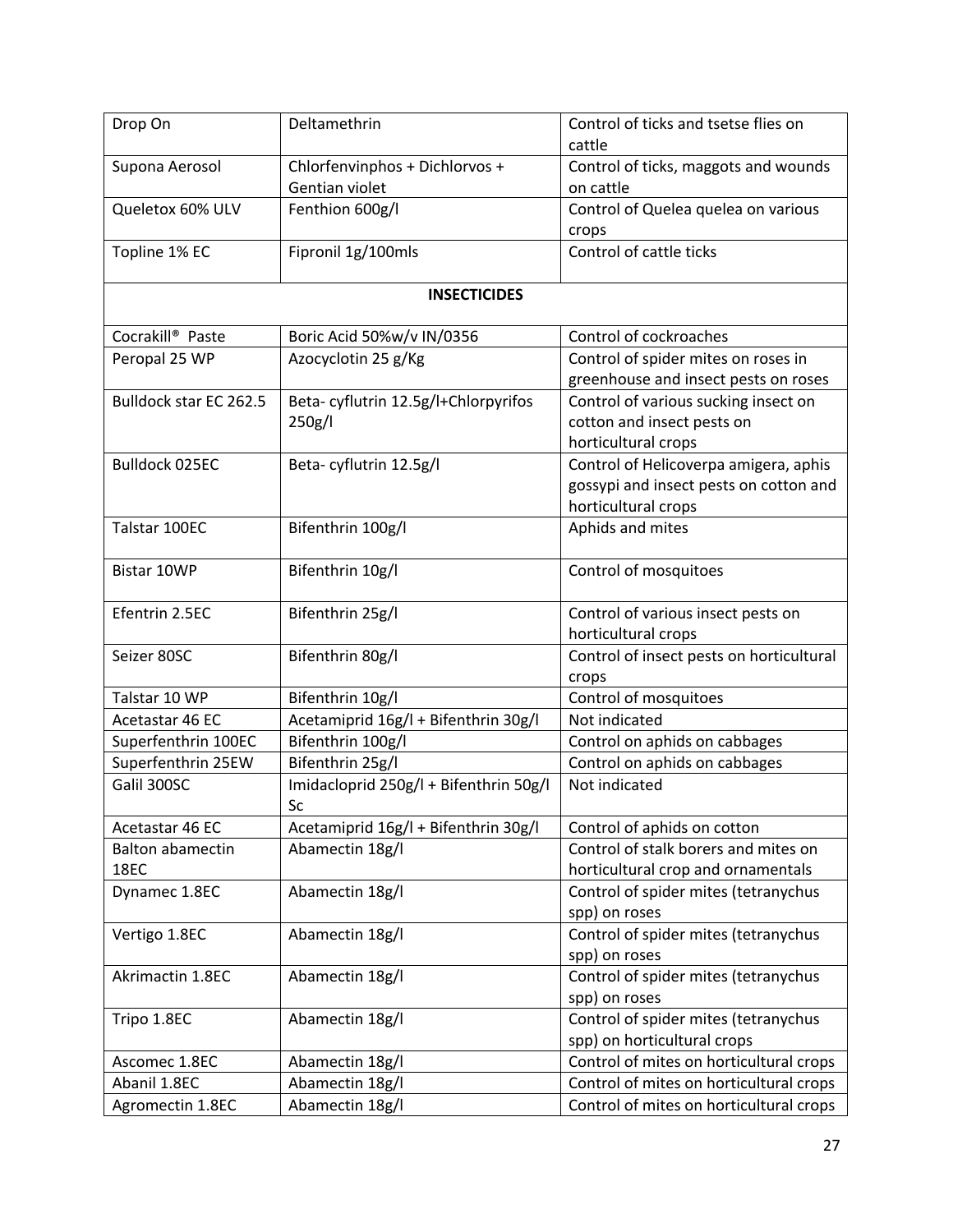| | | |
|---|---|---|
| Drop On | Deltamethrin | Control of ticks and tsetse flies on cattle |
| Supona Aerosol | Chlorfenvinphos + Dichlorvos + Gentian violet | Control of ticks, maggots and wounds on cattle |
| Queletox 60% ULV | Fenthion 600g/l | Control of Quelea quelea on various crops |
| Topline 1% EC | Fipronil 1g/100mls | Control of cattle ticks |
| | **INSECTICIDES** | |
| Cocrakill® Paste | Boric Acid 50%w/v IN/0356 | Control of cockroaches |
| Peropal 25 WP | Azocyclotin 25 g/Kg | Control of spider mites on roses in greenhouse and insect pests on roses |
| Bulldock star EC 262.5 | Beta- cyflutrin 12.5g/l+Chlorpyrifos 250g/l | Control of various sucking insect on cotton and insect pests on horticultural crops |
| Bulldock 025EC | Beta- cyflutrin 12.5g/l | Control of Helicoverpa amigera, aphis gossypi and insect pests on cotton and horticultural crops |
| Talstar 100EC | Bifenthrin 100g/l | Aphids and mites |
| Bistar 10WP | Bifenthrin 10g/l | Control of mosquitoes |
| Efentrin 2.5EC | Bifenthrin 25g/l | Control of various insect pests on horticultural crops |
| Seizer 80SC | Bifenthrin 80g/l | Control of insect pests on horticultural crops |
| Talstar 10 WP | Bifenthrin 10g/l | Control of mosquitoes |
| Acetastar 46 EC | Acetamiprid 16g/l + Bifenthrin 30g/l | Not indicated |
| Superfenthrin 100EC | Bifenthrin 100g/l | Control on aphids on cabbages |
| Superfenthrin 25EW | Bifenthrin 25g/l | Control on aphids on cabbages |
| Galil 300SC | Imidacloprid 250g/l + Bifenthrin 50g/l Sc | Not indicated |
| Acetastar 46 EC | Acetamiprid 16g/l + Bifenthrin 30g/l | Control of aphids on cotton |
| Balton abamectin 18EC | Abamectin 18g/l | Control of stalk borers and mites on horticultural crop and ornamentals |
| Dynamec 1.8EC | Abamectin 18g/l | Control of spider mites (tetranychus spp) on roses |
| Vertigo 1.8EC | Abamectin 18g/l | Control of spider mites (tetranychus spp) on roses |
| Akrimactin 1.8EC | Abamectin 18g/l | Control of spider mites (tetranychus spp) on roses |
| Tripo 1.8EC | Abamectin 18g/l | Control of spider mites (tetranychus spp) on horticultural crops |
| Ascomec 1.8EC | Abamectin 18g/l | Control of mites on horticultural crops |
| Abanil 1.8EC | Abamectin 18g/l | Control of mites on horticultural crops |
| Agromectin 1.8EC | Abamectin 18g/l | Control of mites on horticultural crops |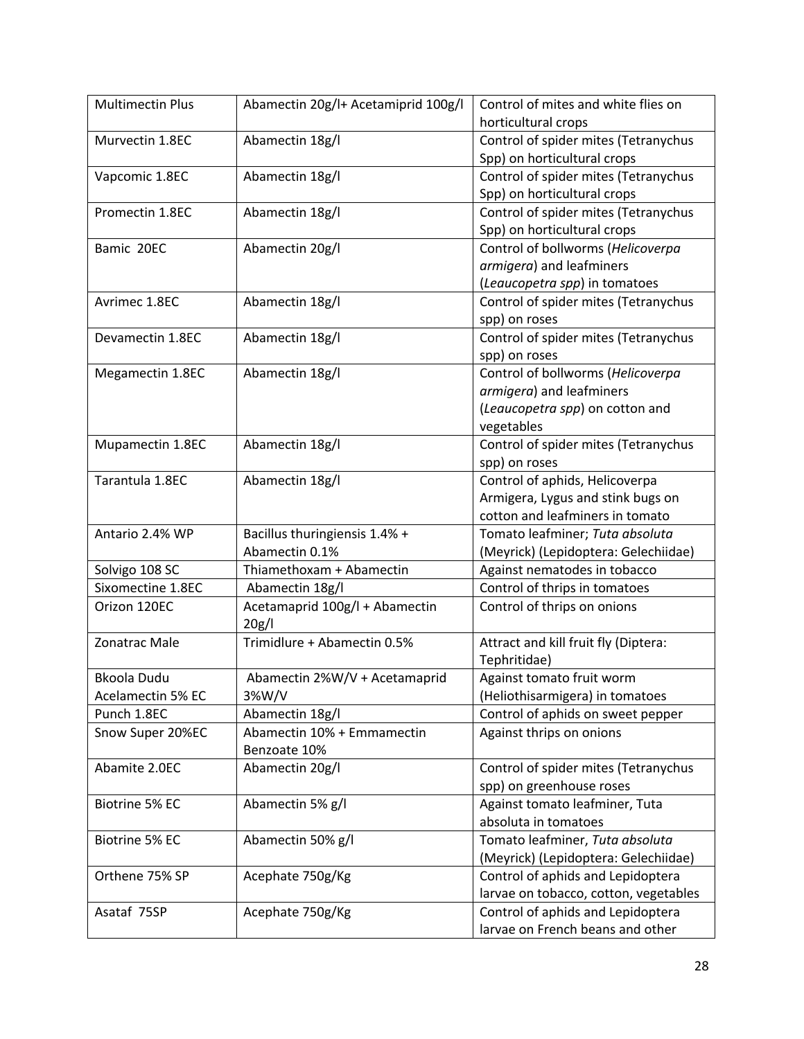| | | |
|---|---|---|
| Multimectin Plus | Abamectin 20g/l+ Acetamiprid 100g/l | Control of mites and white flies on horticultural crops |
| Murvectin 1.8EC | Abamectin 18g/l | Control of spider mites (Tetranychus Spp) on horticultural crops |
| Vapcomic 1.8EC | Abamectin 18g/l | Control of spider mites (Tetranychus Spp) on horticultural crops |
| Promectin 1.8EC | Abamectin 18g/l | Control of spider mites (Tetranychus Spp) on horticultural crops |
| Bamic 20EC | Abamectin 20g/l | Control of bollworms (*Helicoverpa armigera*) and leafminers (*Leaucopetra spp*) in tomatoes |
| Avrimec 1.8EC | Abamectin 18g/l | Control of spider mites (Tetranychus spp) on roses |
| Devamectin 1.8EC | Abamectin 18g/l | Control of spider mites (Tetranychus spp) on roses |
| Megamectin 1.8EC | Abamectin 18g/l | Control of bollworms (*Helicoverpa armigera*) and leafminers (*Leaucopetra spp*) on cotton and vegetables |
| Mupamectin 1.8EC | Abamectin 18g/l | Control of spider mites (Tetranychus spp) on roses |
| Tarantula 1.8EC | Abamectin 18g/l | Control of aphids, Helicoverpa Armigera, Lygus and stink bugs on cotton and leafminers in tomato |
| Antario 2.4% WP | Bacillus thuringiensis 1.4% + Abamectin 0.1% | Tomato leafminer; *Tuta absoluta* (Meyrick) (Lepidoptera: Gelechiidae) |
| Solvigo 108 SC | Thiamethoxam + Abamectin | Against nematodes in tobacco |
| Sixomectine 1.8EC | Abamectin 18g/l | Control of thrips in tomatoes |
| Orizon 120EC | Acetamaprid 100g/l + Abamectin 20g/l | Control of thrips on onions |
| Zonatrac Male | Trimidlure + Abamectin 0.5% | Attract and kill fruit fly (Diptera: Tephritidae) |
| Bkoola Dudu Acelamectin 5% EC | Abamectin 2%W/V + Acetamaprid 3%W/V | Against tomato fruit worm (Heliothisarmigera) in tomatoes |
| Punch 1.8EC | Abamectin 18g/l | Control of aphids on sweet pepper |
| Snow Super 20%EC | Abamectin 10% + Emmamectin Benzoate 10% | Against thrips on onions |
| Abamite 2.0EC | Abamectin 20g/l | Control of spider mites (Tetranychus spp) on greenhouse roses |
| Biotrine 5% EC | Abamectin 5% g/l | Against tomato leafminer, Tuta absoluta in tomatoes |
| Biotrine 5% EC | Abamectin 50% g/l | Tomato leafminer, *Tuta absoluta* (Meyrick) (Lepidoptera: Gelechiidae) |
| Orthene 75% SP | Acephate 750g/Kg | Control of aphids and Lepidoptera larvae on tobacco, cotton, vegetables |
| Asataf 75SP | Acephate 750g/Kg | Control of aphids and Lepidoptera larvae on French beans and other |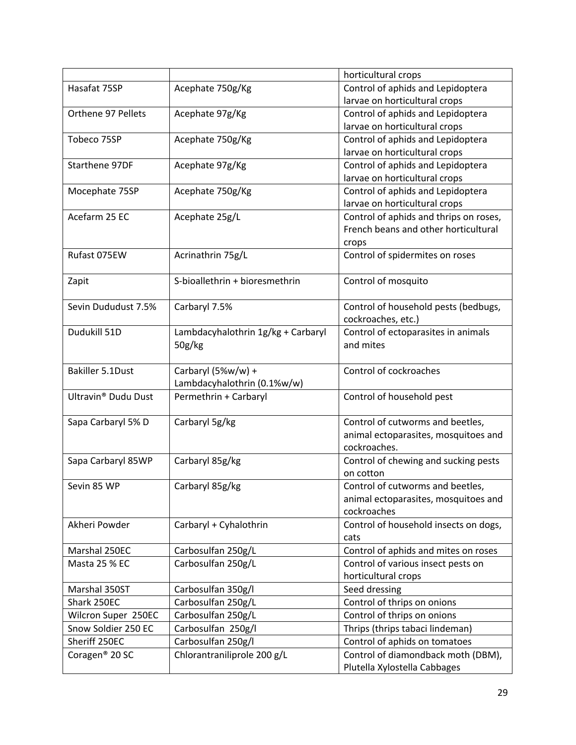| | | |
|---|---|---|
| | | horticultural crops |
| Hasafat 75SP | Acephate 750g/Kg | Control of aphids and Lepidoptera larvae on horticultural crops |
| Orthene 97 Pellets | Acephate 97g/Kg | Control of aphids and Lepidoptera larvae on horticultural crops |
| Tobeco 75SP | Acephate 750g/Kg | Control of aphids and Lepidoptera larvae on horticultural crops |
| Starthene 97DF | Acephate 97g/Kg | Control of aphids and Lepidoptera larvae on horticultural crops |
| Mocephate 75SP | Acephate 750g/Kg | Control of aphids and Lepidoptera larvae on horticultural crops |
| Acefarm 25 EC | Acephate 25g/L | Control of aphids and thrips on roses, French beans and other horticultural crops |
| Rufast 075EW | Acrinathrin 75g/L | Control of spidermites on roses |
| Zapit | S-bioallethrin + bioresmethrin | Control of mosquito |
| Sevin Dududust 7.5% | Carbaryl 7.5% | Control of household pests (bedbugs, cockroaches, etc.) |
| Dudukill 51D | Lambdacyhalothrin 1g/kg + Carbaryl 50g/kg | Control of ectoparasites in animals and mites |
| Bakiller 5.1Dust | Carbaryl (5%w/w) + Lambdacyhalothrin (0.1%w/w) | Control of cockroaches |
| Ultravin® Dudu Dust | Permethrin + Carbaryl | Control of household pest |
| Sapa Carbaryl 5% D | Carbaryl 5g/kg | Control of cutworms and beetles, animal ectoparasites, mosquitoes and cockroaches. |
| Sapa Carbaryl 85WP | Carbaryl 85g/kg | Control of chewing and sucking pests on cotton |
| Sevin 85 WP | Carbaryl 85g/kg | Control of cutworms and beetles, animal ectoparasites, mosquitoes and cockroaches |
| Akheri Powder | Carbaryl + Cyhalothrin | Control of household insects on dogs, cats |
| Marshal 250EC | Carbosulfan 250g/L | Control of aphids and mites on roses |
| Masta 25 % EC | Carbosulfan 250g/L | Control of various insect pests on horticultural crops |
| Marshal 350ST | Carbosulfan 350g/l | Seed dressing |
| Shark 250EC | Carbosulfan 250g/L | Control of thrips on onions |
| Wilcron Super 250EC | Carbosulfan 250g/L | Control of thrips on onions |
| Snow Soldier 250 EC | Carbosulfan 250g/l | Thrips (thrips tabaci lindeman) |
| Sheriff 250EC | Carbosulfan 250g/l | Control of aphids on tomatoes |
| Coragen® 20 SC | Chlorantraniliprole 200 g/L | Control of diamondback moth (DBM), Plutella Xylostella Cabbages |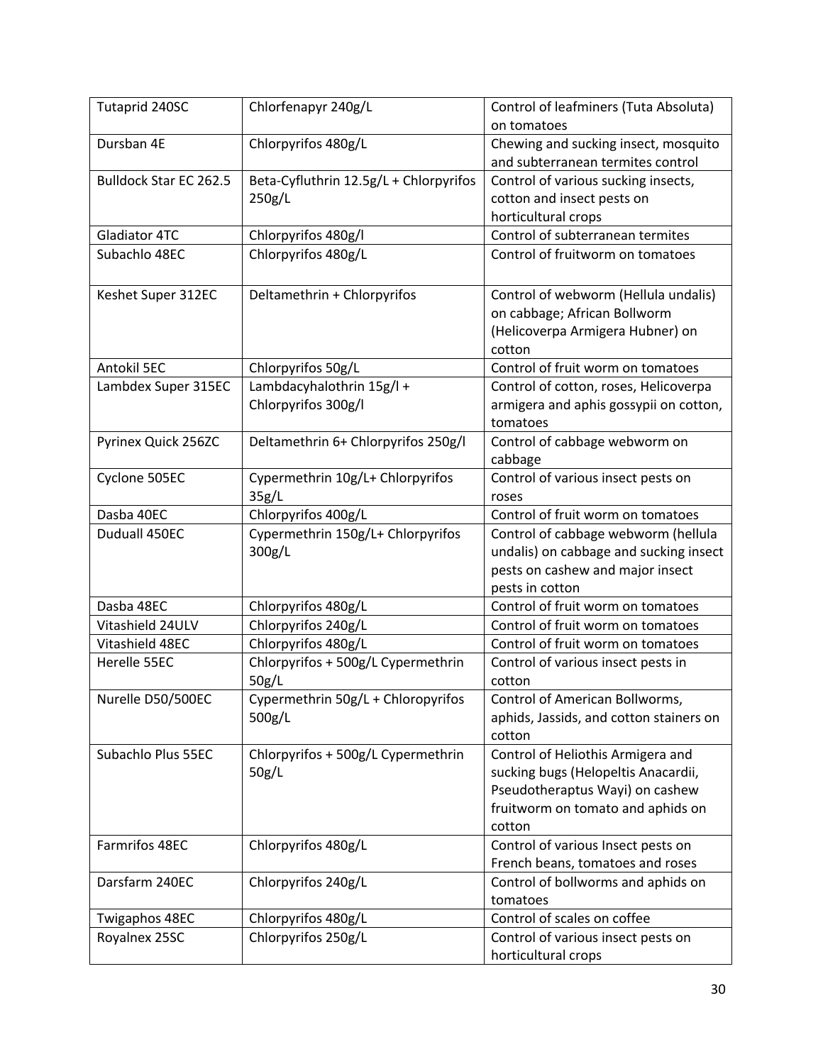| | | |
|---|---|---|
| Tutaprid 240SC | Chlorfenapyr 240g/L | Control of leafminers (Tuta Absoluta) on tomatoes |
| Dursban 4E | Chlorpyrifos 480g/L | Chewing and sucking insect, mosquito and subterranean termites control |
| Bulldock Star EC 262.5 | Beta-Cyfluthrin 12.5g/L + Chlorpyrifos 250g/L | Control of various sucking insects, cotton and insect pests on horticultural crops |
| Gladiator 4TC | Chlorpyrifos 480g/l | Control of subterranean termites |
| Subachlo 48EC | Chlorpyrifos 480g/L | Control of fruitworm on tomatoes |
| Keshet Super 312EC | Deltamethrin + Chlorpyrifos | Control of webworm (Hellula undalis) on cabbage; African Bollworm (Helicoverpa Armigera Hubner) on cotton |
| Antokil 5EC | Chlorpyrifos 50g/L | Control of fruit worm on tomatoes |
| Lambdex Super 315EC | Lambdacyhalothrin 15g/l + Chlorpyrifos 300g/l | Control of cotton, roses, Helicoverpa armigera and aphis gossypii on cotton, tomatoes |
| Pyrinex Quick 256ZC | Deltamethrin 6+ Chlorpyrifos 250g/l | Control of cabbage webworm on cabbage |
| Cyclone 505EC | Cypermethrin 10g/L+ Chlorpyrifos 35g/L | Control of various insect pests on roses |
| Dasba 40EC | Chlorpyrifos 400g/L | Control of fruit worm on tomatoes |
| Duduall 450EC | Cypermethrin 150g/L+ Chlorpyrifos 300g/L | Control of cabbage webworm (hellula undalis) on cabbage and sucking insect pests on cashew and major insect pests in cotton |
| Dasba 48EC | Chlorpyrifos 480g/L | Control of fruit worm on tomatoes |
| Vitashield 24ULV | Chlorpyrifos 240g/L | Control of fruit worm on tomatoes |
| Vitashield 48EC | Chlorpyrifos 480g/L | Control of fruit worm on tomatoes |
| Herelle 55EC | Chlorpyrifos + 500g/L Cypermethrin 50g/L | Control of various insect pests in cotton |
| Nurelle D50/500EC | Cypermethrin 50g/L + Chloropyrifos 500g/L | Control of American Bollworms, aphids, Jassids, and cotton stainers on cotton |
| Subachlo Plus 55EC | Chlorpyrifos + 500g/L Cypermethrin 50g/L | Control of Heliothis Armigera and sucking bugs (Helopeltis Anacardii, Pseudotheraptus Wayi) on cashew fruitworm on tomato and aphids on cotton |
| Farmrifos 48EC | Chlorpyrifos 480g/L | Control of various Insect pests on French beans, tomatoes and roses |
| Darsfarm 240EC | Chlorpyrifos 240g/L | Control of bollworms and aphids on tomatoes |
| Twigaphos 48EC | Chlorpyrifos 480g/L | Control of scales on coffee |
| Royalnex 25SC | Chlorpyrifos 250g/L | Control of various insect pests on horticultural crops |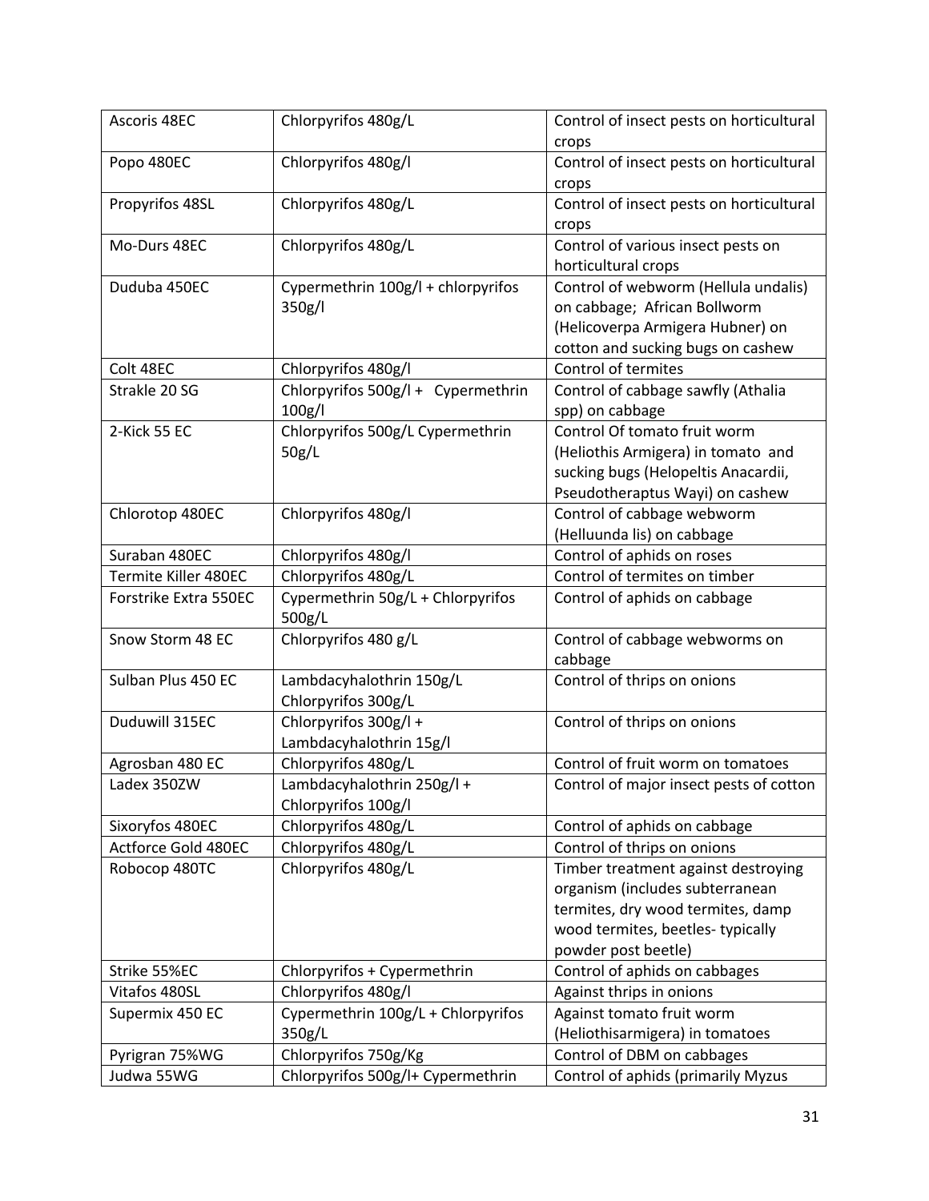| | | |
|---|---|---|
| Ascoris 48EC | Chlorpyrifos 480g/L | Control of insect pests on horticultural crops |
| Popo 480EC | Chlorpyrifos 480g/l | Control of insect pests on horticultural crops |
| Propyrifos 48SL | Chlorpyrifos 480g/L | Control of insect pests on horticultural crops |
| Mo-Durs 48EC | Chlorpyrifos 480g/L | Control of various insect pests on horticultural crops |
| Duduba 450EC | Cypermethrin 100g/l + chlorpyrifos 350g/l | Control of webworm (Hellula undalis) on cabbage; African Bollworm (Helicoverpa Armigera Hubner) on cotton and sucking bugs on cashew |
| Colt 48EC | Chlorpyrifos 480g/l | Control of termites |
| Strakle 20 SG | Chlorpyrifos 500g/l + Cypermethrin 100g/l | Control of cabbage sawfly (Athalia spp) on cabbage |
| 2-Kick 55 EC | Chlorpyrifos 500g/L Cypermethrin 50g/L | Control Of tomato fruit worm (Heliothis Armigera) in tomato and sucking bugs (Helopeltis Anacardii, Pseudotheraptus Wayi) on cashew |
| Chlorotop 480EC | Chlorpyrifos 480g/l | Control of cabbage webworm (Helluunda lis) on cabbage |
| Suraban 480EC | Chlorpyrifos 480g/l | Control of aphids on roses |
| Termite Killer 480EC | Chlorpyrifos 480g/L | Control of termites on timber |
| Forstrike Extra 550EC | Cypermethrin 50g/L + Chlorpyrifos 500g/L | Control of aphids on cabbage |
| Snow Storm 48 EC | Chlorpyrifos 480 g/L | Control of cabbage webworms on cabbage |
| Sulban Plus 450 EC | Lambdacyhalothrin 150g/L Chlorpyrifos 300g/L | Control of thrips on onions |
| Duduwill 315EC | Chlorpyrifos 300g/l + Lambdacyhalothrin 15g/l | Control of thrips on onions |
| Agrosban 480 EC | Chlorpyrifos 480g/L | Control of fruit worm on tomatoes |
| Ladex 350ZW | Lambdacyhalothrin 250g/l + Chlorpyrifos 100g/l | Control of major insect pests of cotton |
| Sixoryfos 480EC | Chlorpyrifos 480g/L | Control of aphids on cabbage |
| Actforce Gold 480EC | Chlorpyrifos 480g/L | Control of thrips on onions |
| Robocop 480TC | Chlorpyrifos 480g/L | Timber treatment against destroying organism (includes subterranean termites, dry wood termites, damp wood termites, beetles- typically powder post beetle) |
| Strike 55%EC | Chlorpyrifos + Cypermethrin | Control of aphids on cabbages |
| Vitafos 480SL | Chlorpyrifos 480g/l | Against thrips in onions |
| Supermix 450 EC | Cypermethrin 100g/L + Chlorpyrifos 350g/L | Against tomato fruit worm (Heliothisarmigera) in tomatoes |
| Pyrigran 75%WG | Chlorpyrifos 750g/Kg | Control of DBM on cabbages |
| Judwa 55WG | Chlorpyrifos 500g/l+ Cypermethrin | Control of aphids (primarily Myzus |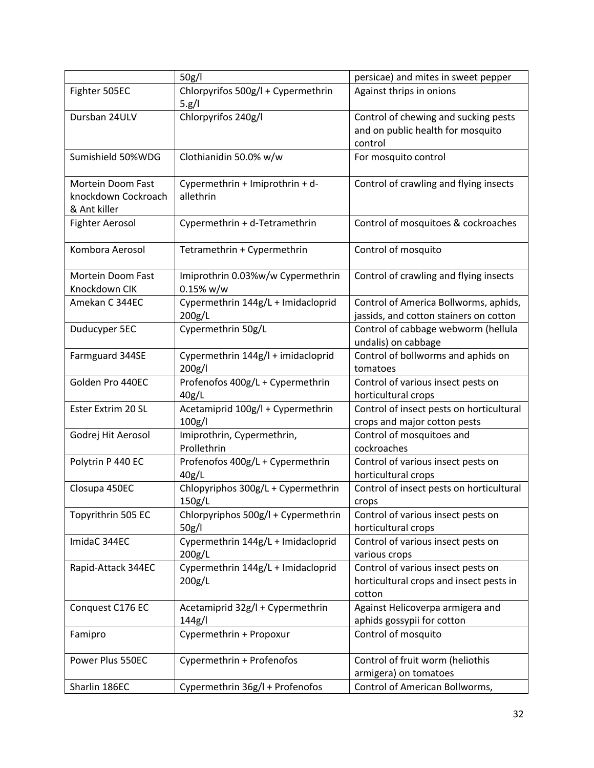| | | |
|---|---|---|
| | 50g/l | persicae) and mites in sweet pepper |
| Fighter 505EC | Chlorpyrifos 500g/l + Cypermethrin 5.g/l | Against thrips in onions |
| Dursban 24ULV | Chlorpyrifos 240g/l | Control of chewing and sucking pests and on public health for mosquito control |
| Sumishield 50%WDG | Clothianidin 50.0% w/w | For mosquito control |
| Mortein Doom Fast knockdown Cockroach & Ant killer | Cypermethrin + Imiprothrin + d-allethrin | Control of crawling and flying insects |
| Fighter Aerosol | Cypermethrin + d-Tetramethrin | Control of mosquitoes & cockroaches |
| Kombora Aerosol | Tetramethrin + Cypermethrin | Control of mosquito |
| Mortein Doom Fast Knockdown CIK | Imiprothrin 0.03%w/w Cypermethrin 0.15% w/w | Control of crawling and flying insects |
| Amekan C 344EC | Cypermethrin 144g/L + Imidacloprid 200g/L | Control of America Bollworms, aphids, jassids, and cotton stainers on cotton |
| Duducyper 5EC | Cypermethrin 50g/L | Control of cabbage webworm (hellula undalis) on cabbage |
| Farmguard 344SE | Cypermethrin 144g/l + imidacloprid 200g/l | Control of bollworms and aphids on tomatoes |
| Golden Pro 440EC | Profenofos 400g/L + Cypermethrin 40g/L | Control of various insect pests on horticultural crops |
| Ester Extrim 20 SL | Acetamiprid 100g/l + Cypermethrin 100g/l | Control of insect pests on horticultural crops and major cotton pests |
| Godrej Hit Aerosol | Imiprothrin, Cypermethrin, Prollethrin | Control of mosquitoes and cockroaches |
| Polytrin P 440 EC | Profenofos 400g/L + Cypermethrin 40g/L | Control of various insect pests on horticultural crops |
| Closupa 450EC | Chlopyriphos 300g/L + Cypermethrin 150g/L | Control of insect pests on horticultural crops |
| Topyrithrin 505 EC | Chlorpyriphos 500g/l + Cypermethrin 50g/l | Control of various insect pests on horticultural crops |
| ImidaC 344EC | Cypermethrin 144g/L + Imidacloprid 200g/L | Control of various insect pests on various crops |
| Rapid-Attack 344EC | Cypermethrin 144g/L + Imidacloprid 200g/L | Control of various insect pests on horticultural crops and insect pests in cotton |
| Conquest C176 EC | Acetamiprid 32g/l + Cypermethrin 144g/l | Against Helicoverpa armigera and aphids gossypii for cotton |
| Famipro | Cypermethrin + Propoxur | Control of mosquito |
| Power Plus 550EC | Cypermethrin + Profenofos | Control of fruit worm (heliothis armigera) on tomatoes |
| Sharlin 186EC | Cypermethrin 36g/l + Profenofos | Control of American Bollworms, |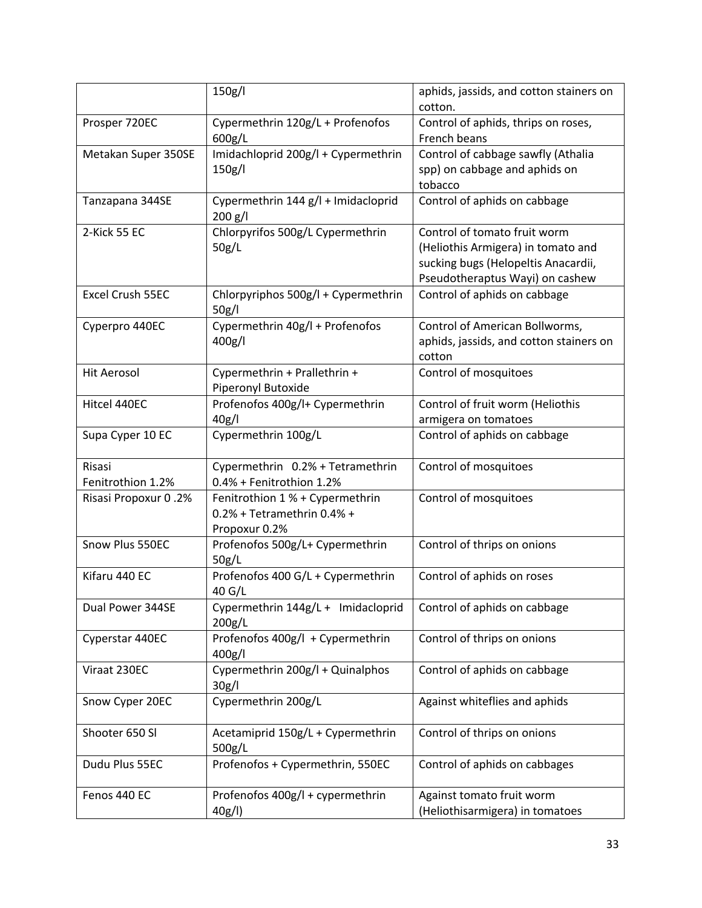| | | |
|---|---|---|
| | 150g/l | aphids, jassids, and cotton stainers on cotton. |
| Prosper 720EC | Cypermethrin 120g/L + Profenofos 600g/L | Control of aphids, thrips on roses, French beans |
| Metakan Super 350SE | Imidachloprid 200g/l + Cypermethrin 150g/l | Control of cabbage sawfly (Athalia spp) on cabbage and aphids on tobacco |
| Tanzapana 344SE | Cypermethrin 144 g/l + Imidacloprid 200 g/l | Control of aphids on cabbage |
| 2-Kick 55 EC | Chlorpyrifos 500g/L Cypermethrin 50g/L | Control of tomato fruit worm (Heliothis Armigera) in tomato and sucking bugs (Helopeltis Anacardii, Pseudotheraptus Wayi) on cashew |
| Excel Crush 55EC | Chlorpyriphos 500g/l + Cypermethrin 50g/l | Control of aphids on cabbage |
| Cyperpro 440EC | Cypermethrin 40g/l + Profenofos 400g/l | Control of American Bollworms, aphids, jassids, and cotton stainers on cotton |
| Hit Aerosol | Cypermethrin + Prallethrin + Piperonyl Butoxide | Control of mosquitoes |
| Hitcel 440EC | Profenofos 400g/l+ Cypermethrin 40g/l | Control of fruit worm (Heliothis armigera on tomatoes |
| Supa Cyper 10 EC | Cypermethrin 100g/L | Control of aphids on cabbage |
| Risasi Fenitrothion 1.2% | Cypermethrin 0.2% + Tetramethrin 0.4% + Fenitrothion 1.2% | Control of mosquitoes |
| Risasi Propoxur 0 .2% | Fenitrothion 1 % + Cypermethrin 0.2% + Tetramethrin 0.4% + Propoxur 0.2% | Control of mosquitoes |
| Snow Plus 550EC | Profenofos 500g/L+ Cypermethrin 50g/L | Control of thrips on onions |
| Kifaru 440 EC | Profenofos 400 G/L + Cypermethrin 40 G/L | Control of aphids on roses |
| Dual Power 344SE | Cypermethrin 144g/L + Imidacloprid 200g/L | Control of aphids on cabbage |
| Cyperstar 440EC | Profenofos 400g/l + Cypermethrin 400g/l | Control of thrips on onions |
| Viraat 230EC | Cypermethrin 200g/l + Quinalphos 30g/l | Control of aphids on cabbage |
| Snow Cyper 20EC | Cypermethrin 200g/L | Against whiteflies and aphids |
| Shooter 650 Sl | Acetamiprid 150g/L + Cypermethrin 500g/L | Control of thrips on onions |
| Dudu Plus 55EC | Profenofos + Cypermethrin, 550EC | Control of aphids on cabbages |
| Fenos 440 EC | Profenofos 400g/l + cypermethrin 40g/l) | Against tomato fruit worm (Heliothisarmigera) in tomatoes |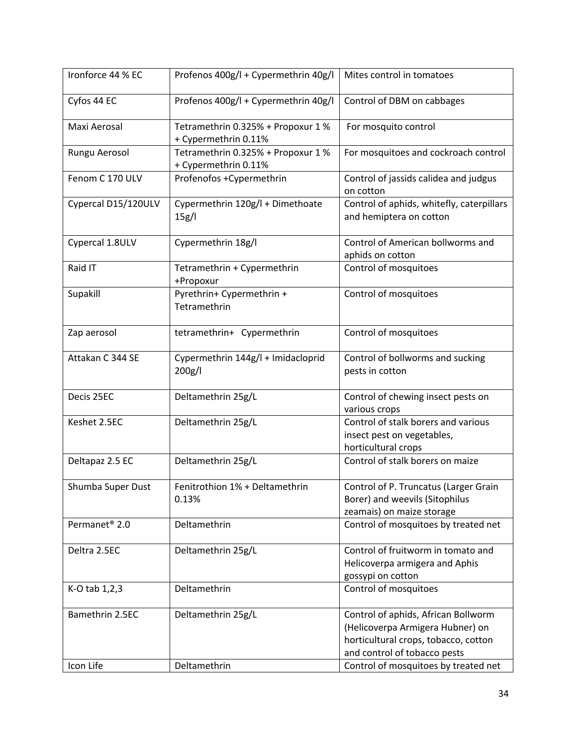| | | |
|---|---|---|
| Ironforce 44 % EC | Profenos 400g/l + Cypermethrin 40g/l | Mites control in tomatoes |
| Cyfos 44 EC | Profenos 400g/l + Cypermethrin 40g/l | Control of DBM on cabbages |
| Maxi Aerosal | Tetramethrin 0.325% + Propoxur 1 % + Cypermethrin 0.11% | For mosquito control |
| Rungu Aerosol | Tetramethrin 0.325% + Propoxur 1 % + Cypermethrin 0.11% | For mosquitoes and cockroach control |
| Fenom C 170 ULV | Profenofos +Cypermethrin | Control of jassids calidea and judgus on cotton |
| Cypercal D15/120ULV | Cypermethrin 120g/l + Dimethoate 15g/l | Control of aphids, whitefly, caterpillars and hemiptera on cotton |
| Cypercal 1.8ULV | Cypermethrin 18g/l | Control of American bollworms and aphids on cotton |
| Raid IT | Tetramethrin + Cypermethrin +Propoxur | Control of mosquitoes |
| Supakill | Pyrethrin+ Cypermethrin + Tetramethrin | Control of mosquitoes |
| Zap aerosol | tetramethrin+ Cypermethrin | Control of mosquitoes |
| Attakan C 344 SE | Cypermethrin 144g/l + Imidacloprid 200g/l | Control of bollworms and sucking pests in cotton |
| Decis 25EC | Deltamethrin 25g/L | Control of chewing insect pests on various crops |
| Keshet 2.5EC | Deltamethrin 25g/L | Control of stalk borers and various insect pest on vegetables, horticultural crops |
| Deltapaz 2.5 EC | Deltamethrin 25g/L | Control of stalk borers on maize |
| Shumba Super Dust | Fenitrothion 1% + Deltamethrin 0.13% | Control of P. Truncatus (Larger Grain Borer) and weevils (Sitophilus zeamais) on maize storage |
| Permanet® 2.0 | Deltamethrin | Control of mosquitoes by treated net |
| Deltra 2.5EC | Deltamethrin 25g/L | Control of fruitworm in tomato and Helicoverpa armigera and Aphis gossypi on cotton |
| K-O tab 1,2,3 | Deltamethrin | Control of mosquitoes |
| Bamethrin 2.5EC | Deltamethrin 25g/L | Control of aphids, African Bollworm (Helicoverpa Armigera Hubner) on horticultural crops, tobacco, cotton and control of tobacco pests |
| Icon Life | Deltamethrin | Control of mosquitoes by treated net |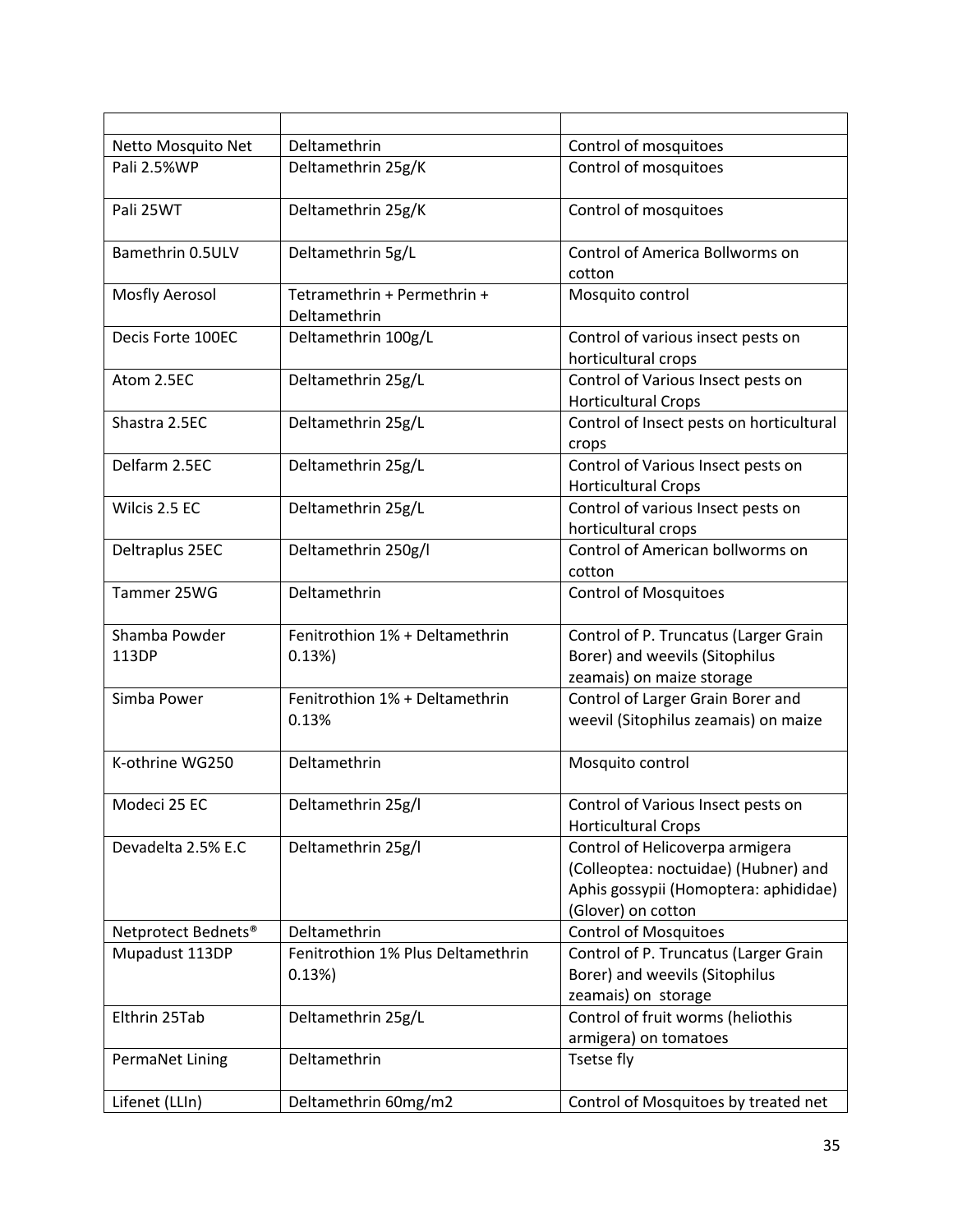| | | |
|---|---|---|
| Netto Mosquito Net | Deltamethrin | Control of mosquitoes |
| Pali 2.5%WP | Deltamethrin 25g/K | Control of mosquitoes |
| Pali 25WT | Deltamethrin 25g/K | Control of mosquitoes |
| Bamethrin 0.5ULV | Deltamethrin 5g/L | Control of America Bollworms on cotton |
| Mosfly Aerosol | Tetramethrin + Permethrin + Deltamethrin | Mosquito control |
| Decis Forte 100EC | Deltamethrin 100g/L | Control of various insect pests on horticultural crops |
| Atom 2.5EC | Deltamethrin 25g/L | Control of Various Insect pests on Horticultural Crops |
| Shastra 2.5EC | Deltamethrin 25g/L | Control of Insect pests on horticultural crops |
| Delfarm 2.5EC | Deltamethrin 25g/L | Control of Various Insect pests on Horticultural Crops |
| Wilcis 2.5 EC | Deltamethrin 25g/L | Control of various Insect pests on horticultural crops |
| Deltraplus 25EC | Deltamethrin 250g/l | Control of American bollworms on cotton |
| Tammer 25WG | Deltamethrin | Control of Mosquitoes |
| Shamba Powder 113DP | Fenitrothion 1% + Deltamethrin 0.13%) | Control of P. Truncatus (Larger Grain Borer) and weevils (Sitophilus zeamais) on maize storage |
| Simba Power | Fenitrothion 1% + Deltamethrin 0.13% | Control of Larger Grain Borer and weevil (Sitophilus zeamais) on maize |
| K-othrine WG250 | Deltamethrin | Mosquito control |
| Modeci 25 EC | Deltamethrin 25g/l | Control of Various Insect pests on Horticultural Crops |
| Devadelta 2.5% E.C | Deltamethrin 25g/l | Control of Helicoverpa armigera (Colleoptea: noctuidae) (Hubner) and Aphis gossypii (Homoptera: aphididae) (Glover) on cotton |
| Netprotect Bednets® | Deltamethrin | Control of Mosquitoes |
| Mupadust 113DP | Fenitrothion 1% Plus Deltamethrin 0.13%) | Control of P. Truncatus (Larger Grain Borer) and weevils (Sitophilus zeamais) on storage |
| Elthrin 25Tab | Deltamethrin 25g/L | Control of fruit worms (heliothis armigera) on tomatoes |
| PermaNet Lining | Deltamethrin | Tsetse fly |
| Lifenet (LLIn) | Deltamethrin 60mg/m2 | Control of Mosquitoes by treated net |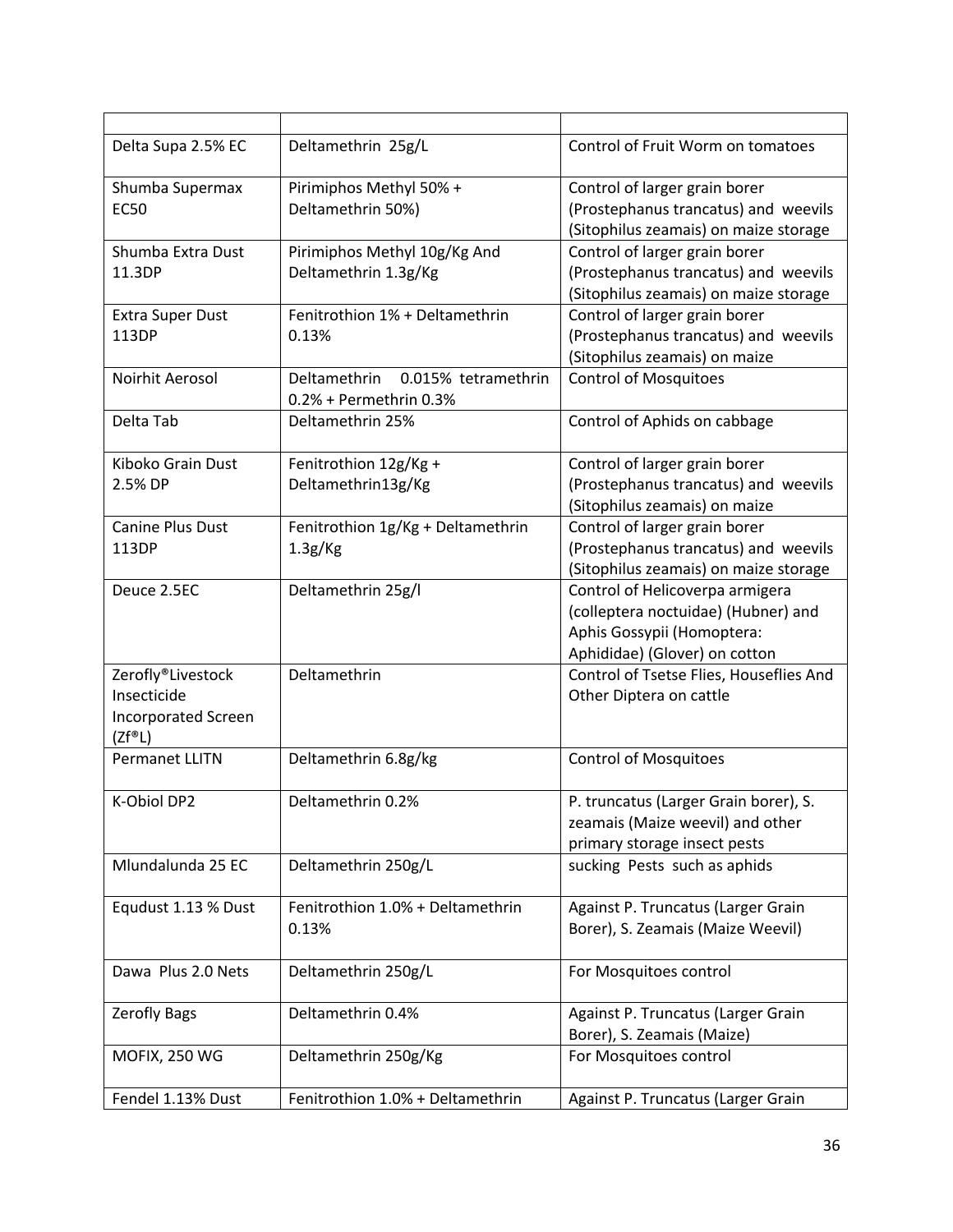| | | |
|---|---|---|
| Delta Supa 2.5% EC | Deltamethrin 25g/L | Control of Fruit Worm on tomatoes |
| Shumba Supermax EC50 | Pirimiphos Methyl 50% + Deltamethrin 50%) | Control of larger grain borer (Prostephanus trancatus) and weevils (Sitophilus zeamais) on maize storage |
| Shumba Extra Dust 11.3DP | Pirimiphos Methyl 10g/Kg And Deltamethrin 1.3g/Kg | Control of larger grain borer (Prostephanus trancatus) and weevils (Sitophilus zeamais) on maize storage |
| Extra Super Dust 113DP | Fenitrothion 1% + Deltamethrin 0.13% | Control of larger grain borer (Prostephanus trancatus) and weevils (Sitophilus zeamais) on maize |
| Noirhit Aerosol | Deltamethrin 0.015% tetramethrin 0.2% + Permethrin 0.3% | Control of Mosquitoes |
| Delta Tab | Deltamethrin 25% | Control of Aphids on cabbage |
| Kiboko Grain Dust 2.5% DP | Fenitrothion 12g/Kg + Deltamethrin13g/Kg | Control of larger grain borer (Prostephanus trancatus) and weevils (Sitophilus zeamais) on maize |
| Canine Plus Dust 113DP | Fenitrothion 1g/Kg + Deltamethrin 1.3g/Kg | Control of larger grain borer (Prostephanus trancatus) and weevils (Sitophilus zeamais) on maize storage |
| Deuce 2.5EC | Deltamethrin 25g/l | Control of Helicoverpa armigera (colleptera noctuidae) (Hubner) and Aphis Gossypii (Homoptera: Aphididae) (Glover) on cotton |
| Zerofly®Livestock Insecticide Incorporated Screen (Zf®L) | Deltamethrin | Control of Tsetse Flies, Houseflies And Other Diptera on cattle |
| Permanet LLITN | Deltamethrin 6.8g/kg | Control of Mosquitoes |
| K-Obiol DP2 | Deltamethrin 0.2% | P. truncatus (Larger Grain borer), S. zeamais (Maize weevil) and other primary storage insect pests |
| Mlundalunda 25 EC | Deltamethrin 250g/L | sucking Pests such as aphids |
| Equdust 1.13 % Dust | Fenitrothion 1.0% + Deltamethrin 0.13% | Against P. Truncatus (Larger Grain Borer), S. Zeamais (Maize Weevil) |
| Dawa Plus 2.0 Nets | Deltamethrin 250g/L | For Mosquitoes control |
| Zerofly Bags | Deltamethrin 0.4% | Against P. Truncatus (Larger Grain Borer), S. Zeamais (Maize) |
| MOFIX, 250 WG | Deltamethrin 250g/Kg | For Mosquitoes control |
| Fendel 1.13% Dust | Fenitrothion 1.0% + Deltamethrin | Against P. Truncatus (Larger Grain |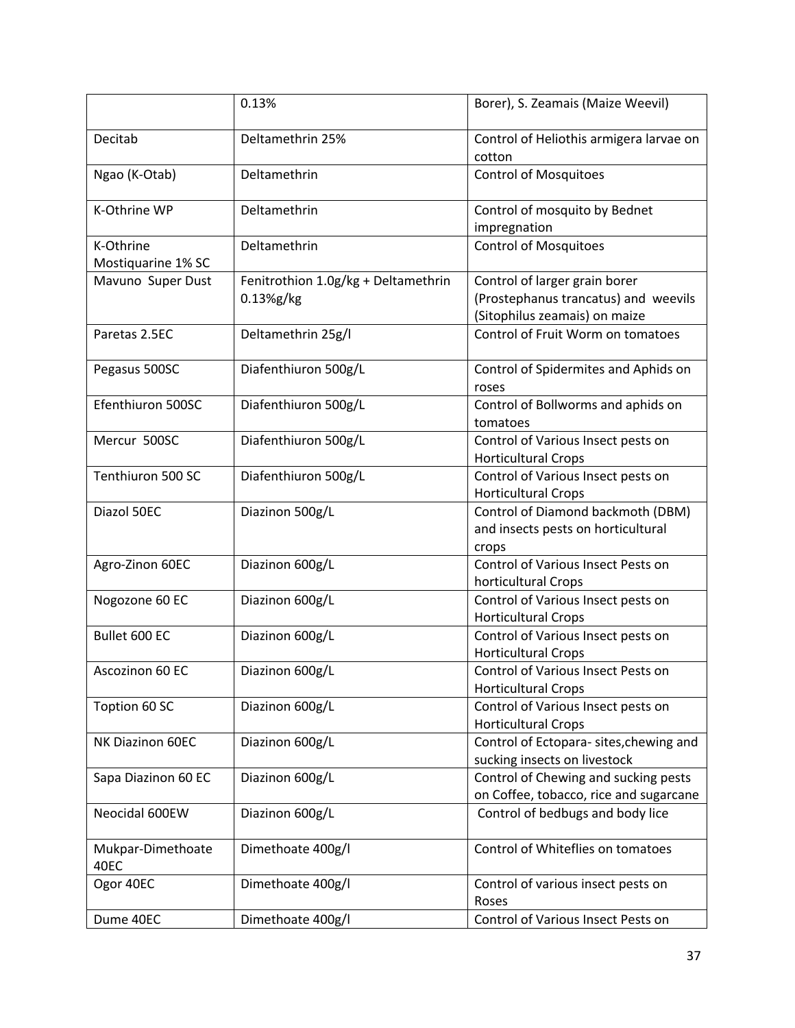| | | |
|---|---|---|
| | 0.13% | Borer), S. Zeamais (Maize Weevil) |
| Decitab | Deltamethrin 25% | Control of Heliothis armigera larvae on cotton |
| Ngao (K-Otab) | Deltamethrin | Control of Mosquitoes |
| K-Othrine WP | Deltamethrin | Control of mosquito by Bednet impregnation |
| K-Othrine Mostiquarine 1% SC | Deltamethrin | Control of Mosquitoes |
| Mavuno Super Dust | Fenitrothion 1.0g/kg + Deltamethrin 0.13%g/kg | Control of larger grain borer (Prostephanus trancatus) and weevils (Sitophilus zeamais) on maize |
| Paretas 2.5EC | Deltamethrin 25g/l | Control of Fruit Worm on tomatoes |
| Pegasus 500SC | Diafenthiuron 500g/L | Control of Spidermites and Aphids on roses |
| Efenthiuron 500SC | Diafenthiuron 500g/L | Control of Bollworms and aphids on tomatoes |
| Mercur 500SC | Diafenthiuron 500g/L | Control of Various Insect pests on Horticultural Crops |
| Tenthiuron 500 SC | Diafenthiuron 500g/L | Control of Various Insect pests on Horticultural Crops |
| Diazol 50EC | Diazinon 500g/L | Control of Diamond backmoth (DBM) and insects pests on horticultural crops |
| Agro-Zinon 60EC | Diazinon 600g/L | Control of Various Insect Pests on horticultural Crops |
| Nogozone 60 EC | Diazinon 600g/L | Control of Various Insect pests on Horticultural Crops |
| Bullet 600 EC | Diazinon 600g/L | Control of Various Insect pests on Horticultural Crops |
| Ascozinon 60 EC | Diazinon 600g/L | Control of Various Insect Pests on Horticultural Crops |
| Toption 60 SC | Diazinon 600g/L | Control of Various Insect pests on Horticultural Crops |
| NK Diazinon 60EC | Diazinon 600g/L | Control of Ectopara- sites,chewing and sucking insects on livestock |
| Sapa Diazinon 60 EC | Diazinon 600g/L | Control of Chewing and sucking pests on Coffee, tobacco, rice and sugarcane |
| Neocidal 600EW | Diazinon 600g/L | Control of bedbugs and body lice |
| Mukpar-Dimethoate 40EC | Dimethoate 400g/l | Control of Whiteflies on tomatoes |
| Ogor 40EC | Dimethoate 400g/l | Control of various insect pests on Roses |
| Dume 40EC | Dimethoate 400g/l | Control of Various Insect Pests on |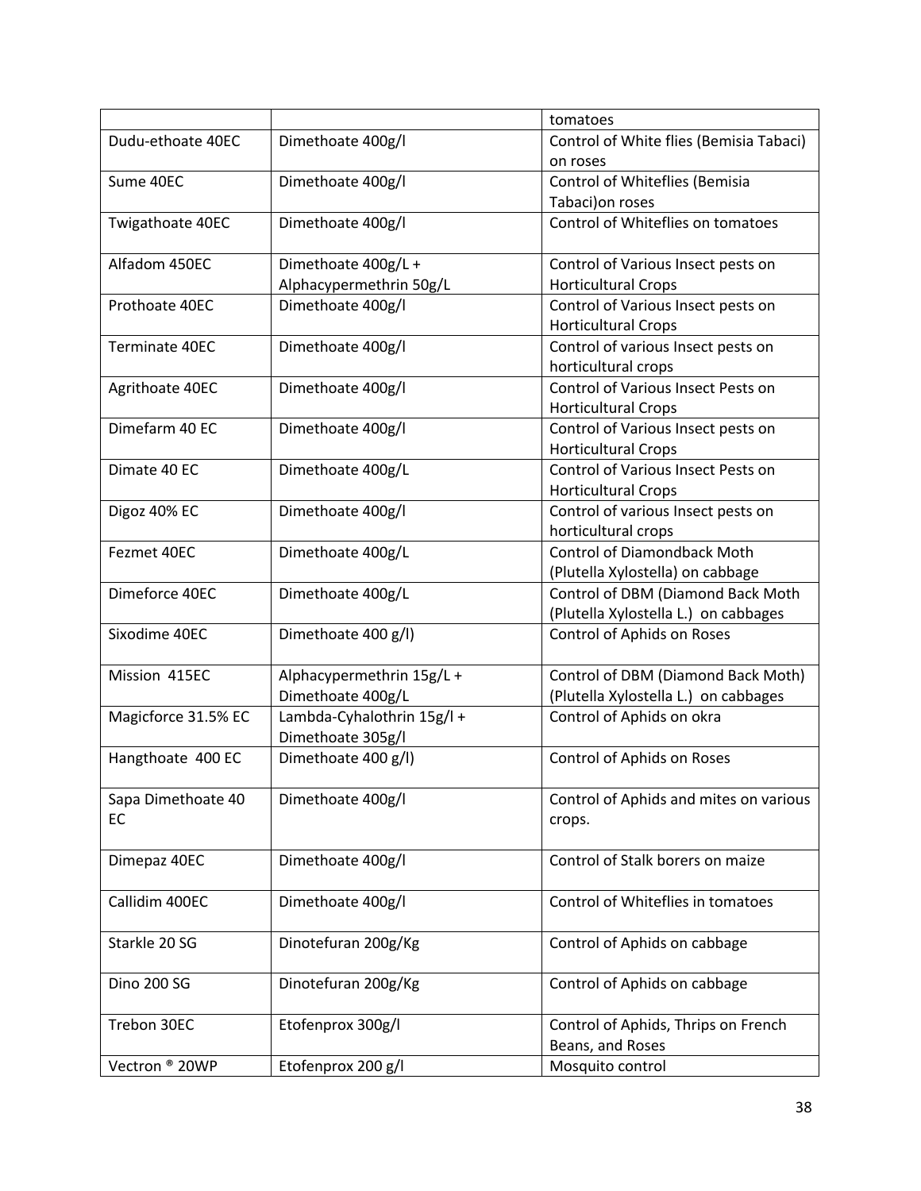| | | |
|---|---|---|
| | | tomatoes |
| Dudu-ethoate 40EC | Dimethoate 400g/l | Control of White flies (Bemisia Tabaci) on roses |
| Sume 40EC | Dimethoate 400g/l | Control of Whiteflies (Bemisia Tabaci)on roses |
| Twigathoate 40EC | Dimethoate 400g/l | Control of Whiteflies on tomatoes |
| Alfadom 450EC | Dimethoate 400g/L + Alphacypermethrin 50g/L | Control of Various Insect pests on Horticultural Crops |
| Prothoate 40EC | Dimethoate 400g/l | Control of Various Insect pests on Horticultural Crops |
| Terminate 40EC | Dimethoate 400g/l | Control of various Insect pests on horticultural crops |
| Agrithoate 40EC | Dimethoate 400g/l | Control of Various Insect Pests on Horticultural Crops |
| Dimefarm 40 EC | Dimethoate 400g/l | Control of Various Insect pests on Horticultural Crops |
| Dimate 40 EC | Dimethoate 400g/L | Control of Various Insect Pests on Horticultural Crops |
| Digoz 40% EC | Dimethoate 400g/l | Control of various Insect pests on horticultural crops |
| Fezmet 40EC | Dimethoate 400g/L | Control of Diamondback Moth (Plutella Xylostella) on cabbage |
| Dimeforce 40EC | Dimethoate 400g/L | Control of DBM (Diamond Back Moth (Plutella Xylostella L.) on cabbages |
| Sixodime 40EC | Dimethoate 400 g/l) | Control of Aphids on Roses |
| Mission 415EC | Alphacypermethrin 15g/L + Dimethoate 400g/L | Control of DBM (Diamond Back Moth) (Plutella Xylostella L.) on cabbages |
| Magicforce 31.5% EC | Lambda-Cyhalothrin 15g/l + Dimethoate 305g/l | Control of Aphids on okra |
| Hangthoate 400 EC | Dimethoate 400 g/l) | Control of Aphids on Roses |
| Sapa Dimethoate 40 EC | Dimethoate 400g/l | Control of Aphids and mites on various crops. |
| Dimepaz 40EC | Dimethoate 400g/l | Control of Stalk borers on maize |
| Callidim 400EC | Dimethoate 400g/l | Control of Whiteflies in tomatoes |
| Starkle 20 SG | Dinotefuran 200g/Kg | Control of Aphids on cabbage |
| Dino 200 SG | Dinotefuran 200g/Kg | Control of Aphids on cabbage |
| Trebon 30EC | Etofenprox 300g/l | Control of Aphids, Thrips on French Beans, and Roses |
| Vectron ® 20WP | Etofenprox 200 g/l | Mosquito control |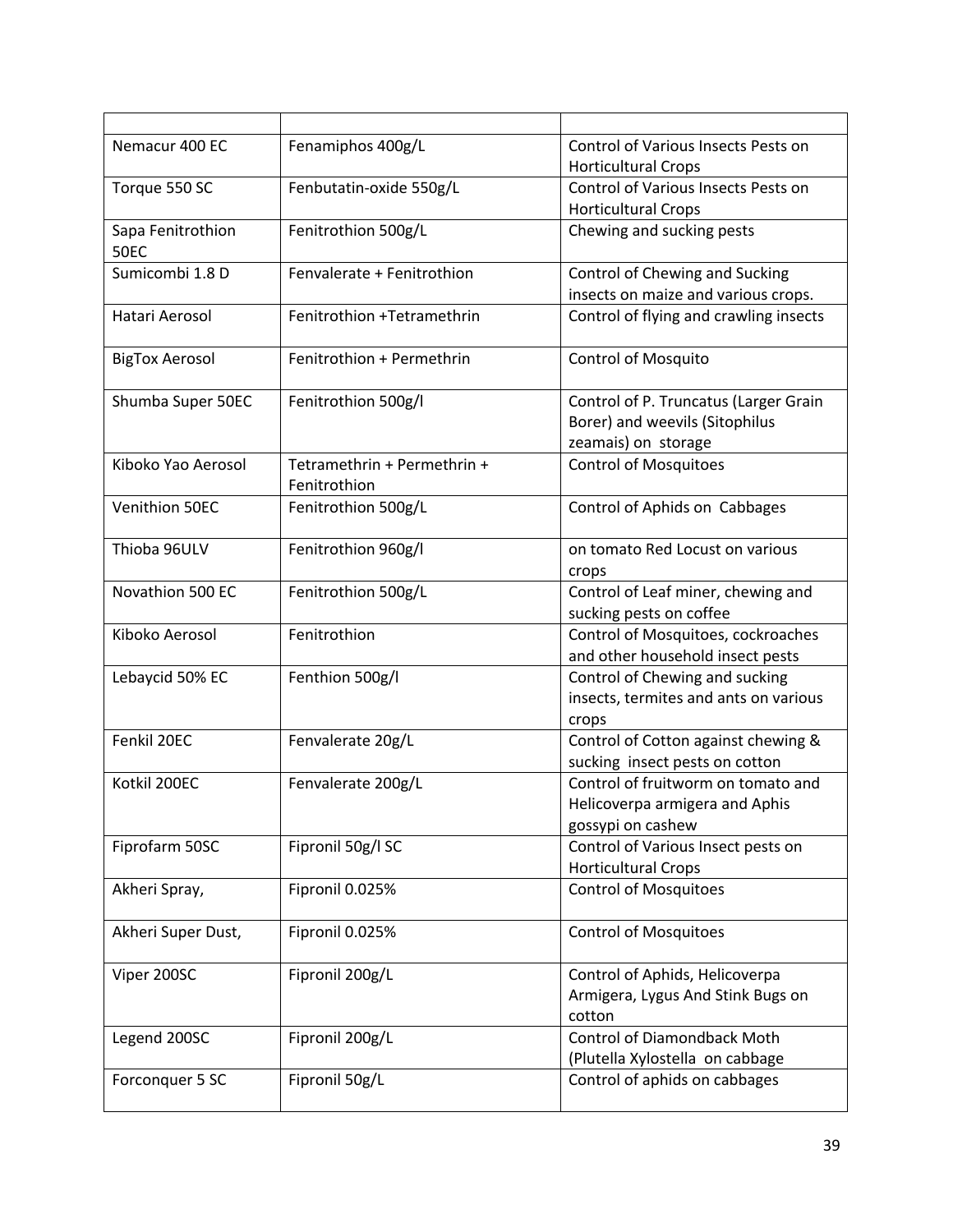| | | |
|---|---|---|
| Nemacur 400 EC | Fenamiphos 400g/L | Control of Various Insects Pests on Horticultural Crops |
| Torque 550 SC | Fenbutatin-oxide 550g/L | Control of Various Insects Pests on Horticultural Crops |
| Sapa Fenitrothion 50EC | Fenitrothion 500g/L | Chewing and sucking pests |
| Sumicombi 1.8 D | Fenvalerate + Fenitrothion | Control of Chewing and Sucking insects on maize and various crops. |
| Hatari Aerosol | Fenitrothion +Tetramethrin | Control of flying and crawling insects |
| BigTox Aerosol | Fenitrothion + Permethrin | Control of Mosquito |
| Shumba Super 50EC | Fenitrothion 500g/l | Control of P. Truncatus (Larger Grain Borer) and weevils (Sitophilus zeamais) on storage |
| Kiboko Yao Aerosol | Tetramethrin + Permethrin + Fenitrothion | Control of Mosquitoes |
| Venithion 50EC | Fenitrothion 500g/L | Control of Aphids on Cabbages |
| Thioba 96ULV | Fenitrothion 960g/l | on tomato Red Locust on various crops |
| Novathion 500 EC | Fenitrothion 500g/L | Control of Leaf miner, chewing and sucking pests on coffee |
| Kiboko Aerosol | Fenitrothion | Control of Mosquitoes, cockroaches and other household insect pests |
| Lebaycid 50% EC | Fenthion 500g/l | Control of Chewing and sucking insects, termites and ants on various crops |
| Fenkil 20EC | Fenvalerate 20g/L | Control of Cotton against chewing & sucking insect pests on cotton |
| Kotkil 200EC | Fenvalerate 200g/L | Control of fruitworm on tomato and Helicoverpa armigera and Aphis gossypi on cashew |
| Fiprofarm 50SC | Fipronil 50g/l SC | Control of Various Insect pests on Horticultural Crops |
| Akheri Spray, | Fipronil 0.025% | Control of Mosquitoes |
| Akheri Super Dust, | Fipronil 0.025% | Control of Mosquitoes |
| Viper 200SC | Fipronil 200g/L | Control of Aphids, Helicoverpa Armigera, Lygus And Stink Bugs on cotton |
| Legend 200SC | Fipronil 200g/L | Control of Diamondback Moth (Plutella Xylostella on cabbage |
| Forconquer 5 SC | Fipronil 50g/L | Control of aphids on cabbages |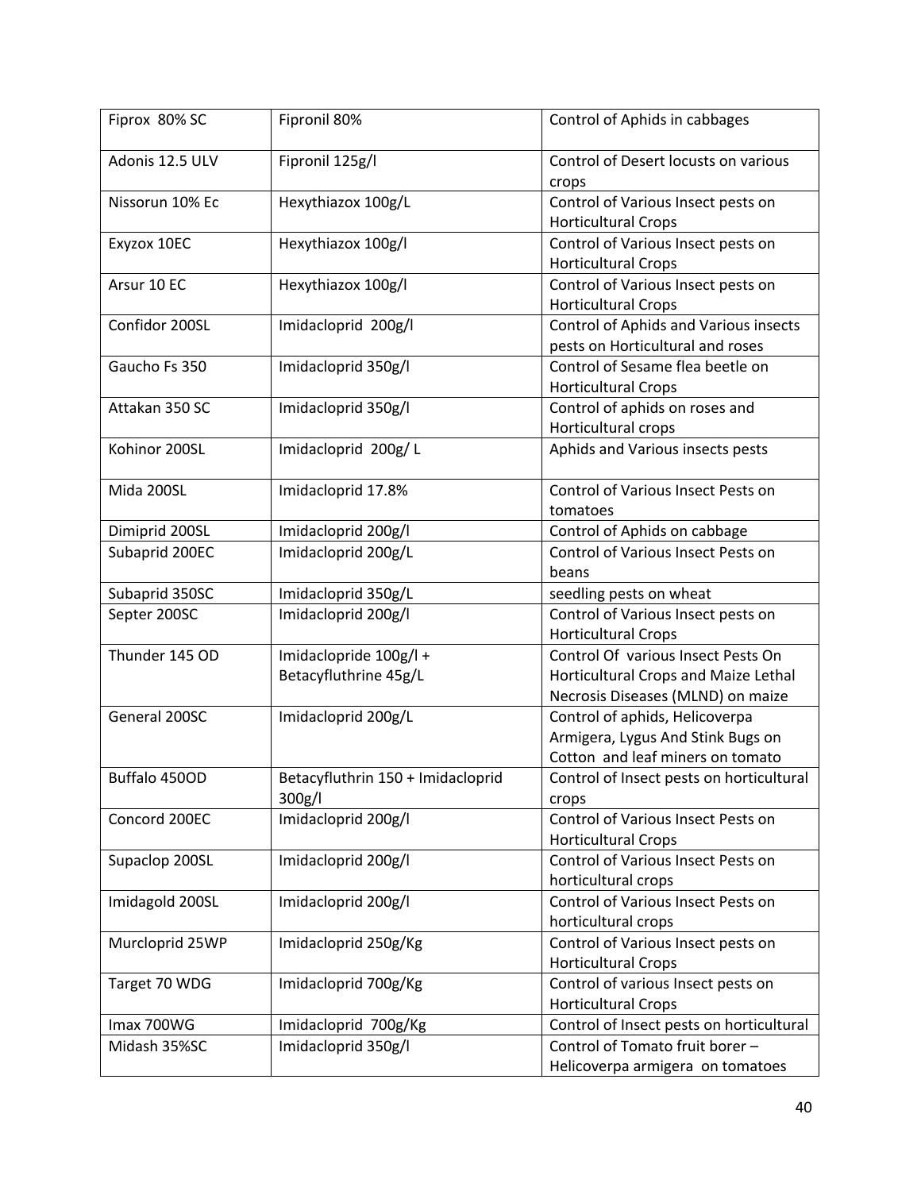| | | |
|---|---|---|
| Fiprox 80% SC | Fipronil 80% | Control of Aphids in cabbages |
| Adonis 12.5 ULV | Fipronil 125g/l | Control of Desert locusts on various crops |
| Nissorun 10% Ec | Hexythiazox 100g/L | Control of Various Insect pests on Horticultural Crops |
| Exyzox 10EC | Hexythiazox 100g/l | Control of Various Insect pests on Horticultural Crops |
| Arsur 10 EC | Hexythiazox 100g/l | Control of Various Insect pests on Horticultural Crops |
| Confidor 200SL | Imidacloprid 200g/l | Control of Aphids and Various insects pests on Horticultural and roses |
| Gaucho Fs 350 | Imidacloprid 350g/l | Control of Sesame flea beetle on Horticultural Crops |
| Attakan 350 SC | Imidacloprid 350g/l | Control of aphids on roses and Horticultural crops |
| Kohinor 200SL | Imidacloprid 200g/ L | Aphids and Various insects pests |
| Mida 200SL | Imidacloprid 17.8% | Control of Various Insect Pests on tomatoes |
| Dimiprid 200SL | Imidacloprid 200g/l | Control of Aphids on cabbage |
| Subaprid 200EC | Imidacloprid 200g/L | Control of Various Insect Pests on beans |
| Subaprid 350SC | Imidacloprid 350g/L | seedling pests on wheat |
| Septer 200SC | Imidacloprid 200g/l | Control of Various Insect pests on Horticultural Crops |
| Thunder 145 OD | Imidaclopride 100g/l + Betacyfluthrine 45g/L | Control Of various Insect Pests On Horticultural Crops and Maize Lethal Necrosis Diseases (MLND) on maize |
| General 200SC | Imidacloprid 200g/L | Control of aphids, Helicoverpa Armigera, Lygus And Stink Bugs on Cotton and leaf miners on tomato |
| Buffalo 450OD | Betacyfluthrin 150 + Imidacloprid 300g/l | Control of Insect pests on horticultural crops |
| Concord 200EC | Imidacloprid 200g/l | Control of Various Insect Pests on Horticultural Crops |
| Supaclop 200SL | Imidacloprid 200g/l | Control of Various Insect Pests on horticultural crops |
| Imidagold 200SL | Imidacloprid 200g/l | Control of Various Insect Pests on horticultural crops |
| Murcloprid 25WP | Imidacloprid 250g/Kg | Control of Various Insect pests on Horticultural Crops |
| Target 70 WDG | Imidacloprid 700g/Kg | Control of various Insect pests on Horticultural Crops |
| Imax 700WG | Imidacloprid 700g/Kg | Control of Insect pests on horticultural |
| Midash 35%SC | Imidacloprid 350g/l | Control of Tomato fruit borer – Helicoverpa armigera on tomatoes |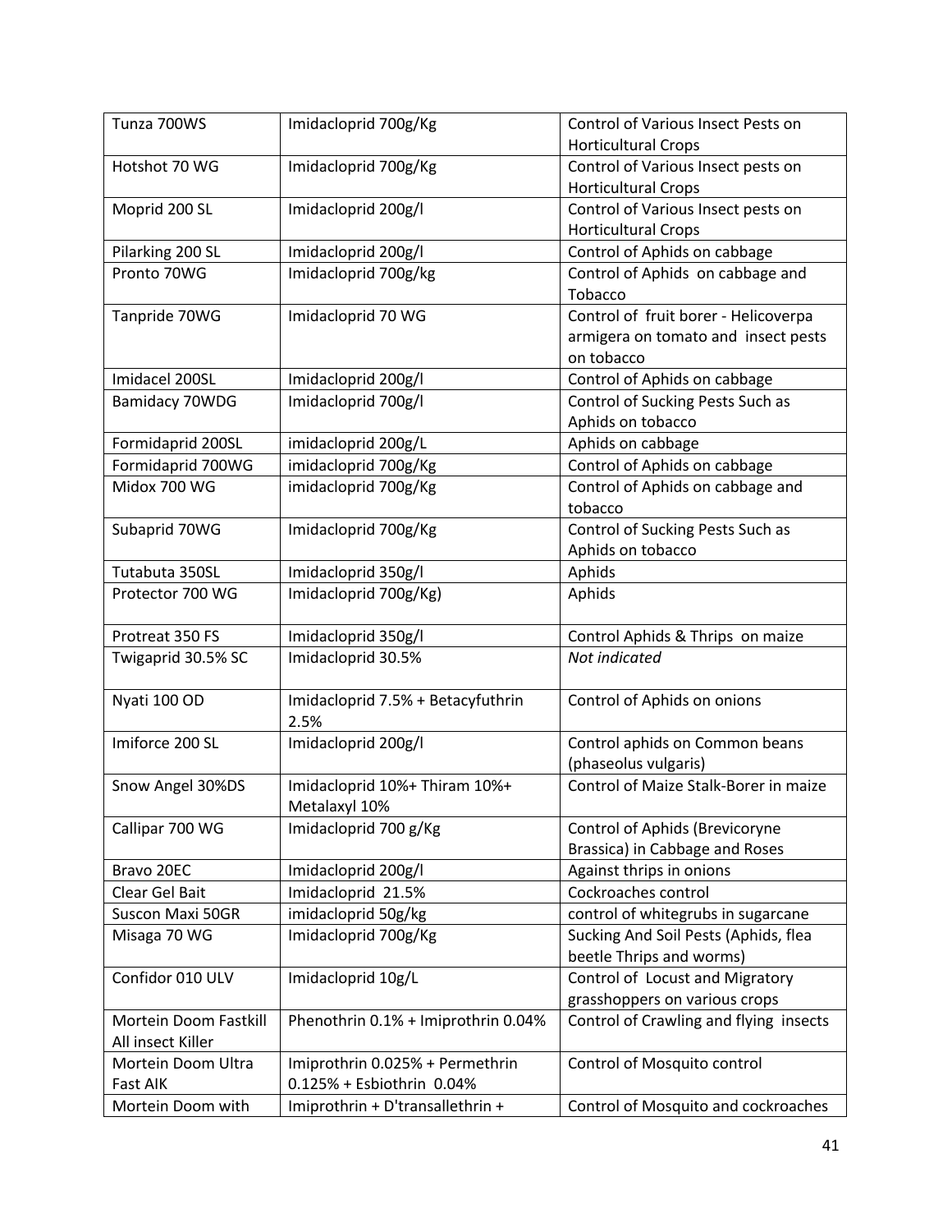| | | |
|---|---|---|
| Tunza 700WS | Imidacloprid 700g/Kg | Control of Various Insect Pests on Horticultural Crops |
| Hotshot 70 WG | Imidacloprid 700g/Kg | Control of Various Insect pests on Horticultural Crops |
| Moprid 200 SL | Imidacloprid 200g/l | Control of Various Insect pests on Horticultural Crops |
| Pilarking 200 SL | Imidacloprid 200g/l | Control of Aphids on cabbage |
| Pronto 70WG | Imidacloprid 700g/kg | Control of Aphids on cabbage and Tobacco |
| Tanpride 70WG | Imidacloprid 70 WG | Control of fruit borer - Helicoverpa armigera on tomato and insect pests on tobacco |
| Imidacel 200SL | Imidacloprid 200g/l | Control of Aphids on cabbage |
| Bamidacy 70WDG | Imidacloprid 700g/l | Control of Sucking Pests Such as Aphids on tobacco |
| Formidaprid 200SL | imidacloprid 200g/L | Aphids on cabbage |
| Formidaprid 700WG | imidacloprid 700g/Kg | Control of Aphids on cabbage |
| Midox 700 WG | imidacloprid 700g/Kg | Control of Aphids on cabbage and tobacco |
| Subaprid 70WG | Imidacloprid 700g/Kg | Control of Sucking Pests Such as Aphids on tobacco |
| Tutabuta 350SL | Imidacloprid 350g/l | Aphids |
| Protector 700 WG | Imidacloprid 700g/Kg) | Aphids |
| Protreat 350 FS | Imidacloprid 350g/l | Control Aphids & Thrips on maize |
| Twigaprid 30.5% SC | Imidacloprid 30.5% | *Not indicated* |
| Nyati 100 OD | Imidacloprid 7.5% + Betacyfuthrin 2.5% | Control of Aphids on onions |
| Imiforce 200 SL | Imidacloprid 200g/l | Control aphids on Common beans (phaseolus vulgaris) |
| Snow Angel 30%DS | Imidacloprid 10%+ Thiram 10%+ Metalaxyl 10% | Control of Maize Stalk-Borer in maize |
| Callipar 700 WG | Imidacloprid 700 g/Kg | Control of Aphids (Brevicoryne Brassica) in Cabbage and Roses |
| Bravo 20EC | Imidacloprid 200g/l | Against thrips in onions |
| Clear Gel Bait | Imidacloprid 21.5% | Cockroaches control |
| Suscon Maxi 50GR | imidacloprid 50g/kg | control of whitegrubs in sugarcane |
| Misaga 70 WG | Imidacloprid 700g/Kg | Sucking And Soil Pests (Aphids, flea beetle Thrips and worms) |
| Confidor 010 ULV | Imidacloprid 10g/L | Control of Locust and Migratory grasshoppers on various crops |
| Mortein Doom Fastkill All insect Killer | Phenothrin 0.1% + Imiprothrin 0.04% | Control of Crawling and flying insects |
| Mortein Doom Ultra Fast AIK | Imiprothrin 0.025% + Permethrin 0.125% + Esbiothrin 0.04% | Control of Mosquito control |
| Mortein Doom with | Imiprothrin + D'transallethrin + | Control of Mosquito and cockroaches |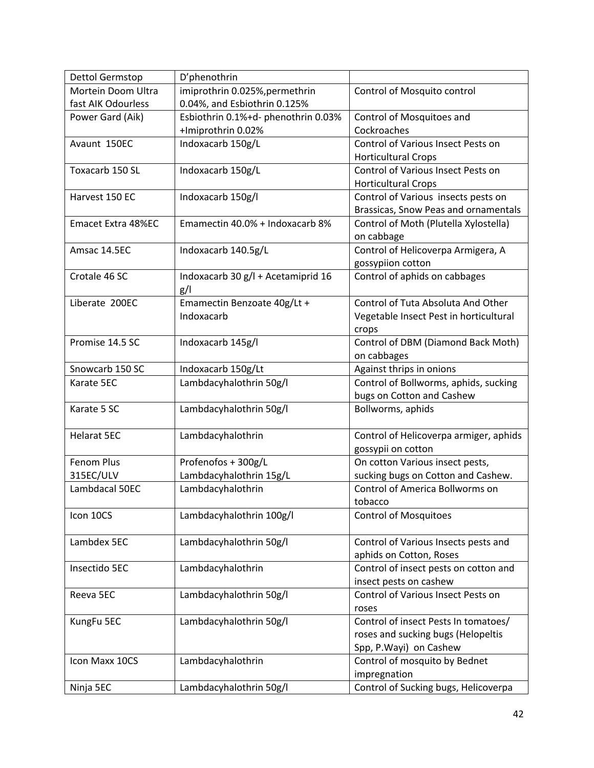| | | |
|---|---|---|
| Dettol Germstop | D'phenothrin | |
| Mortein Doom Ultra fast AIK Odourless | imiprothrin 0.025%,permethrin 0.04%, and Esbiothrin 0.125% | Control of Mosquito control |
| Power Gard (Aik) | Esbiothrin 0.1%+d- phenothrin 0.03% +Imiprothrin 0.02% | Control of Mosquitoes and Cockroaches |
| Avaunt 150EC | Indoxacarb 150g/L | Control of Various Insect Pests on Horticultural Crops |
| Toxacarb 150 SL | Indoxacarb 150g/L | Control of Various Insect Pests on Horticultural Crops |
| Harvest 150 EC | Indoxacarb 150g/l | Control of Various insects pests on Brassicas, Snow Peas and ornamentals |
| Emacet Extra 48%EC | Emamectin 40.0% + Indoxacarb 8% | Control of Moth (Plutella Xylostella) on cabbage |
| Amsac 14.5EC | Indoxacarb 140.5g/L | Control of Helicoverpa Armigera, A gossypiion cotton |
| Crotale 46 SC | Indoxacarb 30 g/l + Acetamiprid 16 g/l | Control of aphids on cabbages |
| Liberate 200EC | Emamectin Benzoate 40g/Lt + Indoxacarb | Control of Tuta Absoluta And Other Vegetable Insect Pest in horticultural crops |
| Promise 14.5 SC | Indoxacarb 145g/l | Control of DBM (Diamond Back Moth) on cabbages |
| Snowcarb 150 SC | Indoxacarb 150g/Lt | Against thrips in onions |
| Karate 5EC | Lambdacyhalothrin 50g/l | Control of Bollworms, aphids, sucking bugs on Cotton and Cashew |
| Karate 5 SC | Lambdacyhalothrin 50g/l | Bollworms, aphids |
| Helarat 5EC | Lambdacyhalothrin | Control of Helicoverpa armiger, aphids gossypii on cotton |
| Fenom Plus 315EC/ULV | Profenofos + 300g/L Lambdacyhalothrin 15g/L | On cotton Various insect pests, sucking bugs on Cotton and Cashew. |
| Lambdacal 50EC | Lambdacyhalothrin | Control of America Bollworms on tobacco |
| Icon 10CS | Lambdacyhalothrin 100g/l | Control of Mosquitoes |
| Lambdex 5EC | Lambdacyhalothrin 50g/l | Control of Various Insects pests and aphids on Cotton, Roses |
| Insectido 5EC | Lambdacyhalothrin | Control of insect pests on cotton and insect pests on cashew |
| Reeva 5EC | Lambdacyhalothrin 50g/l | Control of Various Insect Pests on roses |
| KungFu 5EC | Lambdacyhalothrin 50g/l | Control of insect Pests In tomatoes/ roses and sucking bugs (Helopeltis Spp, P.Wayi) on Cashew |
| Icon Maxx 10CS | Lambdacyhalothrin | Control of mosquito by Bednet impregnation |
| Ninja 5EC | Lambdacyhalothrin 50g/l | Control of Sucking bugs, Helicoverpa |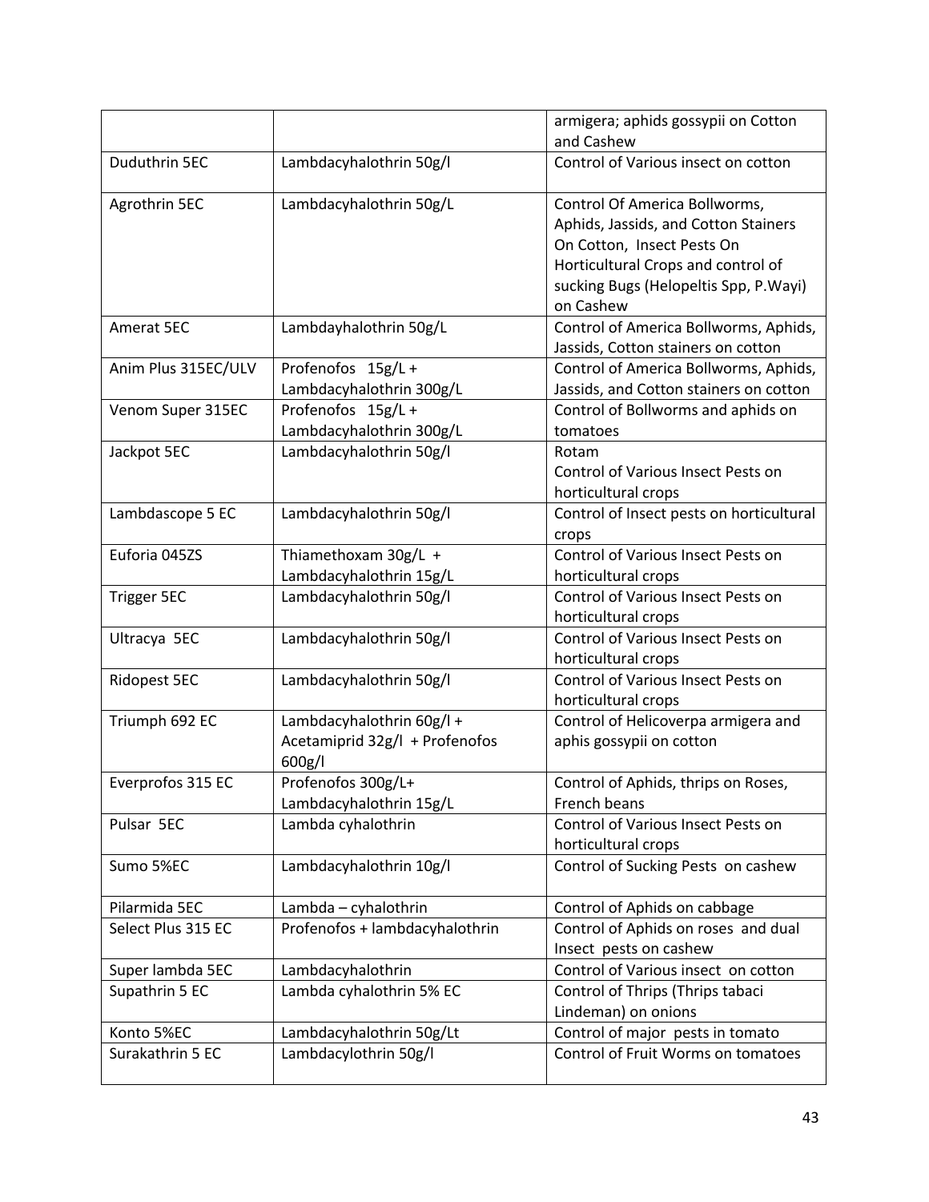| | | |
|---|---|---|
| | | armigera; aphids gossypii on Cotton and Cashew |
| Duduthrin 5EC | Lambdacyhalothrin 50g/l | Control of Various insect on cotton |
| Agrothrin 5EC | Lambdacyhalothrin 50g/L | Control Of America Bollworms, Aphids, Jassids, and Cotton Stainers On Cotton, Insect Pests On Horticultural Crops and control of sucking Bugs (Helopeltis Spp, P.Wayi) on Cashew |
| Amerat 5EC | Lambdayhalothrin 50g/L | Control of America Bollworms, Aphids, Jassids, Cotton stainers on cotton |
| Anim Plus 315EC/ULV | Profenofos 15g/L + Lambdacyhalothrin 300g/L | Control of America Bollworms, Aphids, Jassids, and Cotton stainers on cotton |
| Venom Super 315EC | Profenofos 15g/L + Lambdacyhalothrin 300g/L | Control of Bollworms and aphids on tomatoes |
| Jackpot 5EC | Lambdacyhalothrin 50g/l | Rotam<br>Control of Various Insect Pests on horticultural crops |
| Lambdascope 5 EC | Lambdacyhalothrin 50g/l | Control of Insect pests on horticultural crops |
| Euforia 045ZS | Thiamethoxam 30g/L + Lambdacyhalothrin 15g/L | Control of Various Insect Pests on horticultural crops |
| Trigger 5EC | Lambdacyhalothrin 50g/l | Control of Various Insect Pests on horticultural crops |
| Ultracya 5EC | Lambdacyhalothrin 50g/l | Control of Various Insect Pests on horticultural crops |
| Ridopest 5EC | Lambdacyhalothrin 50g/l | Control of Various Insect Pests on horticultural crops |
| Triumph 692 EC | Lambdacyhalothrin 60g/l + Acetamiprid 32g/l + Profenofos 600g/l | Control of Helicoverpa armigera and aphis gossypii on cotton |
| Everprofos 315 EC | Profenofos 300g/L+ Lambdacyhalothrin 15g/L | Control of Aphids, thrips on Roses, French beans |
| Pulsar 5EC | Lambda cyhalothrin | Control of Various Insect Pests on horticultural crops |
| Sumo 5%EC | Lambdacyhalothrin 10g/l | Control of Sucking Pests on cashew |
| Pilarmida 5EC | Lambda – cyhalothrin | Control of Aphids on cabbage |
| Select Plus 315 EC | Profenofos + lambdacyhalothrin | Control of Aphids on roses and dual Insect pests on cashew |
| Super lambda 5EC | Lambdacyhalothrin | Control of Various insect on cotton |
| Supathrin 5 EC | Lambda cyhalothrin 5% EC | Control of Thrips (Thrips tabaci Lindeman) on onions |
| Konto 5%EC | Lambdacyhalothrin 50g/Lt | Control of major pests in tomato |
| Surakathrin 5 EC | Lambdacylothrin 50g/l | Control of Fruit Worms on tomatoes |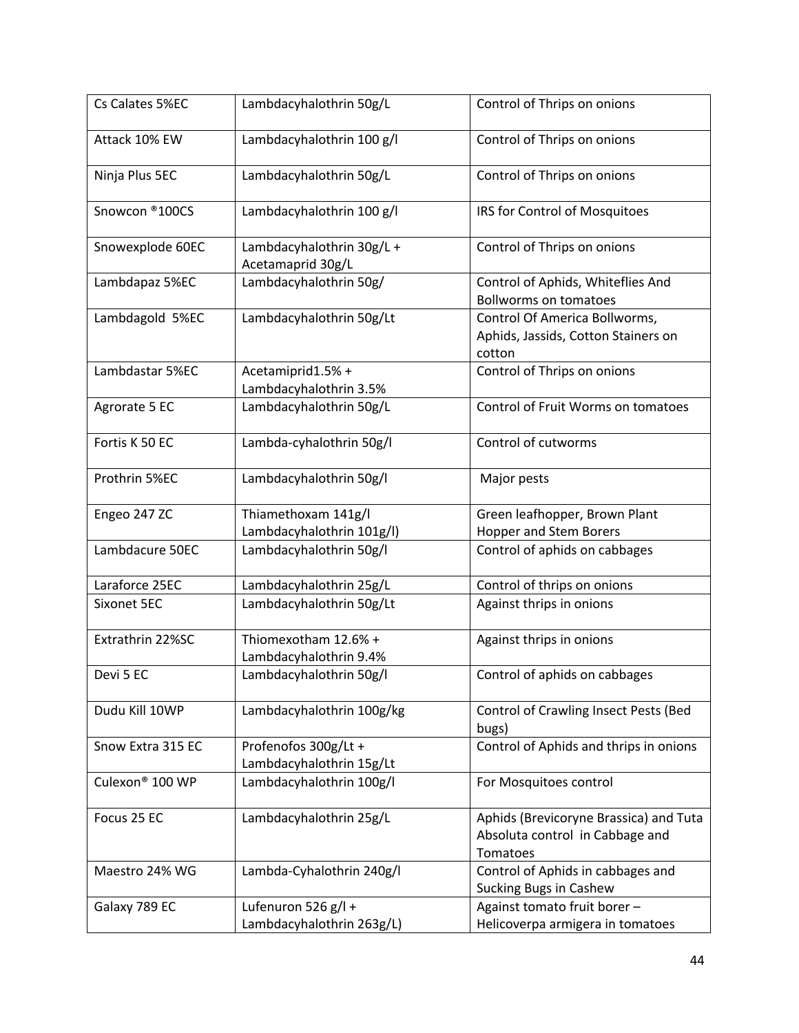| | | |
|---|---|---|
| Cs Calates 5%EC | Lambdacyhalothrin 50g/L | Control of Thrips on onions |
| Attack 10% EW | Lambdacyhalothrin 100 g/l | Control of Thrips on onions |
| Ninja Plus 5EC | Lambdacyhalothrin 50g/L | Control of Thrips on onions |
| Snowcon ®100CS | Lambdacyhalothrin 100 g/l | IRS for Control of Mosquitoes |
| Snowexplode 60EC | Lambdacyhalothrin 30g/L + Acetamaprid 30g/L | Control of Thrips on onions |
| Lambdapaz 5%EC | Lambdacyhalothrin 50g/ | Control of Aphids, Whiteflies And Bollworms on tomatoes |
| Lambdagold 5%EC | Lambdacyhalothrin 50g/Lt | Control Of America Bollworms, Aphids, Jassids, Cotton Stainers on cotton |
| Lambdastar 5%EC | Acetamiprid1.5% + Lambdacyhalothrin 3.5% | Control of Thrips on onions |
| Agrorate 5 EC | Lambdacyhalothrin 50g/L | Control of Fruit Worms on tomatoes |
| Fortis K 50 EC | Lambda-cyhalothrin 50g/l | Control of cutworms |
| Prothrin 5%EC | Lambdacyhalothrin 50g/l | Major pests |
| Engeo 247 ZC | Thiamethoxam 141g/l Lambdacyhalothrin 101g/l) | Green leafhopper, Brown Plant Hopper and Stem Borers |
| Lambdacure 50EC | Lambdacyhalothrin 50g/l | Control of aphids on cabbages |
| Laraforce 25EC | Lambdacyhalothrin 25g/L | Control of thrips on onions |
| Sixonet 5EC | Lambdacyhalothrin 50g/Lt | Against thrips in onions |
| Extrathrin 22%SC | Thiomexotham 12.6% + Lambdacyhalothrin 9.4% | Against thrips in onions |
| Devi 5 EC | Lambdacyhalothrin 50g/l | Control of aphids on cabbages |
| Dudu Kill 10WP | Lambdacyhalothrin 100g/kg | Control of Crawling Insect Pests (Bed bugs) |
| Snow Extra 315 EC | Profenofos 300g/Lt + Lambdacyhalothrin 15g/Lt | Control of Aphids and thrips in onions |
| Culexon® 100 WP | Lambdacyhalothrin 100g/l | For Mosquitoes control |
| Focus 25 EC | Lambdacyhalothrin 25g/L | Aphids (Brevicoryne Brassica) and Tuta Absoluta control in Cabbage and Tomatoes |
| Maestro 24% WG | Lambda-Cyhalothrin 240g/l | Control of Aphids in cabbages and Sucking Bugs in Cashew |
| Galaxy 789 EC | Lufenuron 526 g/l + Lambdacyhalothrin 263g/L) | Against tomato fruit borer – Helicoverpa armigera in tomatoes |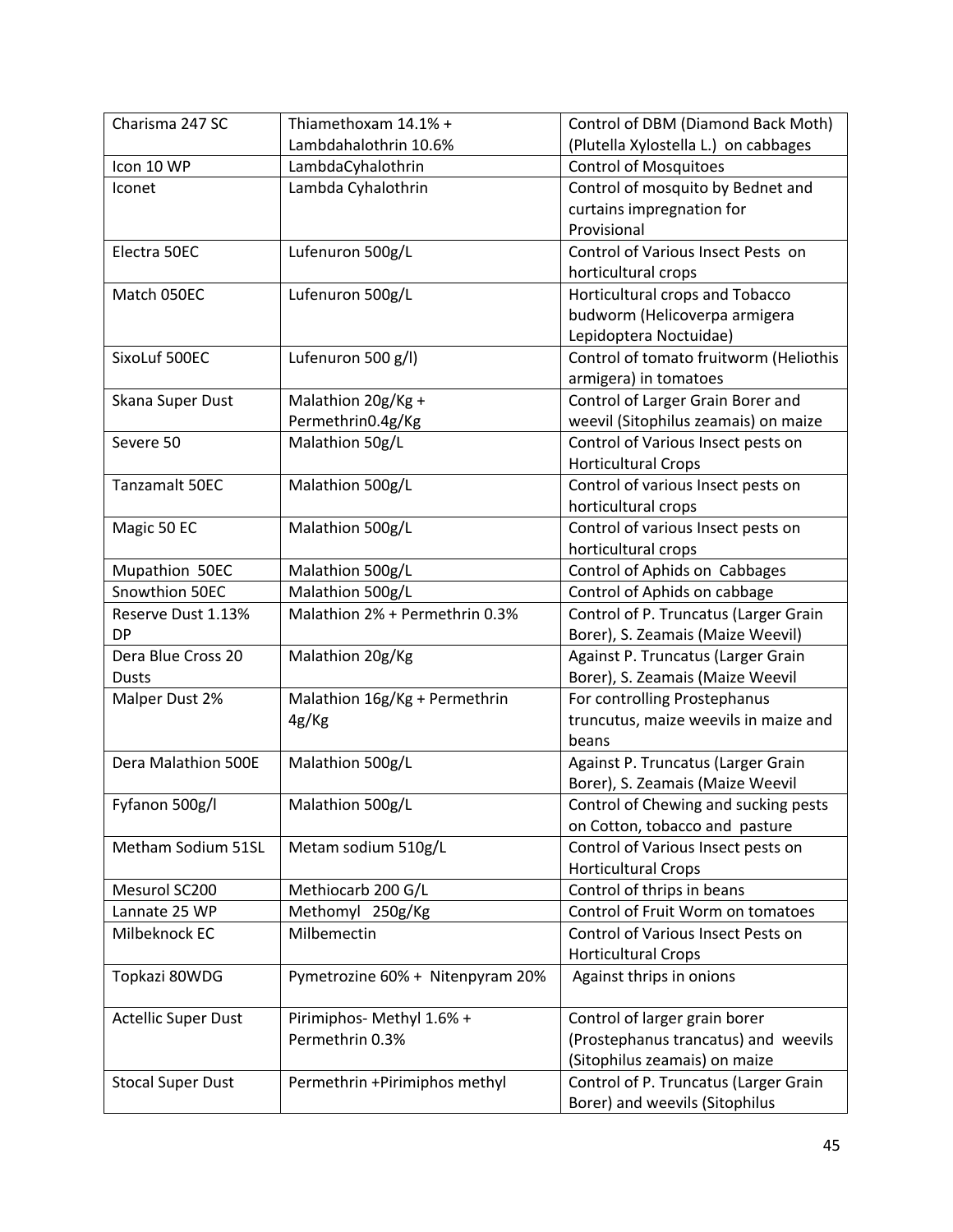| | | |
|---|---|---|
| Charisma 247 SC | Thiamethoxam 14.1% + Lambdahalothrin 10.6% | Control of DBM (Diamond Back Moth) (Plutella Xylostella L.) on cabbages |
| Icon 10 WP | LambdaCyhalothrin | Control of Mosquitoes |
| Iconet | Lambda Cyhalothrin | Control of mosquito by Bednet and curtains impregnation for Provisional |
| Electra 50EC | Lufenuron 500g/L | Control of Various Insect Pests on horticultural crops |
| Match 050EC | Lufenuron 500g/L | Horticultural crops and Tobacco budworm (Helicoverpa armigera Lepidoptera Noctuidae) |
| SixoLuf 500EC | Lufenuron 500 g/l) | Control of tomato fruitworm (Heliothis armigera) in tomatoes |
| Skana Super Dust | Malathion 20g/Kg + Permethrin0.4g/Kg | Control of Larger Grain Borer and weevil (Sitophilus zeamais) on maize |
| Severe 50 | Malathion 50g/L | Control of Various Insect pests on Horticultural Crops |
| Tanzamalt 50EC | Malathion 500g/L | Control of various Insect pests on horticultural crops |
| Magic 50 EC | Malathion 500g/L | Control of various Insect pests on horticultural crops |
| Mupathion 50EC | Malathion 500g/L | Control of Aphids on Cabbages |
| Snowthion 50EC | Malathion 500g/L | Control of Aphids on cabbage |
| Reserve Dust 1.13% DP | Malathion 2% + Permethrin 0.3% | Control of P. Truncatus (Larger Grain Borer), S. Zeamais (Maize Weevil) |
| Dera Blue Cross 20 Dusts | Malathion 20g/Kg | Against P. Truncatus (Larger Grain Borer), S. Zeamais (Maize Weevil |
| Malper Dust 2% | Malathion 16g/Kg + Permethrin 4g/Kg | For controlling Prostephanus truncutus, maize weevils in maize and beans |
| Dera Malathion 500E | Malathion 500g/L | Against P. Truncatus (Larger Grain Borer), S. Zeamais (Maize Weevil |
| Fyfanon 500g/l | Malathion 500g/L | Control of Chewing and sucking pests on Cotton, tobacco and pasture |
| Metham Sodium 51SL | Metam sodium 510g/L | Control of Various Insect pests on Horticultural Crops |
| Mesurol SC200 | Methiocarb 200 G/L | Control of thrips in beans |
| Lannate 25 WP | Methomyl 250g/Kg | Control of Fruit Worm on tomatoes |
| Milbeknock EC | Milbemectin | Control of Various Insect Pests on Horticultural Crops |
| Topkazi 80WDG | Pymetrozine 60% + Nitenpyram 20% | Against thrips in onions |
| Actellic Super Dust | Pirimiphos- Methyl 1.6% + Permethrin 0.3% | Control of larger grain borer (Prostephanus trancatus) and weevils (Sitophilus zeamais) on maize |
| Stocal Super Dust | Permethrin +Pirimiphos methyl | Control of P. Truncatus (Larger Grain Borer) and weevils (Sitophilus |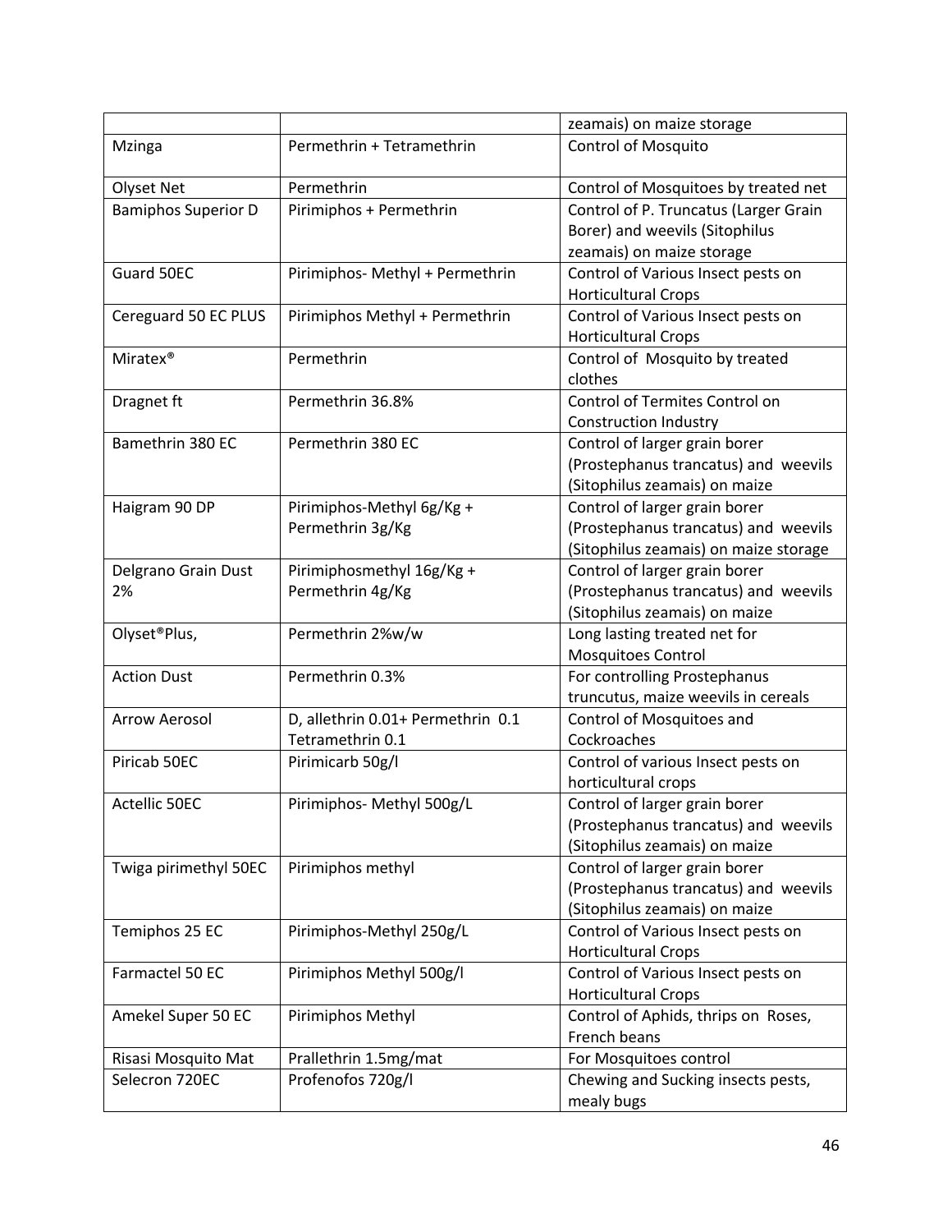| | | |
|---|---|---|
| | | zeamais) on maize storage |
| Mzinga | Permethrin + Tetramethrin | Control of Mosquito |
| Olyset Net | Permethrin | Control of Mosquitoes by treated net |
| Bamiphos Superior D | Pirimiphos + Permethrin | Control of P. Truncatus (Larger Grain Borer) and weevils (Sitophilus zeamais) on maize storage |
| Guard 50EC | Pirimiphos- Methyl + Permethrin | Control of Various Insect pests on Horticultural Crops |
| Cereguard 50 EC PLUS | Pirimiphos Methyl + Permethrin | Control of Various Insect pests on Horticultural Crops |
| Miratex® | Permethrin | Control of Mosquito by treated clothes |
| Dragnet ft | Permethrin 36.8% | Control of Termites Control on Construction Industry |
| Bamethrin 380 EC | Permethrin 380 EC | Control of larger grain borer (Prostephanus trancatus) and weevils (Sitophilus zeamais) on maize |
| Haigram 90 DP | Pirimiphos-Methyl 6g/Kg + Permethrin 3g/Kg | Control of larger grain borer (Prostephanus trancatus) and weevils (Sitophilus zeamais) on maize storage |
| Delgrano Grain Dust 2% | Pirimiphosmethyl 16g/Kg + Permethrin 4g/Kg | Control of larger grain borer (Prostephanus trancatus) and weevils (Sitophilus zeamais) on maize |
| Olyset®Plus, | Permethrin 2%w/w | Long lasting treated net for Mosquitoes Control |
| Action Dust | Permethrin 0.3% | For controlling Prostephanus truncutus, maize weevils in cereals |
| Arrow Aerosol | D, allethrin 0.01+ Permethrin 0.1 Tetramethrin 0.1 | Control of Mosquitoes and Cockroaches |
| Piricab 50EC | Pirimicarb 50g/l | Control of various Insect pests on horticultural crops |
| Actellic 50EC | Pirimiphos- Methyl 500g/L | Control of larger grain borer (Prostephanus trancatus) and weevils (Sitophilus zeamais) on maize |
| Twiga pirimethyl 50EC | Pirimiphos methyl | Control of larger grain borer (Prostephanus trancatus) and weevils (Sitophilus zeamais) on maize |
| Temiphos 25 EC | Pirimiphos-Methyl 250g/L | Control of Various Insect pests on Horticultural Crops |
| Farmactel 50 EC | Pirimiphos Methyl 500g/l | Control of Various Insect pests on Horticultural Crops |
| Amekel Super 50 EC | Pirimiphos Methyl | Control of Aphids, thrips on Roses, French beans |
| Risasi Mosquito Mat | Prallethrin 1.5mg/mat | For Mosquitoes control |
| Selecron 720EC | Profenofos 720g/l | Chewing and Sucking insects pests, mealy bugs |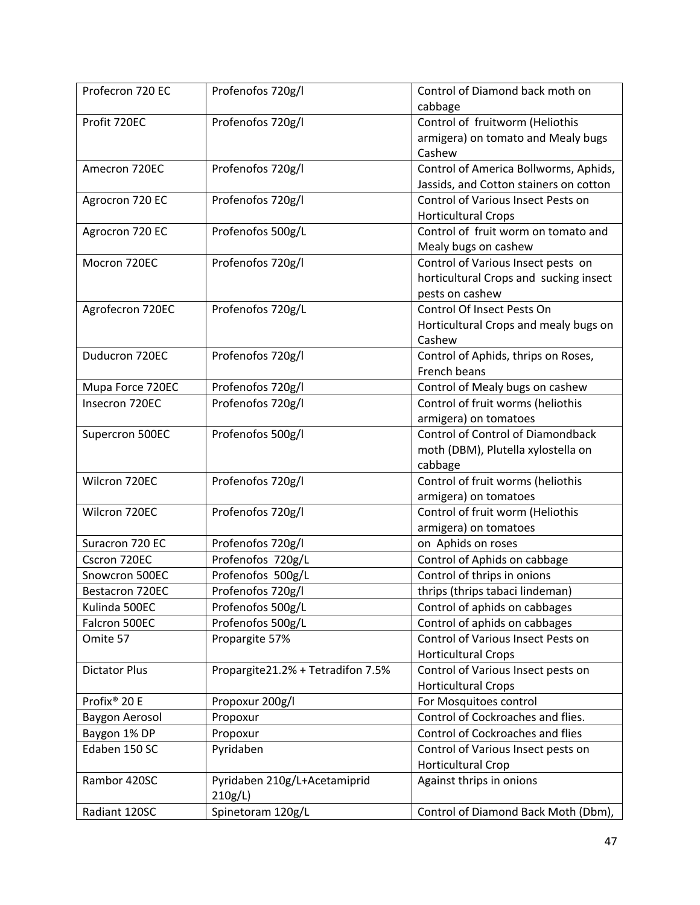| | | |
|---|---|---|
| Profecron 720 EC | Profenofos 720g/l | Control of Diamond back moth on cabbage |
| Profit 720EC | Profenofos 720g/l | Control of fruitworm (Heliothis armigera) on tomato and Mealy bugs Cashew |
| Amecron 720EC | Profenofos 720g/l | Control of America Bollworms, Aphids, Jassids, and Cotton stainers on cotton |
| Agrocron 720 EC | Profenofos 720g/l | Control of Various Insect Pests on Horticultural Crops |
| Agrocron 720 EC | Profenofos 500g/L | Control of fruit worm on tomato and Mealy bugs on cashew |
| Mocron 720EC | Profenofos 720g/l | Control of Various Insect pests on horticultural Crops and sucking insect pests on cashew |
| Agrofecron 720EC | Profenofos 720g/L | Control Of Insect Pests On Horticultural Crops and mealy bugs on Cashew |
| Duducron 720EC | Profenofos 720g/l | Control of Aphids, thrips on Roses, French beans |
| Mupa Force 720EC | Profenofos 720g/l | Control of Mealy bugs on cashew |
| Insecron 720EC | Profenofos 720g/l | Control of fruit worms (heliothis armigera) on tomatoes |
| Supercron 500EC | Profenofos 500g/l | Control of Control of Diamondback moth (DBM), Plutella xylostella on cabbage |
| Wilcron 720EC | Profenofos 720g/l | Control of fruit worms (heliothis armigera) on tomatoes |
| Wilcron 720EC | Profenofos 720g/l | Control of fruit worm (Heliothis armigera) on tomatoes |
| Suracron 720 EC | Profenofos 720g/l | on Aphids on roses |
| Cscron 720EC | Profenofos 720g/L | Control of Aphids on cabbage |
| Snowcron 500EC | Profenofos 500g/L | Control of thrips in onions |
| Bestacron 720EC | Profenofos 720g/l | thrips (thrips tabaci lindeman) |
| Kulinda 500EC | Profenofos 500g/L | Control of aphids on cabbages |
| Falcron 500EC | Profenofos 500g/L | Control of aphids on cabbages |
| Omite 57 | Propargite 57% | Control of Various Insect Pests on Horticultural Crops |
| Dictator Plus | Propargite21.2% + Tetradifon 7.5% | Control of Various Insect pests on Horticultural Crops |
| Profix® 20 E | Propoxur 200g/l | For Mosquitoes control |
| Baygon Aerosol | Propoxur | Control of Cockroaches and flies. |
| Baygon 1% DP | Propoxur | Control of Cockroaches and flies |
| Edaben 150 SC | Pyridaben | Control of Various Insect pests on Horticultural Crop |
| Rambor 420SC | Pyridaben 210g/L+Acetamiprid 210g/L) | Against thrips in onions |
| Radiant 120SC | Spinetoram 120g/L | Control of Diamond Back Moth (Dbm), |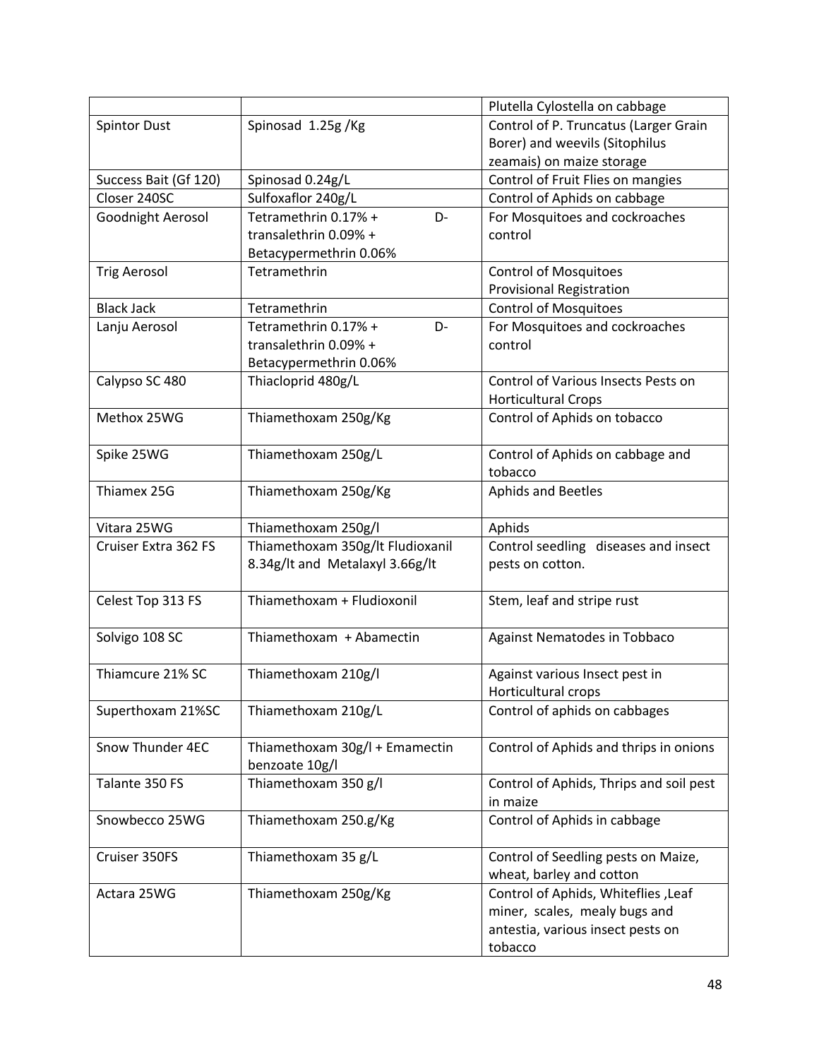| | | |
|---|---|---|
| | | Plutella Cylostella on cabbage |
| Spintor Dust | Spinosad 1.25g /Kg | Control of P. Truncatus (Larger Grain Borer) and weevils (Sitophilus zeamais) on maize storage |
| Success Bait (Gf 120) | Spinosad 0.24g/L | Control of Fruit Flies on mangies |
| Closer 240SC | Sulfoxaflor 240g/L | Control of Aphids on cabbage |
| Goodnight Aerosol | Tetramethrin 0.17% + D-transalethrin 0.09% + Betacypermethrin 0.06% | For Mosquitoes and cockroaches control |
| Trig Aerosol | Tetramethrin | Control of Mosquitoes<br>Provisional Registration |
| Black Jack | Tetramethrin | Control of Mosquitoes |
| Lanju Aerosol | Tetramethrin 0.17% + D-transalethrin 0.09% + Betacypermethrin 0.06% | For Mosquitoes and cockroaches control |
| Calypso SC 480 | Thiacloprid 480g/L | Control of Various Insects Pests on Horticultural Crops |
| Methox 25WG | Thiamethoxam 250g/Kg | Control of Aphids on tobacco |
| Spike 25WG | Thiamethoxam 250g/L | Control of Aphids on cabbage and tobacco |
| Thiamex 25G | Thiamethoxam 250g/Kg | Aphids and Beetles |
| Vitara 25WG | Thiamethoxam 250g/l | Aphids |
| Cruiser Extra 362 FS | Thiamethoxam 350g/lt Fludioxanil 8.34g/lt and Metalaxyl 3.66g/lt | Control seedling diseases and insect pests on cotton. |
| Celest Top 313 FS | Thiamethoxam + Fludioxonil | Stem, leaf and stripe rust |
| Solvigo 108 SC | Thiamethoxam + Abamectin | Against Nematodes in Tobbaco |
| Thiamcure 21% SC | Thiamethoxam 210g/l | Against various Insect pest in Horticultural crops |
| Superthoxam 21%SC | Thiamethoxam 210g/L | Control of aphids on cabbages |
| Snow Thunder 4EC | Thiamethoxam 30g/l + Emamectin benzoate 10g/l | Control of Aphids and thrips in onions |
| Talante 350 FS | Thiamethoxam 350 g/l | Control of Aphids, Thrips and soil pest in maize |
| Snowbecco 25WG | Thiamethoxam 250.g/Kg | Control of Aphids in cabbage |
| Cruiser 350FS | Thiamethoxam 35 g/L | Control of Seedling pests on Maize, wheat, barley and cotton |
| Actara 25WG | Thiamethoxam 250g/Kg | Control of Aphids, Whiteflies ,Leaf miner, scales, mealy bugs and antestia, various insect pests on tobacco |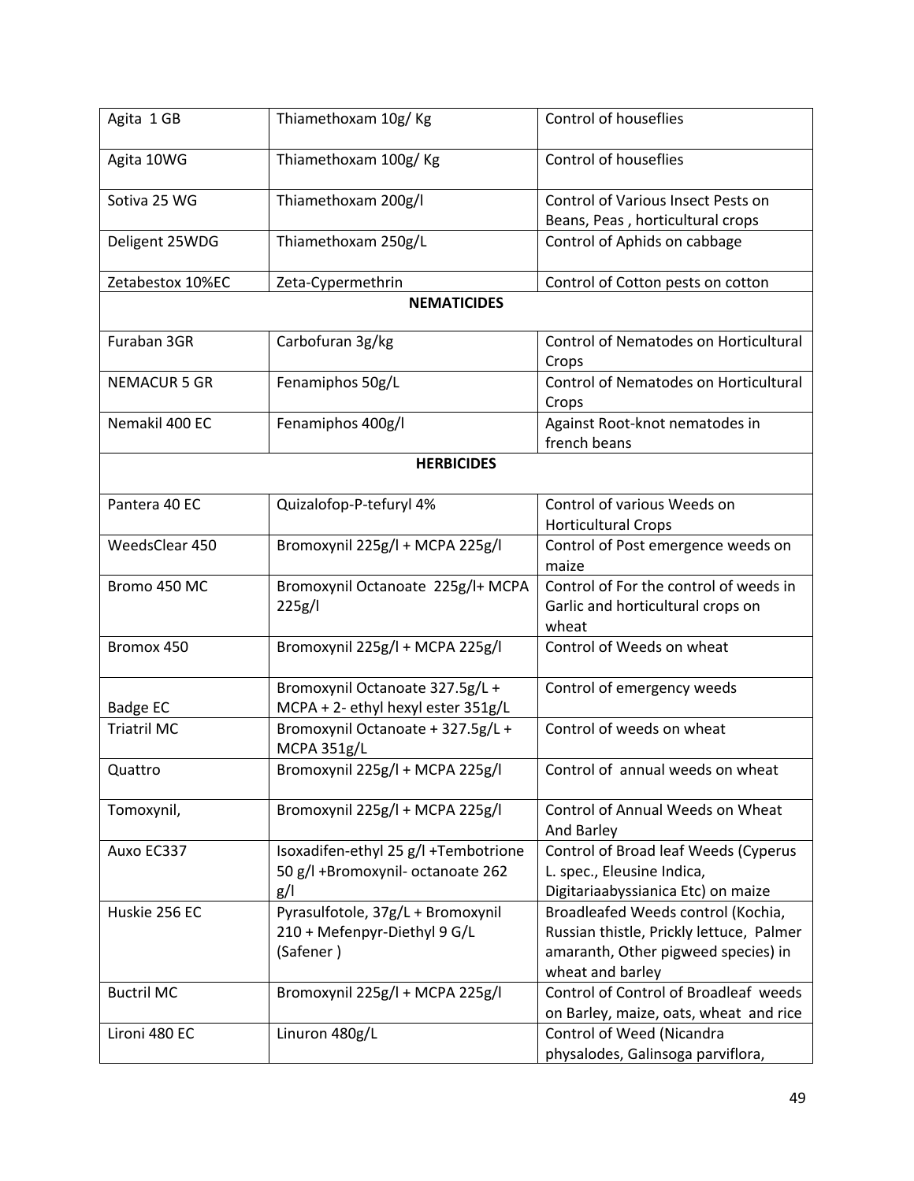| | | |
|---|---|---|
| Agita 1 GB | Thiamethoxam 10g/ Kg | Control of houseflies |
| Agita 10WG | Thiamethoxam 100g/ Kg | Control of houseflies |
| Sotiva 25 WG | Thiamethoxam 200g/l | Control of Various Insect Pests on Beans, Peas , horticultural crops |
| Deligent 25WDG | Thiamethoxam 250g/L | Control of Aphids on cabbage |
| Zetabestox 10%EC | Zeta-Cypermethrin | Control of Cotton pests on cotton |
| **NEMATICIDES** | | |
| Furaban 3GR | Carbofuran 3g/kg | Control of Nematodes on Horticultural Crops |
| NEMACUR 5 GR | Fenamiphos 50g/L | Control of Nematodes on Horticultural Crops |
| Nemakil 400 EC | Fenamiphos 400g/l | Against Root-knot nematodes in french beans |
| **HERBICIDES** | | |
| Pantera 40 EC | Quizalofop-P-tefuryl 4% | Control of various Weeds on Horticultural Crops |
| WeedsClear 450 | Bromoxynil 225g/l + MCPA 225g/l | Control of Post emergence weeds on maize |
| Bromo 450 MC | Bromoxynil Octanoate 225g/l+ MCPA 225g/l | Control of For the control of weeds in Garlic and horticultural crops on wheat |
| Bromox 450 | Bromoxynil 225g/l + MCPA 225g/l | Control of Weeds on wheat |
| Badge EC | Bromoxynil Octanoate 327.5g/L + MCPA + 2- ethyl hexyl ester 351g/L | Control of emergency weeds |
| Triatril MC | Bromoxynil Octanoate + 327.5g/L + MCPA 351g/L | Control of weeds on wheat |
| Quattro | Bromoxynil 225g/l + MCPA 225g/l | Control of annual weeds on wheat |
| Tomoxynil, | Bromoxynil 225g/l + MCPA 225g/l | Control of Annual Weeds on Wheat And Barley |
| Auxo EC337 | Isoxadifen-ethyl 25 g/l +Tembotrione 50 g/l +Bromoxynil- octanoate 262 g/l | Control of Broad leaf Weeds (Cyperus L. spec., Eleusine Indica, Digitariaabyssianica Etc) on maize |
| Huskie 256 EC | Pyrasulfotole, 37g/L + Bromoxynil 210 + Mefenpyr-Diethyl 9 G/L (Safener ) | Broadleafed Weeds control (Kochia, Russian thistle, Prickly lettuce, Palmer amaranth, Other pigweed species) in wheat and barley |
| Buctril MC | Bromoxynil 225g/l + MCPA 225g/l | Control of Control of Broadleaf weeds on Barley, maize, oats, wheat and rice |
| Lironi 480 EC | Linuron 480g/L | Control of Weed (Nicandra physalodes, Galinsoga parviflora, |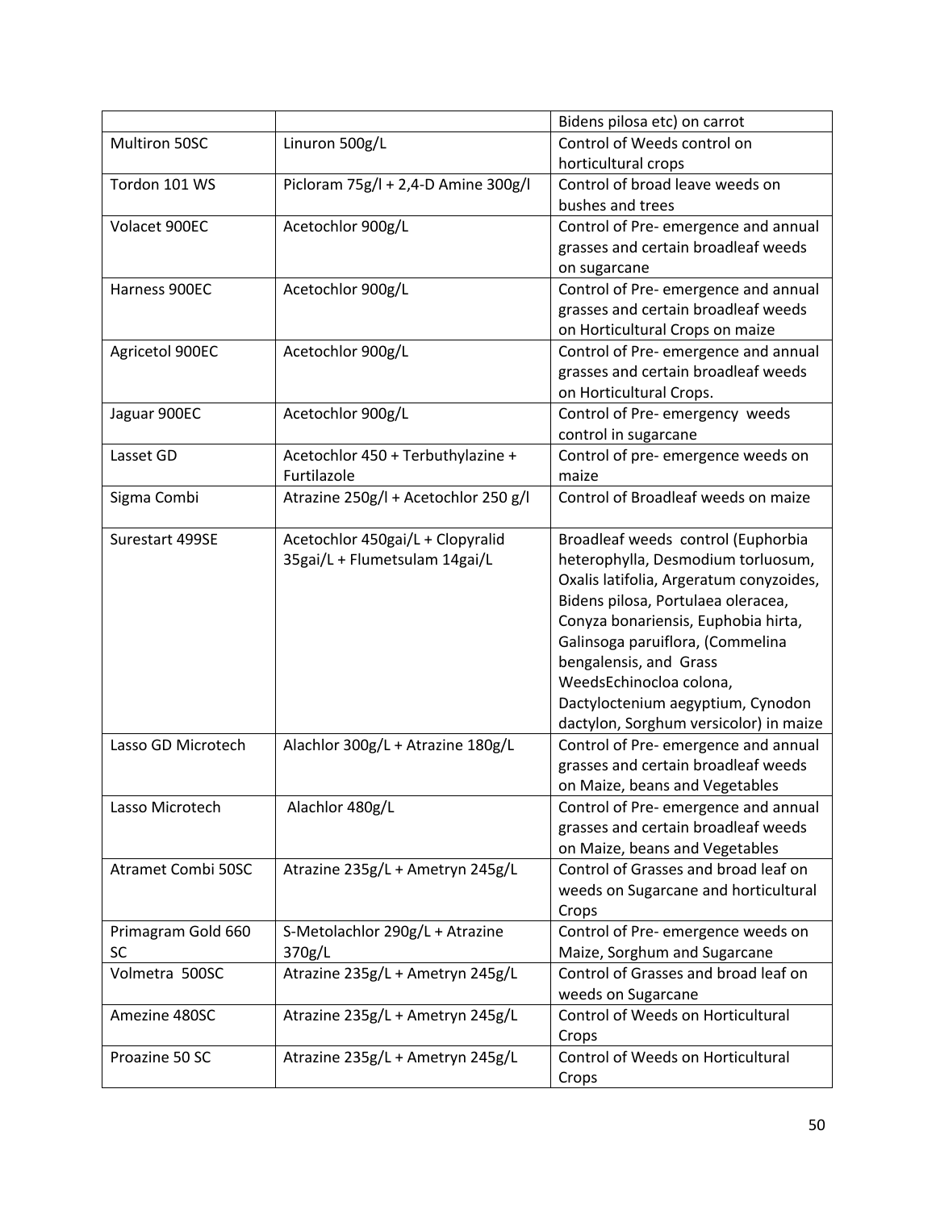| | | |
|---|---|---|
| | | Bidens pilosa etc) on carrot |
| Multiron 50SC | Linuron 500g/L | Control of Weeds control on horticultural crops |
| Tordon 101 WS | Picloram 75g/l + 2,4-D Amine 300g/l | Control of broad leave weeds on bushes and trees |
| Volacet 900EC | Acetochlor 900g/L | Control of Pre- emergence and annual grasses and certain broadleaf weeds on sugarcane |
| Harness 900EC | Acetochlor 900g/L | Control of Pre- emergence and annual grasses and certain broadleaf weeds on Horticultural Crops on maize |
| Agricetol 900EC | Acetochlor 900g/L | Control of Pre- emergence and annual grasses and certain broadleaf weeds on Horticultural Crops. |
| Jaguar 900EC | Acetochlor 900g/L | Control of Pre- emergency weeds control in sugarcane |
| Lasset GD | Acetochlor 450 + Terbuthylazine + Furtilazole | Control of pre- emergence weeds on maize |
| Sigma Combi | Atrazine 250g/l + Acetochlor 250 g/l | Control of Broadleaf weeds on maize |
| Surestart 499SE | Acetochlor 450gai/L + Clopyralid 35gai/L + Flumetsulam 14gai/L | Broadleaf weeds control (Euphorbia heterophylla, Desmodium torluosum, Oxalis latifolia, Argeratum conyzoides, Bidens pilosa, Portulaea oleracea, Conyza bonariensis, Euphobia hirta, Galinsoga paruiflora, (Commelina bengalensis, and Grass WeedsEchinocloa colona, Dactyloctenium aegyptium, Cynodon dactylon, Sorghum versicolor) in maize |
| Lasso GD Microtech | Alachlor 300g/L + Atrazine 180g/L | Control of Pre- emergence and annual grasses and certain broadleaf weeds on Maize, beans and Vegetables |
| Lasso Microtech | Alachlor 480g/L | Control of Pre- emergence and annual grasses and certain broadleaf weeds on Maize, beans and Vegetables |
| Atramet Combi 50SC | Atrazine 235g/L + Ametryn 245g/L | Control of Grasses and broad leaf on weeds on Sugarcane and horticultural Crops |
| Primagram Gold 660 SC | S-Metolachlor 290g/L + Atrazine 370g/L | Control of Pre- emergence weeds on Maize, Sorghum and Sugarcane |
| Volmetra 500SC | Atrazine 235g/L + Ametryn 245g/L | Control of Grasses and broad leaf on weeds on Sugarcane |
| Amezine 480SC | Atrazine 235g/L + Ametryn 245g/L | Control of Weeds on Horticultural Crops |
| Proazine 50 SC | Atrazine 235g/L + Ametryn 245g/L | Control of Weeds on Horticultural Crops |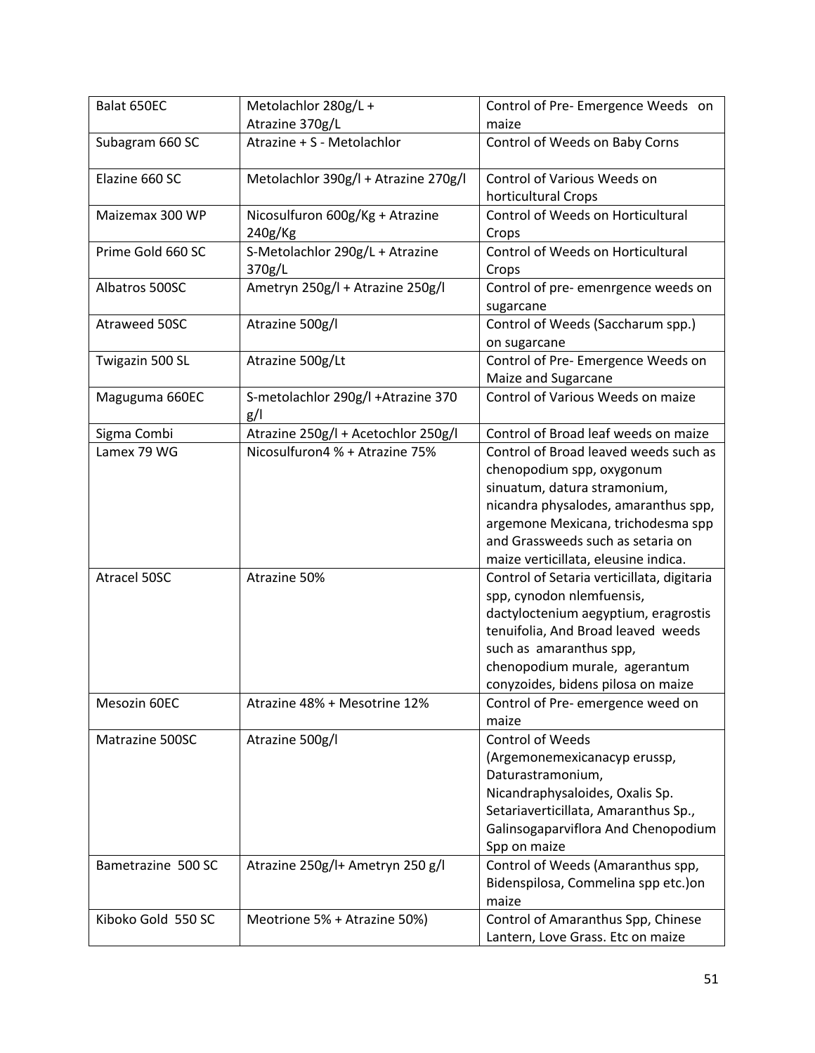| Balat 650EC | Metolachlor 280g/L + Atrazine 370g/L | Control of Pre- Emergence Weeds on maize |
|---|---|---|
| Subagram 660 SC | Atrazine + S - Metolachlor | Control of Weeds on Baby Corns |
| Elazine 660 SC | Metolachlor 390g/l + Atrazine 270g/l | Control of Various Weeds on horticultural Crops |
| Maizemax 300 WP | Nicosulfuron 600g/Kg + Atrazine 240g/Kg | Control of Weeds on Horticultural Crops |
| Prime Gold 660 SC | S-Metolachlor 290g/L + Atrazine 370g/L | Control of Weeds on Horticultural Crops |
| Albatros 500SC | Ametryn 250g/l + Atrazine 250g/l | Control of pre- emenrgence weeds on sugarcane |
| Atraweed 50SC | Atrazine 500g/l | Control of Weeds (Saccharum spp.) on sugarcane |
| Twigazin 500 SL | Atrazine 500g/Lt | Control of Pre- Emergence Weeds on Maize and Sugarcane |
| Maguguma 660EC | S-metolachlor 290g/l +Atrazine 370 g/l | Control of Various Weeds on maize |
| Sigma Combi | Atrazine 250g/l + Acetochlor 250g/l | Control of Broad leaf weeds on maize |
| Lamex 79 WG | Nicosulfuron4 % + Atrazine 75% | Control of Broad leaved weeds such as chenopodium spp, oxygonum sinuatum, datura stramonium, nicandra physalodes, amaranthus spp, argemone Mexicana, trichodesma spp and Grassweeds such as setaria on maize verticillata, eleusine indica. |
| Atracel 50SC | Atrazine 50% | Control of Setaria verticillata, digitaria spp, cynodon nlemfuensis, dactyloctenium aegyptium, eragrostis tenuifolia, And Broad leaved weeds such as amaranthus spp, chenopodium murale, agerantum conyzoides, bidens pilosa on maize |
| Mesozin 60EC | Atrazine 48% + Mesotrine 12% | Control of Pre- emergence weed on maize |
| Matrazine 500SC | Atrazine 500g/l | Control of Weeds (Argemonemexicanacyp erussp, Daturastramonium, Nicandraphysaloides, Oxalis Sp. Setariaverticillata, Amaranthus Sp., Galinsogaparviflora And Chenopodium Spp on maize |
| Bametrazine 500 SC | Atrazine 250g/l+ Ametryn 250 g/l | Control of Weeds (Amaranthus spp, Bidenspilosa, Commelina spp etc.)on maize |
| Kiboko Gold 550 SC | Meotrione 5% + Atrazine 50%) | Control of Amaranthus Spp, Chinese Lantern, Love Grass. Etc on maize |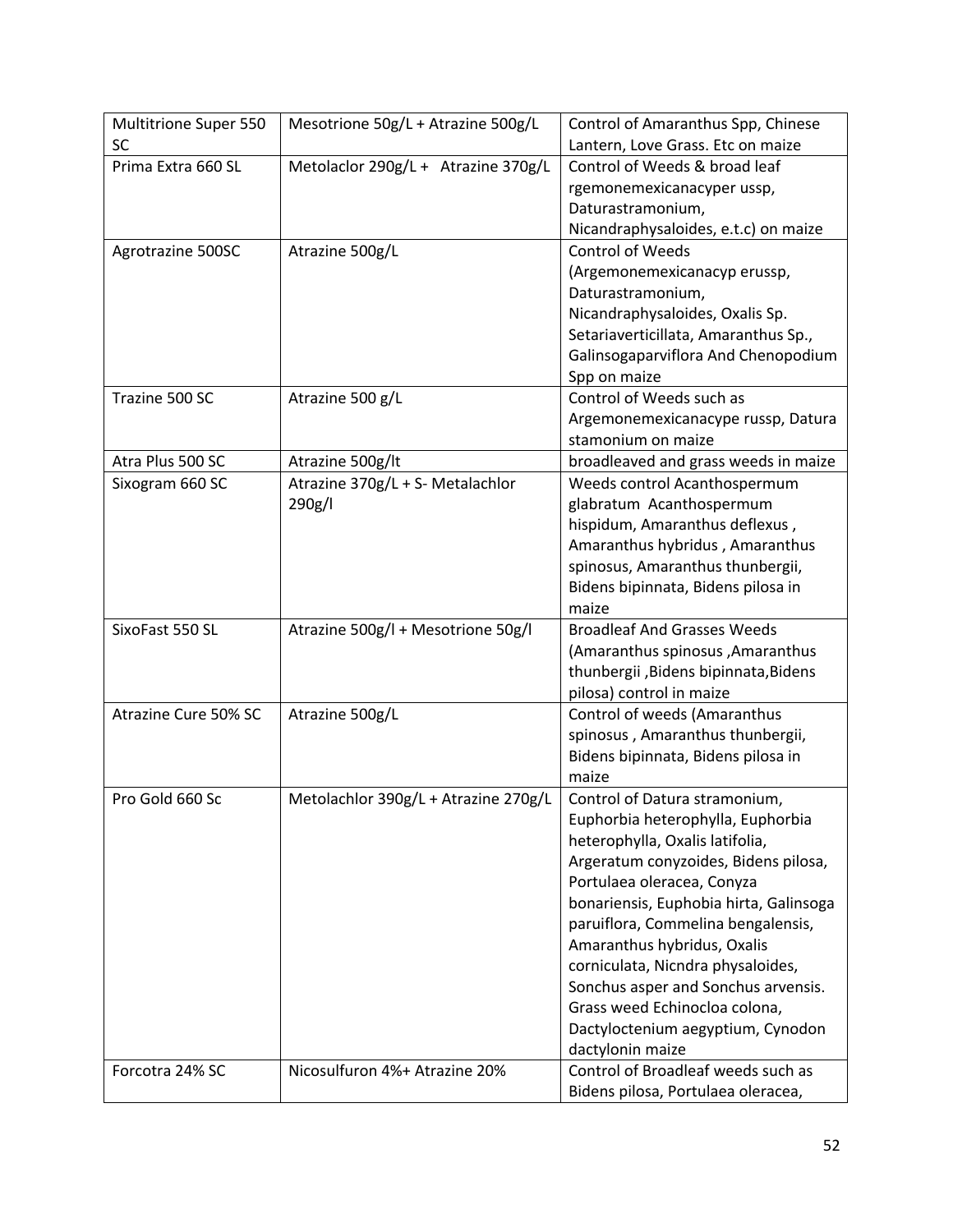| | | |
|---|---|---|
| Multitrione Super 550 SC | Mesotrione 50g/L + Atrazine 500g/L | Control of Amaranthus Spp, Chinese Lantern, Love Grass. Etc on maize |
| Prima Extra 660 SL | Metolaclor 290g/L + Atrazine 370g/L | Control of Weeds & broad leaf rgemonemexicanacyper ussp, Daturastramonium, Nicandraphysaloides, e.t.c) on maize |
| Agrotrazine 500SC | Atrazine 500g/L | Control of Weeds (Argemonemexicanacyp erussp, Daturastramonium, Nicandraphysaloides, Oxalis Sp. Setariaverticillata, Amaranthus Sp., Galinsogaparviflora And Chenopodium Spp on maize |
| Trazine 500 SC | Atrazine 500 g/L | Control of Weeds such as Argemonemexicanacype russp, Datura stamonium on maize |
| Atra Plus 500 SC | Atrazine 500g/lt | broadleaved and grass weeds in maize |
| Sixogram 660 SC | Atrazine 370g/L + S- Metalachlor 290g/l | Weeds control Acanthospermum glabratum Acanthospermum hispidum, Amaranthus deflexus , Amaranthus hybridus , Amaranthus spinosus, Amaranthus thunbergii, Bidens bipinnata, Bidens pilosa in maize |
| SixoFast 550 SL | Atrazine 500g/l + Mesotrione 50g/l | Broadleaf And Grasses Weeds (Amaranthus spinosus ,Amaranthus thunbergii ,Bidens bipinnata,Bidens pilosa) control in maize |
| Atrazine Cure 50% SC | Atrazine 500g/L | Control of weeds (Amaranthus spinosus , Amaranthus thunbergii, Bidens bipinnata, Bidens pilosa in maize |
| Pro Gold 660 Sc | Metolachlor 390g/L + Atrazine 270g/L | Control of Datura stramonium, Euphorbia heterophylla, Euphorbia heterophylla, Oxalis latifolia, Argeratum conyzoides, Bidens pilosa, Portulaea oleracea, Conyza bonariensis, Euphobia hirta, Galinsoga paruiflora, Commelina bengalensis, Amaranthus hybridus, Oxalis corniculata, Nicndra physaloides, Sonchus asper and Sonchus arvensis. Grass weed Echinocloa colona, Dactyloctenium aegyptium, Cynodon dactylonin maize |
| Forcotra 24% SC | Nicosulfuron 4%+ Atrazine 20% | Control of Broadleaf weeds such as Bidens pilosa, Portulaea oleracea, |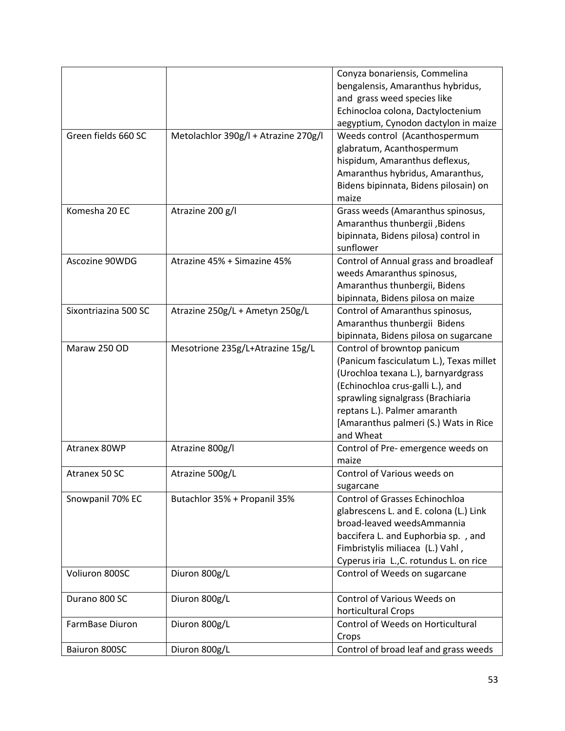| | | |
|---|---|---|
| | | Conyza bonariensis, Commelina bengalensis, Amaranthus hybridus, and grass weed species like Echinocloa colona, Dactyloctenium aegyptium, Cynodon dactylon in maize |
| Green fields 660 SC | Metolachlor 390g/l + Atrazine 270g/l | Weeds control (Acanthospermum glabratum, Acanthospermum hispidum, Amaranthus deflexus, Amaranthus hybridus, Amaranthus, Bidens bipinnata, Bidens pilosain) on maize |
| Komesha 20 EC | Atrazine 200 g/l | Grass weeds (Amaranthus spinosus, Amaranthus thunbergii ,Bidens bipinnata, Bidens pilosa) control in sunflower |
| Ascozine 90WDG | Atrazine 45% + Simazine 45% | Control of Annual grass and broadleaf weeds Amaranthus spinosus, Amaranthus thunbergii, Bidens bipinnata, Bidens pilosa on maize |
| Sixontriazina 500 SC | Atrazine 250g/L + Ametyn 250g/L | Control of Amaranthus spinosus, Amaranthus thunbergii Bidens bipinnata, Bidens pilosa on sugarcane |
| Maraw 250 OD | Mesotrione 235g/L+Atrazine 15g/L | Control of browntop panicum (Panicum fasciculatum L.), Texas millet (Urochloa texana L.), barnyardgrass (Echinochloa crus-galli L.), and sprawling signalgrass (Brachiaria reptans L.). Palmer amaranth [Amaranthus palmeri (S.) Wats in Rice and Wheat |
| Atranex 80WP | Atrazine 800g/l | Control of Pre- emergence weeds on maize |
| Atranex 50 SC | Atrazine 500g/L | Control of Various weeds on sugarcane |
| Snowpanil 70% EC | Butachlor 35% + Propanil 35% | Control of Grasses Echinochloa glabrescens L. and E. colona (L.) Link broad-leaved weedsAmmannia baccifera L. and Euphorbia sp. , and Fimbristylis miliacea (L.) Vahl , Cyperus iria L.,C. rotundus L. on rice |
| Voliuron 800SC | Diuron 800g/L | Control of Weeds on sugarcane |
| Durano 800 SC | Diuron 800g/L | Control of Various Weeds on horticultural Crops |
| FarmBase Diuron | Diuron 800g/L | Control of Weeds on Horticultural Crops |
| Baiuron 800SC | Diuron 800g/L | Control of broad leaf and grass weeds |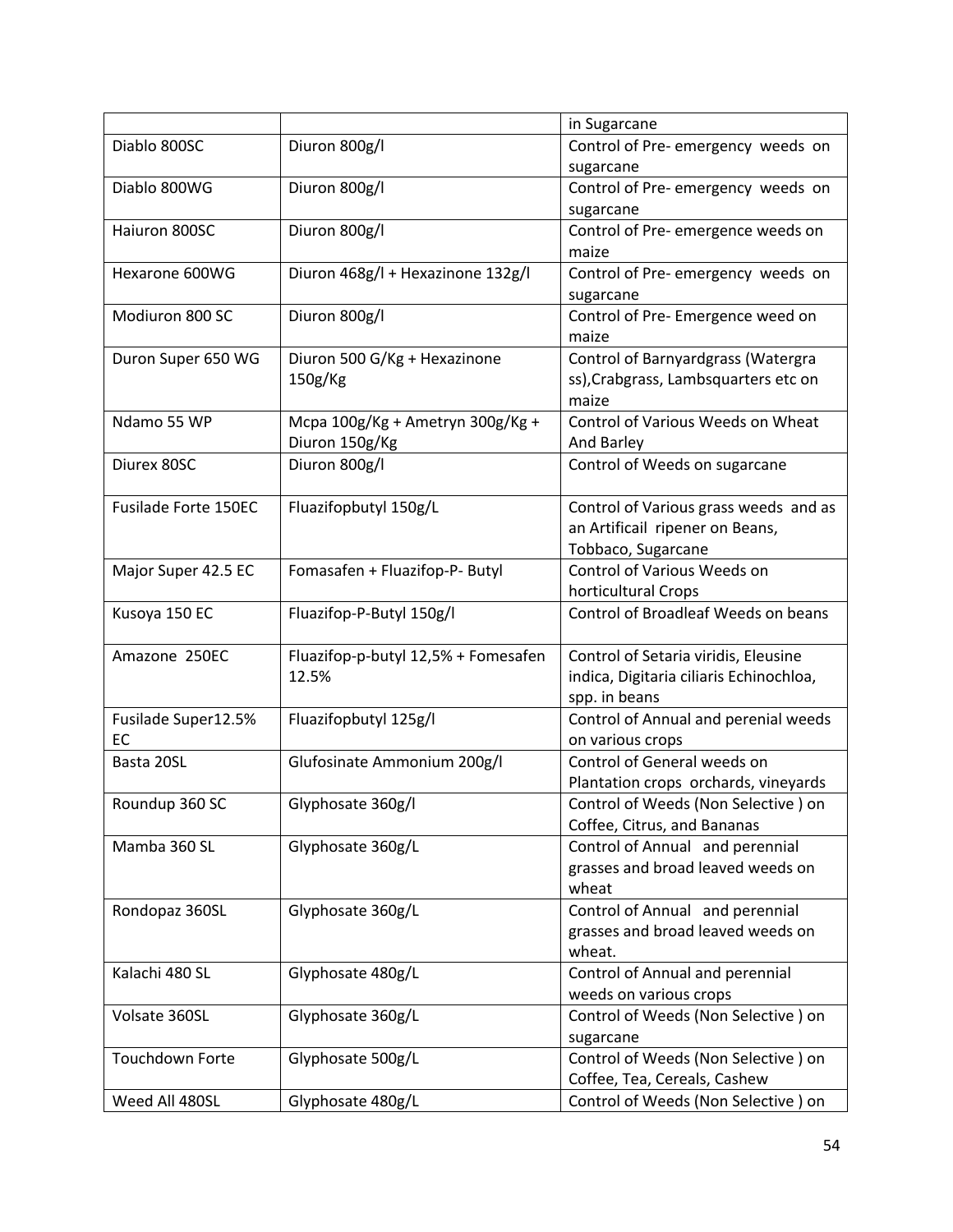| | | |
|---|---|---|
| | | in Sugarcane |
| Diablo 800SC | Diuron 800g/l | Control of Pre- emergency weeds on sugarcane |
| Diablo 800WG | Diuron 800g/l | Control of Pre- emergency weeds on sugarcane |
| Haiuron 800SC | Diuron 800g/l | Control of Pre- emergence weeds on maize |
| Hexarone 600WG | Diuron 468g/l + Hexazinone 132g/l | Control of Pre- emergency weeds on sugarcane |
| Modiuron 800 SC | Diuron 800g/l | Control of Pre- Emergence weed on maize |
| Duron Super 650 WG | Diuron 500 G/Kg + Hexazinone 150g/Kg | Control of Barnyardgrass (Watergra ss),Crabgrass, Lambsquarters etc on maize |
| Ndamo 55 WP | Mcpa 100g/Kg + Ametryn 300g/Kg + Diuron 150g/Kg | Control of Various Weeds on Wheat And Barley |
| Diurex 80SC | Diuron 800g/l | Control of Weeds on sugarcane |
| Fusilade Forte 150EC | Fluazifopbutyl 150g/L | Control of Various grass weeds and as an Artificail ripener on Beans, Tobbaco, Sugarcane |
| Major Super 42.5 EC | Fomasafen + Fluazifop-P- Butyl | Control of Various Weeds on horticultural Crops |
| Kusoya 150 EC | Fluazifop-P-Butyl 150g/l | Control of Broadleaf Weeds on beans |
| Amazone 250EC | Fluazifop-p-butyl 12,5% + Fomesafen 12.5% | Control of Setaria viridis, Eleusine indica, Digitaria ciliaris Echinochloa, spp. in beans |
| Fusilade Super12.5% EC | Fluazifopbutyl 125g/l | Control of Annual and perenial weeds on various crops |
| Basta 20SL | Glufosinate Ammonium 200g/l | Control of General weeds on Plantation crops orchards, vineyards |
| Roundup 360 SC | Glyphosate 360g/l | Control of Weeds (Non Selective ) on Coffee, Citrus, and Bananas |
| Mamba 360 SL | Glyphosate 360g/L | Control of Annual and perennial grasses and broad leaved weeds on wheat |
| Rondopaz 360SL | Glyphosate 360g/L | Control of Annual and perennial grasses and broad leaved weeds on wheat. |
| Kalachi 480 SL | Glyphosate 480g/L | Control of Annual and perennial weeds on various crops |
| Volsate 360SL | Glyphosate 360g/L | Control of Weeds (Non Selective ) on sugarcane |
| Touchdown Forte | Glyphosate 500g/L | Control of Weeds (Non Selective ) on Coffee, Tea, Cereals, Cashew |
| Weed All 480SL | Glyphosate 480g/L | Control of Weeds (Non Selective ) on |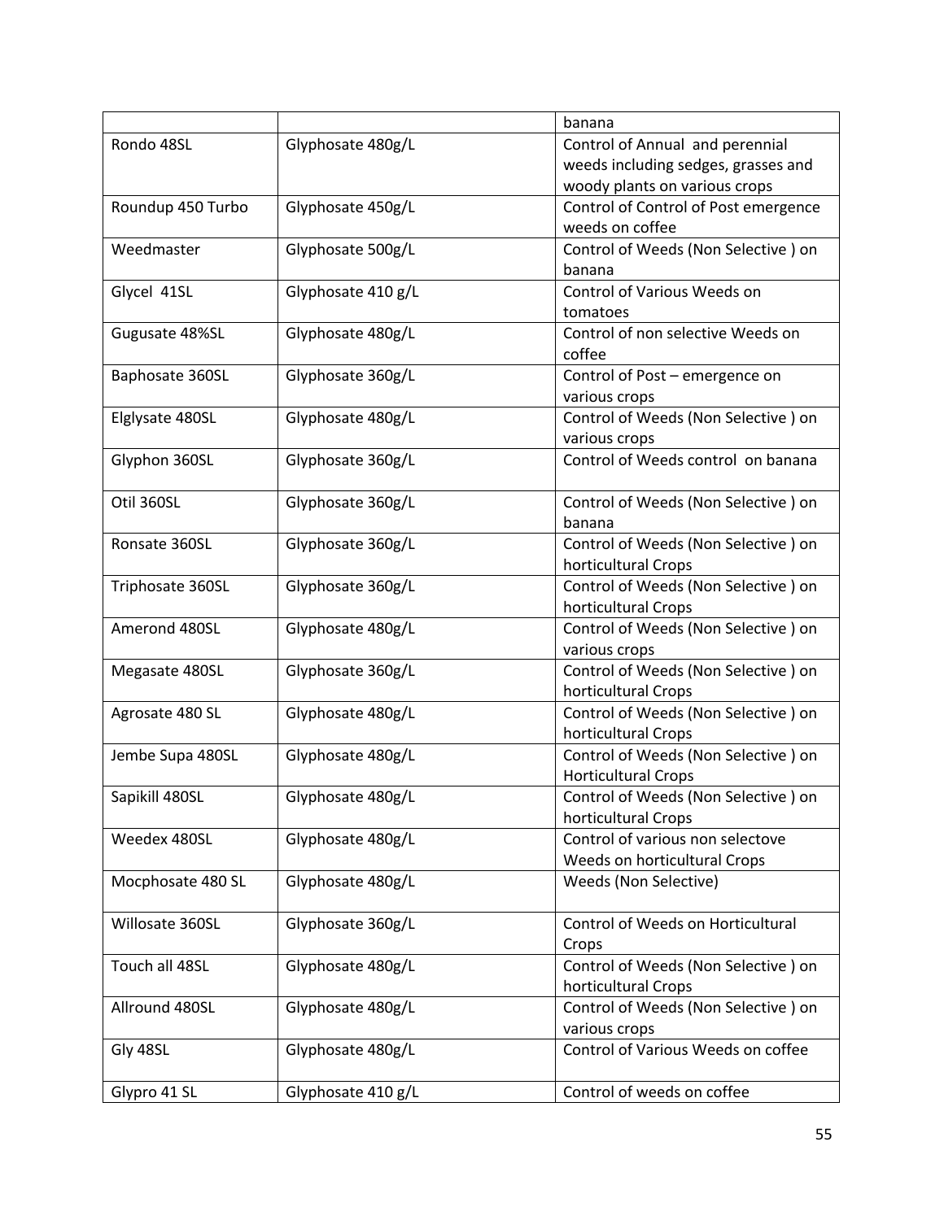| | | |
|---|---|---|
| | | banana |
| Rondo 48SL | Glyphosate 480g/L | Control of Annual and perennial weeds including sedges, grasses and woody plants on various crops |
| Roundup 450 Turbo | Glyphosate 450g/L | Control of Control of Post emergence weeds on coffee |
| Weedmaster | Glyphosate 500g/L | Control of Weeds (Non Selective ) on banana |
| Glycel 41SL | Glyphosate 410 g/L | Control of Various Weeds on tomatoes |
| Gugusate 48%SL | Glyphosate 480g/L | Control of non selective Weeds on coffee |
| Baphosate 360SL | Glyphosate 360g/L | Control of Post – emergence on various crops |
| Elglysate 480SL | Glyphosate 480g/L | Control of Weeds (Non Selective ) on various crops |
| Glyphon 360SL | Glyphosate 360g/L | Control of Weeds control on banana |
| Otil 360SL | Glyphosate 360g/L | Control of Weeds (Non Selective ) on banana |
| Ronsate 360SL | Glyphosate 360g/L | Control of Weeds (Non Selective ) on horticultural Crops |
| Triphosate 360SL | Glyphosate 360g/L | Control of Weeds (Non Selective ) on horticultural Crops |
| Amerond 480SL | Glyphosate 480g/L | Control of Weeds (Non Selective ) on various crops |
| Megasate 480SL | Glyphosate 360g/L | Control of Weeds (Non Selective ) on horticultural Crops |
| Agrosate 480 SL | Glyphosate 480g/L | Control of Weeds (Non Selective ) on horticultural Crops |
| Jembe Supa 480SL | Glyphosate 480g/L | Control of Weeds (Non Selective ) on Horticultural Crops |
| Sapikill 480SL | Glyphosate 480g/L | Control of Weeds (Non Selective ) on horticultural Crops |
| Weedex 480SL | Glyphosate 480g/L | Control of various non selectove Weeds on horticultural Crops |
| Mocphosate 480 SL | Glyphosate 480g/L | Weeds (Non Selective) |
| Willosate 360SL | Glyphosate 360g/L | Control of Weeds on Horticultural Crops |
| Touch all 48SL | Glyphosate 480g/L | Control of Weeds (Non Selective ) on horticultural Crops |
| Allround 480SL | Glyphosate 480g/L | Control of Weeds (Non Selective ) on various crops |
| Gly 48SL | Glyphosate 480g/L | Control of Various Weeds on coffee |
| Glypro 41 SL | Glyphosate 410 g/L | Control of weeds on coffee |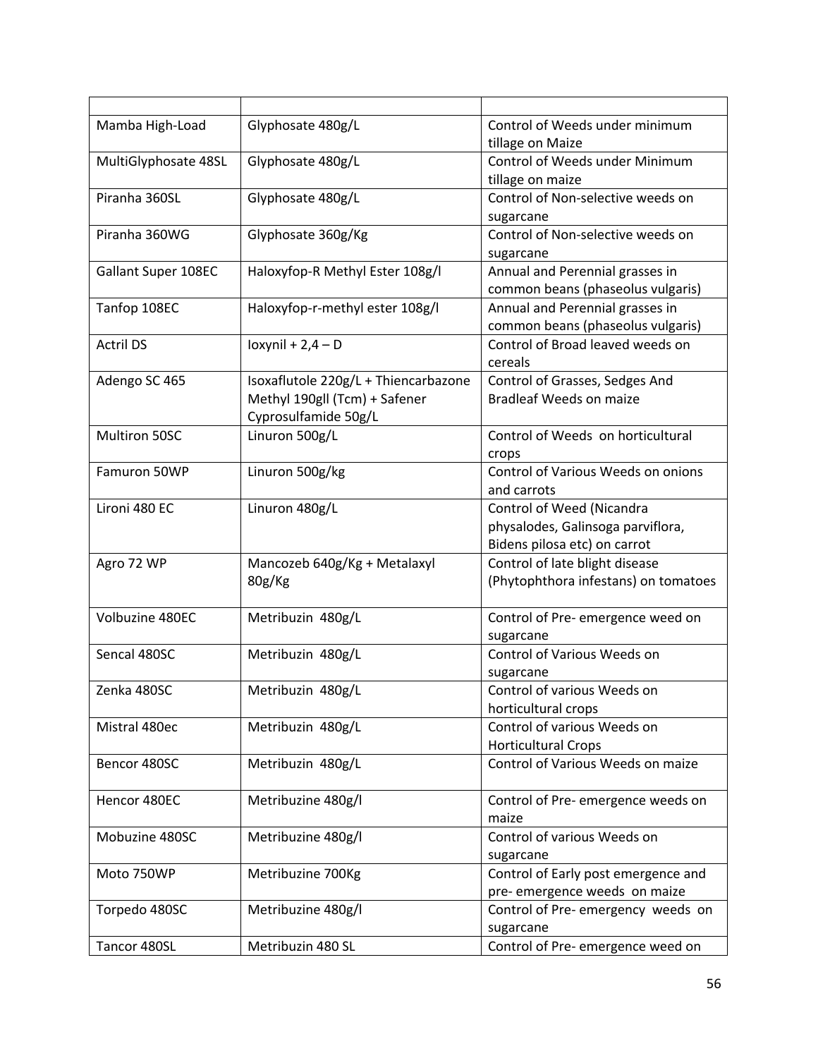| | | |
|---|---|---|
| Mamba High-Load | Glyphosate 480g/L | Control of Weeds under minimum tillage on Maize |
| MultiGlyphosate 48SL | Glyphosate 480g/L | Control of Weeds under Minimum tillage on maize |
| Piranha 360SL | Glyphosate 480g/L | Control of Non-selective weeds on sugarcane |
| Piranha 360WG | Glyphosate 360g/Kg | Control of Non-selective weeds on sugarcane |
| Gallant Super 108EC | Haloxyfop-R Methyl Ester 108g/l | Annual and Perennial grasses in common beans (phaseolus vulgaris) |
| Tanfop 108EC | Haloxyfop-r-methyl ester 108g/l | Annual and Perennial grasses in common beans (phaseolus vulgaris) |
| Actril DS | Ioxynil + 2,4 – D | Control of Broad leaved weeds on cereals |
| Adengo SC 465 | Isoxaflutole 220g/L + Thiencarbazone Methyl 190gll (Tcm) + Safener Cyprosulfamide 50g/L | Control of Grasses, Sedges And Bradleaf Weeds on maize |
| Multiron 50SC | Linuron 500g/L | Control of Weeds on horticultural crops |
| Famuron 50WP | Linuron 500g/kg | Control of Various Weeds on onions and carrots |
| Lironi 480 EC | Linuron 480g/L | Control of Weed (Nicandra physalodes, Galinsoga parviflora, Bidens pilosa etc) on carrot |
| Agro 72 WP | Mancozeb 640g/Kg + Metalaxyl 80g/Kg | Control of late blight disease (Phytophthora infestans) on tomatoes |
| Volbuzine 480EC | Metribuzin 480g/L | Control of Pre- emergence weed on sugarcane |
| Sencal 480SC | Metribuzin 480g/L | Control of Various Weeds on sugarcane |
| Zenka 480SC | Metribuzin 480g/L | Control of various Weeds on horticultural crops |
| Mistral 480ec | Metribuzin 480g/L | Control of various Weeds on Horticultural Crops |
| Bencor 480SC | Metribuzin 480g/L | Control of Various Weeds on maize |
| Hencor 480EC | Metribuzine 480g/l | Control of Pre- emergence weeds on maize |
| Mobuzine 480SC | Metribuzine 480g/l | Control of various Weeds on sugarcane |
| Moto 750WP | Metribuzine 700Kg | Control of Early post emergence and pre- emergence weeds on maize |
| Torpedo 480SC | Metribuzine 480g/l | Control of Pre- emergency weeds on sugarcane |
| Tancor 480SL | Metribuzin 480 SL | Control of Pre- emergence weed on |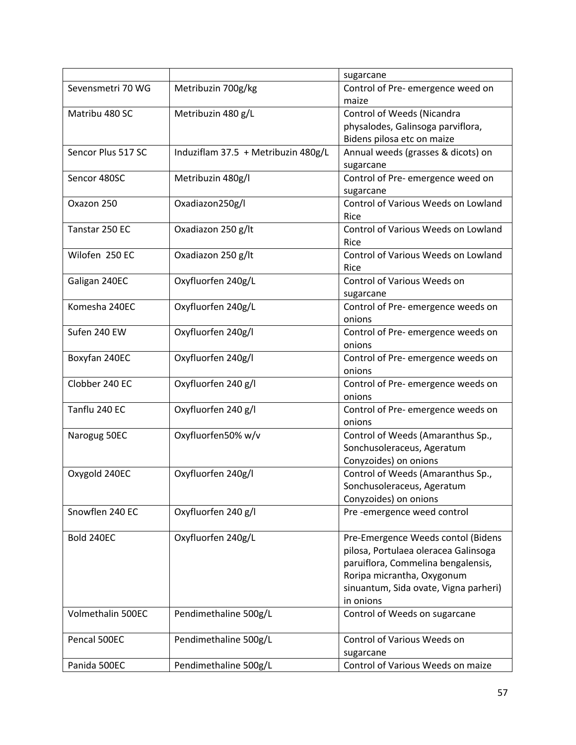| | | |
|---|---|---|
| | | sugarcane |
| Sevensmetri 70 WG | Metribuzin 700g/kg | Control of Pre- emergence weed on maize |
| Matribu 480 SC | Metribuzin 480 g/L | Control of Weeds (Nicandra physalodes, Galinsoga parviflora, Bidens pilosa etc on maize |
| Sencor Plus 517 SC | Induziflam 37.5 + Metribuzin 480g/L | Annual weeds (grasses & dicots) on sugarcane |
| Sencor 480SC | Metribuzin 480g/l | Control of Pre- emergence weed on sugarcane |
| Oxazon 250 | Oxadiazon250g/l | Control of Various Weeds on Lowland Rice |
| Tanstar 250 EC | Oxadiazon 250 g/lt | Control of Various Weeds on Lowland Rice |
| Wilofen 250 EC | Oxadiazon 250 g/lt | Control of Various Weeds on Lowland Rice |
| Galigan 240EC | Oxyfluorfen 240g/L | Control of Various Weeds on sugarcane |
| Komesha 240EC | Oxyfluorfen 240g/L | Control of Pre- emergence weeds on onions |
| Sufen 240 EW | Oxyfluorfen 240g/l | Control of Pre- emergence weeds on onions |
| Boxyfan 240EC | Oxyfluorfen 240g/l | Control of Pre- emergence weeds on onions |
| Clobber 240 EC | Oxyfluorfen 240 g/l | Control of Pre- emergence weeds on onions |
| Tanflu 240 EC | Oxyfluorfen 240 g/l | Control of Pre- emergence weeds on onions |
| Narogug 50EC | Oxyfluorfen50% w/v | Control of Weeds (Amaranthus Sp., Sonchusoleraceus, Ageratum Conyzoides) on onions |
| Oxygold 240EC | Oxyfluorfen 240g/l | Control of Weeds (Amaranthus Sp., Sonchusoleraceus, Ageratum Conyzoides) on onions |
| Snowflen 240 EC | Oxyfluorfen 240 g/l | Pre -emergence weed control |
| Bold 240EC | Oxyfluorfen 240g/L | Pre-Emergence Weeds contol (Bidens pilosa, Portulaea oleracea Galinsoga paruiflora, Commelina bengalensis, Roripa micrantha, Oxygonum sinuantum, Sida ovate, Vigna parheri) in onions |
| Volmethalin 500EC | Pendimethaline 500g/L | Control of Weeds on sugarcane |
| Pencal 500EC | Pendimethaline 500g/L | Control of Various Weeds on sugarcane |
| Panida 500EC | Pendimethaline 500g/L | Control of Various Weeds on maize |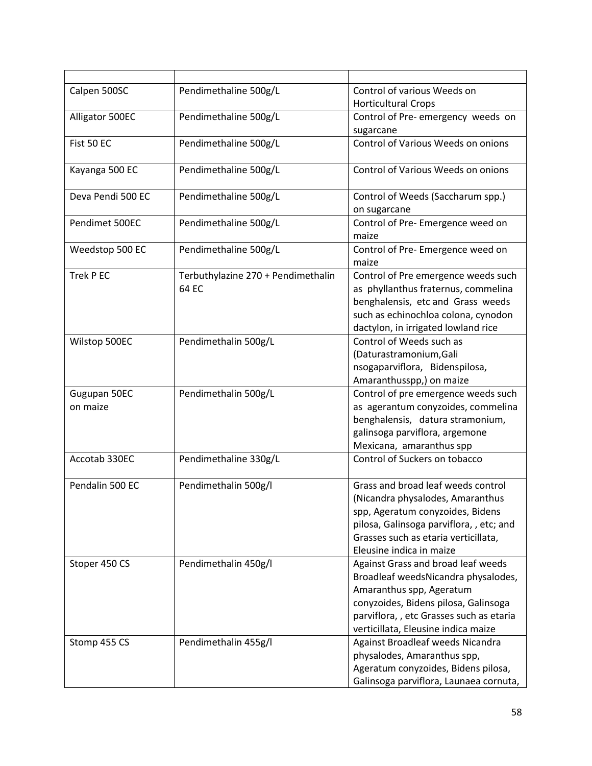| | | |
|---|---|---|
| Calpen 500SC | Pendimethaline 500g/L | Control of various Weeds on Horticultural Crops |
| Alligator 500EC | Pendimethaline 500g/L | Control of Pre- emergency weeds on sugarcane |
| Fist 50 EC | Pendimethaline 500g/L | Control of Various Weeds on onions |
| Kayanga 500 EC | Pendimethaline 500g/L | Control of Various Weeds on onions |
| Deva Pendi 500 EC | Pendimethaline 500g/L | Control of Weeds (Saccharum spp.) on sugarcane |
| Pendimet 500EC | Pendimethaline 500g/L | Control of Pre- Emergence weed on maize |
| Weedstop 500 EC | Pendimethaline 500g/L | Control of Pre- Emergence weed on maize |
| Trek P EC | Terbuthylazine 270 + Pendimethalin 64 EC | Control of Pre emergence weeds such as phyllanthus fraternus, commelina benghalensis, etc and Grass weeds such as echinochloa colona, cynodon dactylon, in irrigated lowland rice |
| Wilstop 500EC | Pendimethalin 500g/L | Control of Weeds such as (Daturastramonium,Gali nsogaparviflora, Bidenspilosa, Amaranthusspp,) on maize |
| Gugupan 50EC on maize | Pendimethalin 500g/L | Control of pre emergence weeds such as agerantum conyzoides, commelina benghalensis, datura stramonium, galinsoga parviflora, argemone Mexicana, amaranthus spp |
| Accotab 330EC | Pendimethaline 330g/L | Control of Suckers on tobacco |
| Pendalin 500 EC | Pendimethalin 500g/l | Grass and broad leaf weeds control (Nicandra physalodes, Amaranthus spp, Ageratum conyzoides, Bidens pilosa, Galinsoga parviflora, , etc; and Grasses such as etaria verticillata, Eleusine indica in maize |
| Stoper 450 CS | Pendimethalin 450g/l | Against Grass and broad leaf weeds Broadleaf weedsNicandra physalodes, Amaranthus spp, Ageratum conyzoides, Bidens pilosa, Galinsoga parviflora, , etc Grasses such as etaria verticillata, Eleusine indica maize |
| Stomp 455 CS | Pendimethalin 455g/l | Against Broadleaf weeds Nicandra physalodes, Amaranthus spp, Ageratum conyzoides, Bidens pilosa, Galinsoga parviflora, Launaea cornuta, |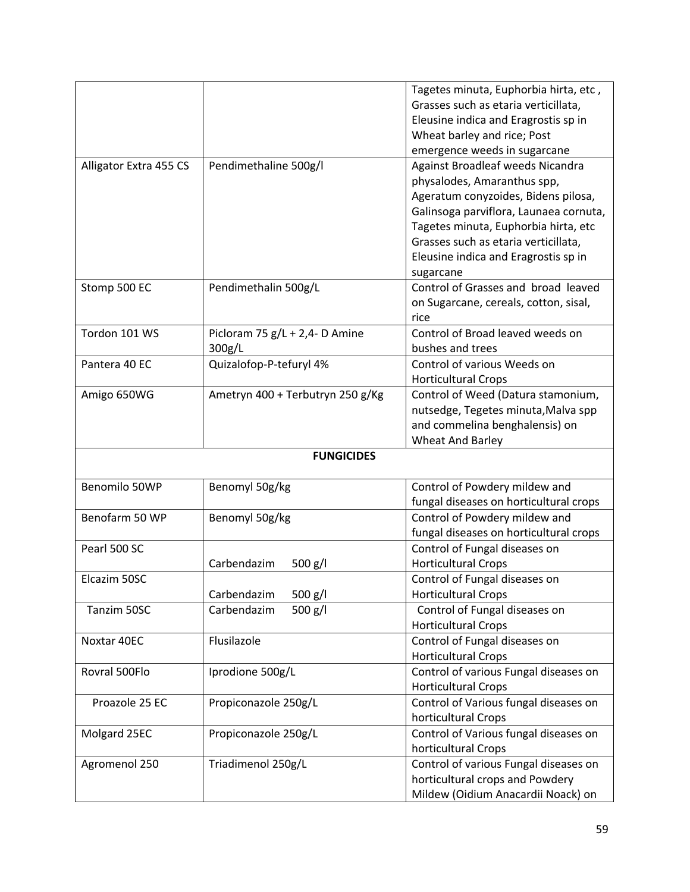| | | |
|---|---|---|
| | | Tagetes minuta, Euphorbia hirta, etc , Grasses such as etaria verticillata, Eleusine indica and Eragrostis sp in Wheat barley and rice; Post emergence weeds in sugarcane |
| Alligator Extra 455 CS | Pendimethaline 500g/l | Against Broadleaf weeds Nicandra physalodes, Amaranthus spp, Ageratum conyzoides, Bidens pilosa, Galinsoga parviflora, Launaea cornuta, Tagetes minuta, Euphorbia hirta, etc Grasses such as etaria verticillata, Eleusine indica and Eragrostis sp in sugarcane |
| Stomp 500 EC | Pendimethalin 500g/L | Control of Grasses and broad leaved on Sugarcane, cereals, cotton, sisal, rice |
| Tordon 101 WS | Picloram 75 g/L + 2,4- D Amine 300g/L | Control of Broad leaved weeds on bushes and trees |
| Pantera 40 EC | Quizalofop-P-tefuryl 4% | Control of various Weeds on Horticultural Crops |
| Amigo 650WG | Ametryn 400 + Terbutryn 250 g/Kg | Control of Weed (Datura stamonium, nutsedge, Tegetes minuta,Malva spp and commelina benghalensis) on Wheat And Barley |
| **FUNGICIDES** | | |
| Benomilo 50WP | Benomyl 50g/kg | Control of Powdery mildew and fungal diseases on horticultural crops |
| Benofarm 50 WP | Benomyl 50g/kg | Control of Powdery mildew and fungal diseases on horticultural crops |
| Pearl 500 SC | Carbendazim 500 g/l | Control of Fungal diseases on Horticultural Crops |
| Elcazim 50SC | Carbendazim 500 g/l | Control of Fungal diseases on Horticultural Crops |
| Tanzim 50SC | Carbendazim 500 g/l | Control of Fungal diseases on Horticultural Crops |
| Noxtar 40EC | Flusilazole | Control of Fungal diseases on Horticultural Crops |
| Rovral 500Flo | Iprodione 500g/L | Control of various Fungal diseases on Horticultural Crops |
| Proazole 25 EC | Propiconazole 250g/L | Control of Various fungal diseases on horticultural Crops |
| Molgard 25EC | Propiconazole 250g/L | Control of Various fungal diseases on horticultural Crops |
| Agromenol 250 | Triadimenol 250g/L | Control of various Fungal diseases on horticultural crops and Powdery Mildew (Oidium Anacardii Noack) on |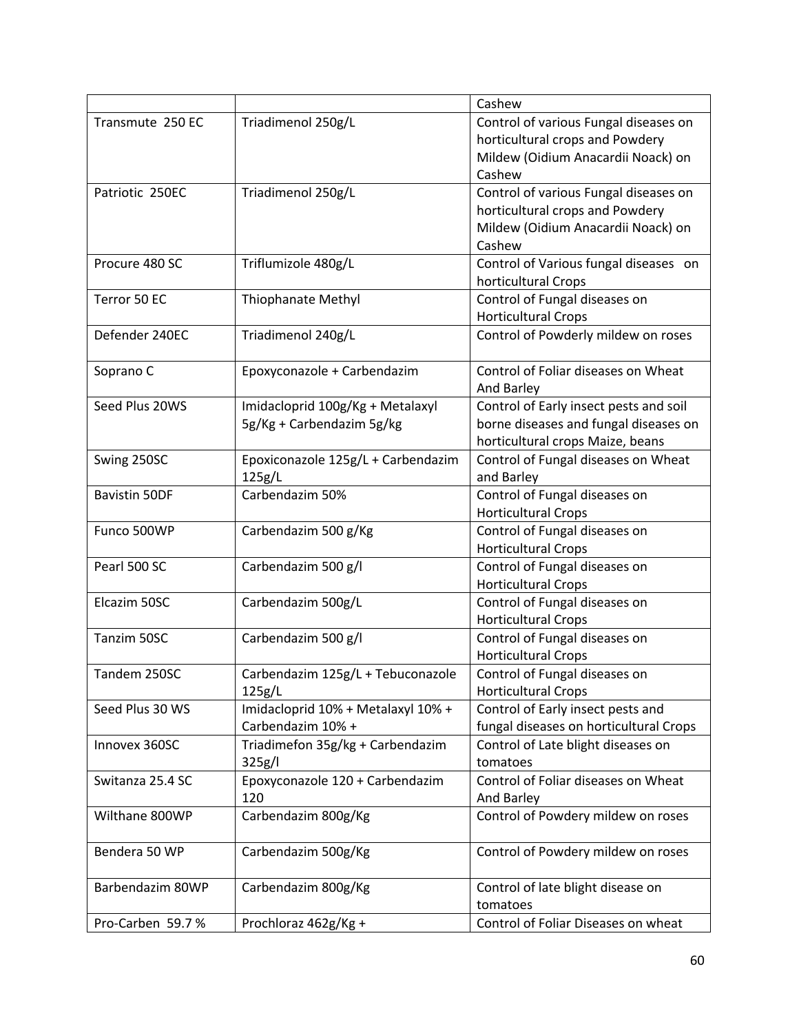| | | |
|---|---|---|
| | | Cashew |
| Transmute 250 EC | Triadimenol 250g/L | Control of various Fungal diseases on horticultural crops and Powdery Mildew (Oidium Anacardii Noack) on Cashew |
| Patriotic 250EC | Triadimenol 250g/L | Control of various Fungal diseases on horticultural crops and Powdery Mildew (Oidium Anacardii Noack) on Cashew |
| Procure 480 SC | Triflumizole 480g/L | Control of Various fungal diseases on horticultural Crops |
| Terror 50 EC | Thiophanate Methyl | Control of Fungal diseases on Horticultural Crops |
| Defender 240EC | Triadimenol 240g/L | Control of Powderly mildew on roses |
| Soprano C | Epoxyconazole + Carbendazim | Control of Foliar diseases on Wheat And Barley |
| Seed Plus 20WS | Imidacloprid 100g/Kg + Metalaxyl 5g/Kg + Carbendazim 5g/kg | Control of Early insect pests and soil borne diseases and fungal diseases on horticultural crops Maize, beans |
| Swing 250SC | Epoxiconazole 125g/L + Carbendazim 125g/L | Control of Fungal diseases on Wheat and Barley |
| Bavistin 50DF | Carbendazim 50% | Control of Fungal diseases on Horticultural Crops |
| Funco 500WP | Carbendazim 500 g/Kg | Control of Fungal diseases on Horticultural Crops |
| Pearl 500 SC | Carbendazim 500 g/l | Control of Fungal diseases on Horticultural Crops |
| Elcazim 50SC | Carbendazim 500g/L | Control of Fungal diseases on Horticultural Crops |
| Tanzim 50SC | Carbendazim 500 g/l | Control of Fungal diseases on Horticultural Crops |
| Tandem 250SC | Carbendazim 125g/L + Tebuconazole 125g/L | Control of Fungal diseases on Horticultural Crops |
| Seed Plus 30 WS | Imidacloprid 10% + Metalaxyl 10% + Carbendazim 10% + | Control of Early insect pests and fungal diseases on horticultural Crops |
| Innovex 360SC | Triadimefon 35g/kg + Carbendazim 325g/l | Control of Late blight diseases on tomatoes |
| Switanza 25.4 SC | Epoxyconazole 120 + Carbendazim 120 | Control of Foliar diseases on Wheat And Barley |
| Wilthane 800WP | Carbendazim 800g/Kg | Control of Powdery mildew on roses |
| Bendera 50 WP | Carbendazim 500g/Kg | Control of Powdery mildew on roses |
| Barbendazim 80WP | Carbendazim 800g/Kg | Control of late blight disease on tomatoes |
| Pro-Carben 59.7 % | Prochloraz 462g/Kg + | Control of Foliar Diseases on wheat |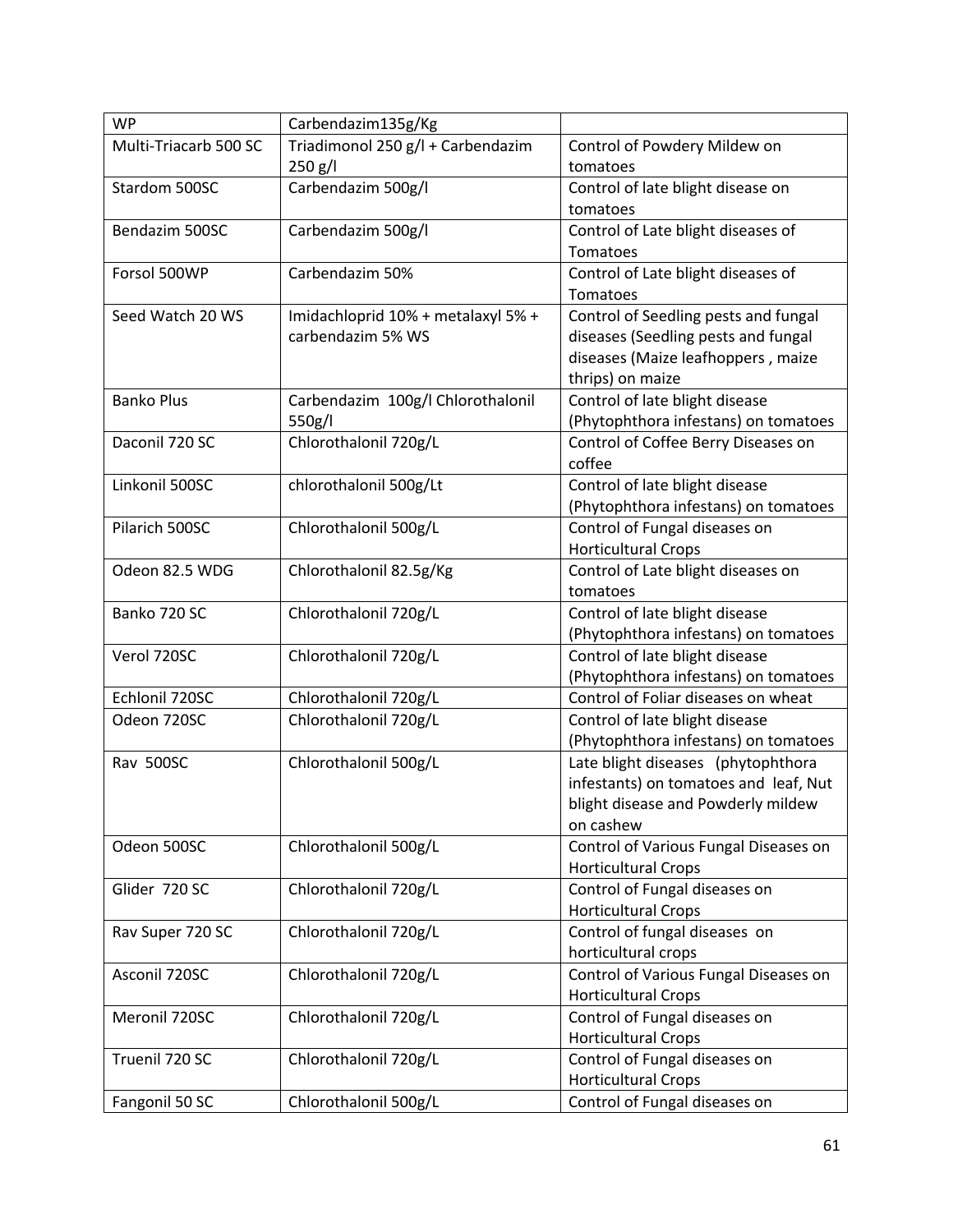| | | |
|---|---|---|
| WP | Carbendazim135g/Kg | |
| Multi-Triacarb 500 SC | Triadimonol 250 g/l + Carbendazim 250 g/l | Control of Powdery Mildew on tomatoes |
| Stardom 500SC | Carbendazim 500g/l | Control of late blight disease on tomatoes |
| Bendazim 500SC | Carbendazim 500g/l | Control of Late blight diseases of Tomatoes |
| Forsol 500WP | Carbendazim 50% | Control of Late blight diseases of Tomatoes |
| Seed Watch 20 WS | Imidachloprid 10% + metalaxyl 5% + carbendazim 5% WS | Control of Seedling pests and fungal diseases (Seedling pests and fungal diseases (Maize leafhoppers , maize thrips) on maize |
| Banko Plus | Carbendazim 100g/l Chlorothalonil 550g/l | Control of late blight disease (Phytophthora infestans) on tomatoes |
| Daconil 720 SC | Chlorothalonil 720g/L | Control of Coffee Berry Diseases on coffee |
| Linkonil 500SC | chlorothalonil 500g/Lt | Control of late blight disease (Phytophthora infestans) on tomatoes |
| Pilarich 500SC | Chlorothalonil 500g/L | Control of Fungal diseases on Horticultural Crops |
| Odeon 82.5 WDG | Chlorothalonil 82.5g/Kg | Control of Late blight diseases on tomatoes |
| Banko 720 SC | Chlorothalonil 720g/L | Control of late blight disease (Phytophthora infestans) on tomatoes |
| Verol 720SC | Chlorothalonil 720g/L | Control of late blight disease (Phytophthora infestans) on tomatoes |
| Echlonil 720SC | Chlorothalonil 720g/L | Control of Foliar diseases on wheat |
| Odeon 720SC | Chlorothalonil 720g/L | Control of late blight disease (Phytophthora infestans) on tomatoes |
| Rav 500SC | Chlorothalonil 500g/L | Late blight diseases (phytophthora infestants) on tomatoes and leaf, Nut blight disease and Powderly mildew on cashew |
| Odeon 500SC | Chlorothalonil 500g/L | Control of Various Fungal Diseases on Horticultural Crops |
| Glider 720 SC | Chlorothalonil 720g/L | Control of Fungal diseases on Horticultural Crops |
| Rav Super 720 SC | Chlorothalonil 720g/L | Control of fungal diseases on horticultural crops |
| Asconil 720SC | Chlorothalonil 720g/L | Control of Various Fungal Diseases on Horticultural Crops |
| Meronil 720SC | Chlorothalonil 720g/L | Control of Fungal diseases on Horticultural Crops |
| Truenil 720 SC | Chlorothalonil 720g/L | Control of Fungal diseases on Horticultural Crops |
| Fangonil 50 SC | Chlorothalonil 500g/L | Control of Fungal diseases on |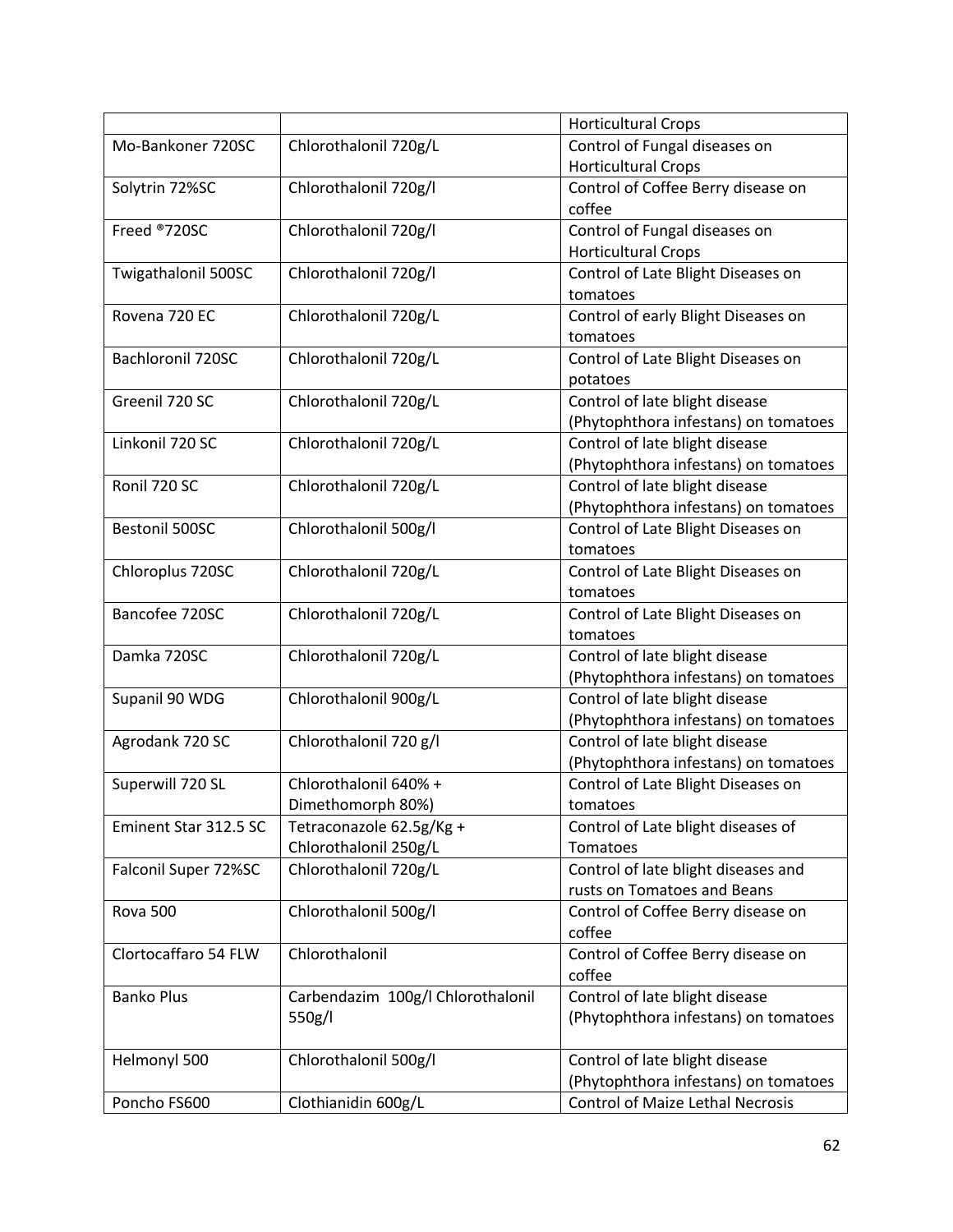| | | |
|---|---|---|
| | | Horticultural Crops |
| Mo-Bankoner 720SC | Chlorothalonil 720g/L | Control of Fungal diseases on Horticultural Crops |
| Solytrin 72%SC | Chlorothalonil 720g/l | Control of Coffee Berry disease on coffee |
| Freed ®720SC | Chlorothalonil 720g/l | Control of Fungal diseases on Horticultural Crops |
| Twigathalonil 500SC | Chlorothalonil 720g/l | Control of Late Blight Diseases on tomatoes |
| Rovena 720 EC | Chlorothalonil 720g/L | Control of early Blight Diseases on tomatoes |
| Bachloronil 720SC | Chlorothalonil 720g/L | Control of Late Blight Diseases on potatoes |
| Greenil 720 SC | Chlorothalonil 720g/L | Control of late blight disease (Phytophthora infestans) on tomatoes |
| Linkonil 720 SC | Chlorothalonil 720g/L | Control of late blight disease (Phytophthora infestans) on tomatoes |
| Ronil 720 SC | Chlorothalonil 720g/L | Control of late blight disease (Phytophthora infestans) on tomatoes |
| Bestonil 500SC | Chlorothalonil 500g/l | Control of Late Blight Diseases on tomatoes |
| Chloroplus 720SC | Chlorothalonil 720g/L | Control of Late Blight Diseases on tomatoes |
| Bancofee 720SC | Chlorothalonil 720g/L | Control of Late Blight Diseases on tomatoes |
| Damka 720SC | Chlorothalonil 720g/L | Control of late blight disease (Phytophthora infestans) on tomatoes |
| Supanil 90 WDG | Chlorothalonil 900g/L | Control of late blight disease (Phytophthora infestans) on tomatoes |
| Agrodank 720 SC | Chlorothalonil 720 g/l | Control of late blight disease (Phytophthora infestans) on tomatoes |
| Superwill 720 SL | Chlorothalonil 640% + Dimethomorph 80%) | Control of Late Blight Diseases on tomatoes |
| Eminent Star 312.5 SC | Tetraconazole 62.5g/Kg + Chlorothalonil 250g/L | Control of Late blight diseases of Tomatoes |
| Falconil Super 72%SC | Chlorothalonil 720g/L | Control of late blight diseases and rusts on Tomatoes and Beans |
| Rova 500 | Chlorothalonil 500g/l | Control of Coffee Berry disease on coffee |
| Clortocaffaro 54 FLW | Chlorothalonil | Control of Coffee Berry disease on coffee |
| Banko Plus | Carbendazim 100g/l Chlorothalonil 550g/l | Control of late blight disease (Phytophthora infestans) on tomatoes |
| Helmonyl 500 | Chlorothalonil 500g/l | Control of late blight disease (Phytophthora infestans) on tomatoes |
| Poncho FS600 | Clothianidin 600g/L | Control of Maize Lethal Necrosis |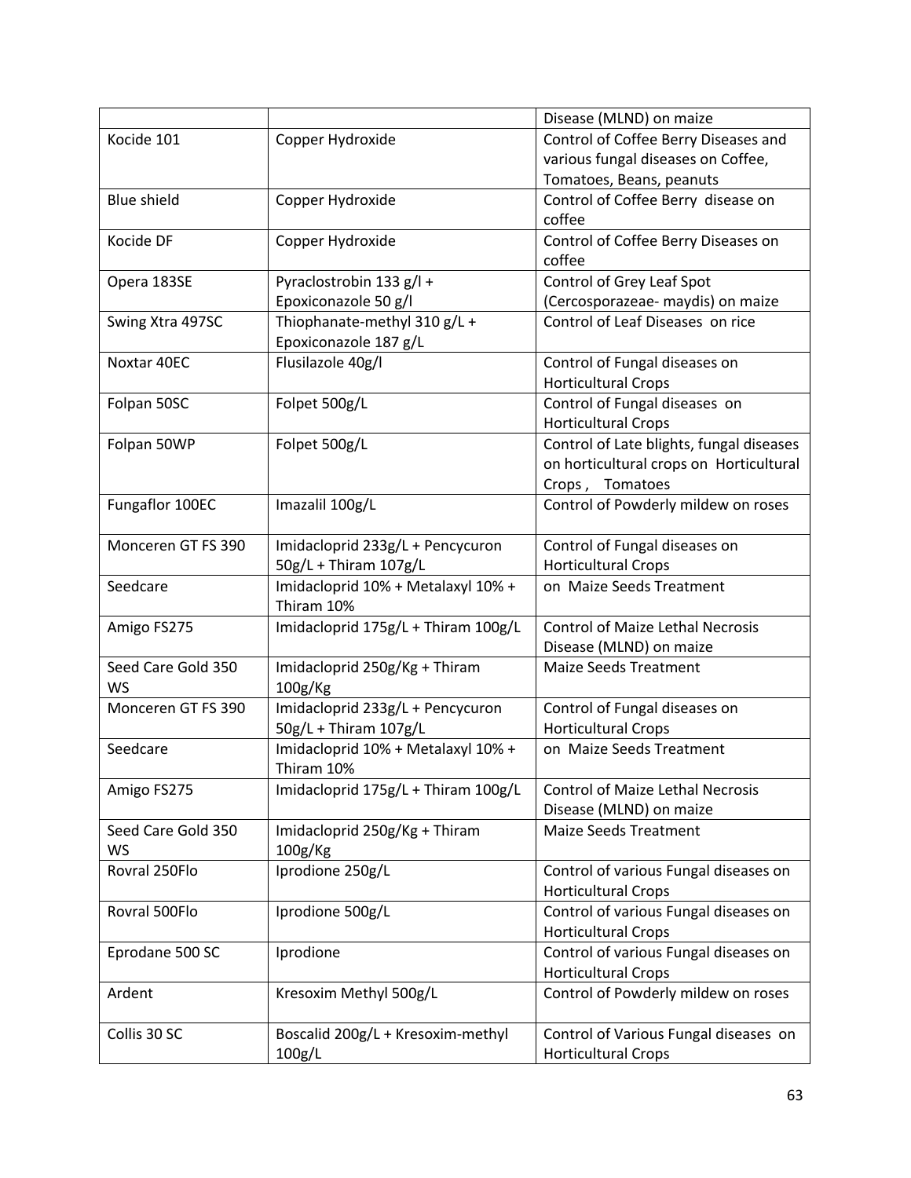| | | |
|---|---|---|
| | | Disease (MLND) on maize |
| Kocide 101 | Copper Hydroxide | Control of Coffee Berry Diseases and various fungal diseases on Coffee, Tomatoes, Beans, peanuts |
| Blue shield | Copper Hydroxide | Control of Coffee Berry disease on coffee |
| Kocide DF | Copper Hydroxide | Control of Coffee Berry Diseases on coffee |
| Opera 183SE | Pyraclostrobin 133 g/l + Epoxiconazole 50 g/l | Control of Grey Leaf Spot (Cercosporazeae- maydis) on maize |
| Swing Xtra 497SC | Thiophanate-methyl 310 g/L + Epoxiconazole 187 g/L | Control of Leaf Diseases on rice |
| Noxtar 40EC | Flusilazole 40g/l | Control of Fungal diseases on Horticultural Crops |
| Folpan 50SC | Folpet 500g/L | Control of Fungal diseases on Horticultural Crops |
| Folpan 50WP | Folpet 500g/L | Control of Late blights, fungal diseases on horticultural crops on Horticultural Crops , Tomatoes |
| Fungaflor 100EC | Imazalil 100g/L | Control of Powderly mildew on roses |
| Monceren GT FS 390 | Imidacloprid 233g/L + Pencycuron 50g/L + Thiram 107g/L | Control of Fungal diseases on Horticultural Crops |
| Seedcare | Imidacloprid 10% + Metalaxyl 10% + Thiram 10% | on Maize Seeds Treatment |
| Amigo FS275 | Imidacloprid 175g/L + Thiram 100g/L | Control of Maize Lethal Necrosis Disease (MLND) on maize |
| Seed Care Gold 350 WS | Imidacloprid 250g/Kg + Thiram 100g/Kg | Maize Seeds Treatment |
| Monceren GT FS 390 | Imidacloprid 233g/L + Pencycuron 50g/L + Thiram 107g/L | Control of Fungal diseases on Horticultural Crops |
| Seedcare | Imidacloprid 10% + Metalaxyl 10% + Thiram 10% | on Maize Seeds Treatment |
| Amigo FS275 | Imidacloprid 175g/L + Thiram 100g/L | Control of Maize Lethal Necrosis Disease (MLND) on maize |
| Seed Care Gold 350 WS | Imidacloprid 250g/Kg + Thiram 100g/Kg | Maize Seeds Treatment |
| Rovral 250Flo | Iprodione 250g/L | Control of various Fungal diseases on Horticultural Crops |
| Rovral 500Flo | Iprodione 500g/L | Control of various Fungal diseases on Horticultural Crops |
| Eprodane 500 SC | Iprodione | Control of various Fungal diseases on Horticultural Crops |
| Ardent | Kresoxim Methyl 500g/L | Control of Powderly mildew on roses |
| Collis 30 SC | Boscalid 200g/L + Kresoxim-methyl 100g/L | Control of Various Fungal diseases on Horticultural Crops |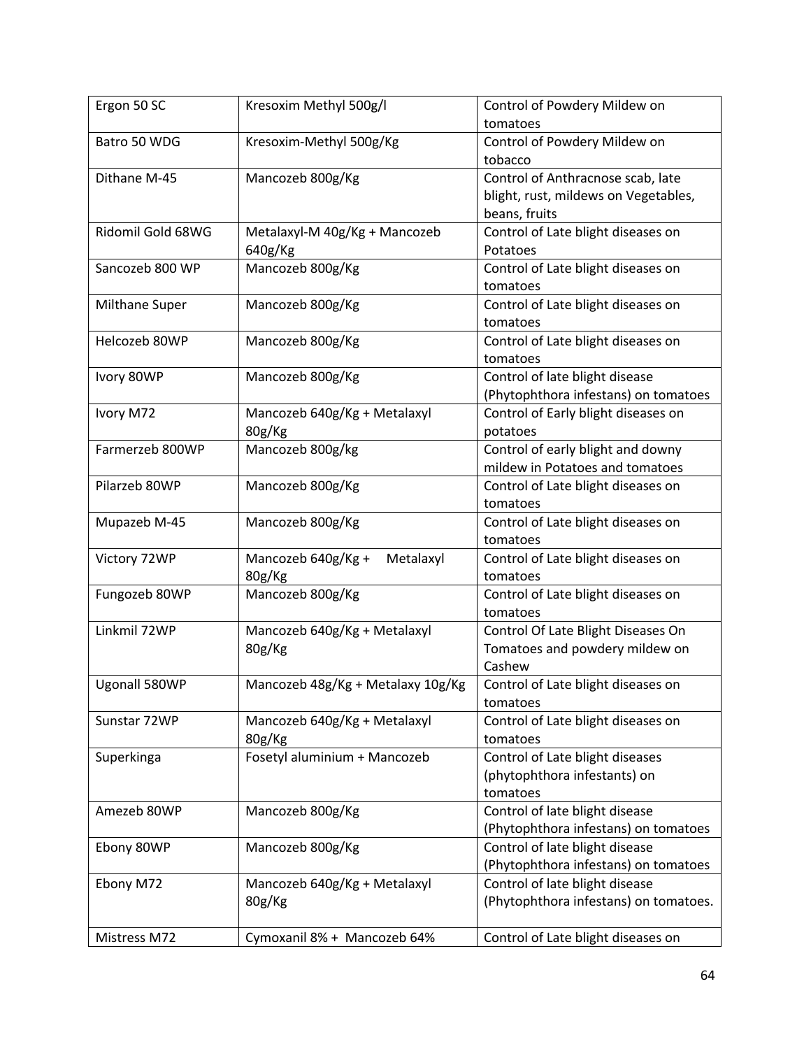| | | |
|---|---|---|
| Ergon 50 SC | Kresoxim Methyl 500g/l | Control of Powdery Mildew on tomatoes |
| Batro 50 WDG | Kresoxim-Methyl 500g/Kg | Control of Powdery Mildew on tobacco |
| Dithane M-45 | Mancozeb 800g/Kg | Control of Anthracnose scab, late blight, rust, mildews on Vegetables, beans, fruits |
| Ridomil Gold 68WG | Metalaxyl-M 40g/Kg + Mancozeb 640g/Kg | Control of Late blight diseases on Potatoes |
| Sancozeb 800 WP | Mancozeb 800g/Kg | Control of Late blight diseases on tomatoes |
| Milthane Super | Mancozeb 800g/Kg | Control of Late blight diseases on tomatoes |
| Helcozeb 80WP | Mancozeb 800g/Kg | Control of Late blight diseases on tomatoes |
| Ivory 80WP | Mancozeb 800g/Kg | Control of late blight disease (Phytophthora infestans) on tomatoes |
| Ivory M72 | Mancozeb 640g/Kg + Metalaxyl 80g/Kg | Control of Early blight diseases on potatoes |
| Farmerzeb 800WP | Mancozeb 800g/kg | Control of early blight and downy mildew in Potatoes and tomatoes |
| Pilarzeb 80WP | Mancozeb 800g/Kg | Control of Late blight diseases on tomatoes |
| Mupazeb M-45 | Mancozeb 800g/Kg | Control of Late blight diseases on tomatoes |
| Victory 72WP | Mancozeb 640g/Kg + Metalaxyl 80g/Kg | Control of Late blight diseases on tomatoes |
| Fungozeb 80WP | Mancozeb 800g/Kg | Control of Late blight diseases on tomatoes |
| Linkmil 72WP | Mancozeb 640g/Kg + Metalaxyl 80g/Kg | Control Of Late Blight Diseases On Tomatoes and powdery mildew on Cashew |
| Ugonall 580WP | Mancozeb 48g/Kg + Metalaxy 10g/Kg | Control of Late blight diseases on tomatoes |
| Sunstar 72WP | Mancozeb 640g/Kg + Metalaxyl 80g/Kg | Control of Late blight diseases on tomatoes |
| Superkinga | Fosetyl aluminium + Mancozeb | Control of Late blight diseases (phytophthora infestants) on tomatoes |
| Amezeb 80WP | Mancozeb 800g/Kg | Control of late blight disease (Phytophthora infestans) on tomatoes |
| Ebony 80WP | Mancozeb 800g/Kg | Control of late blight disease (Phytophthora infestans) on tomatoes |
| Ebony M72 | Mancozeb 640g/Kg + Metalaxyl 80g/Kg | Control of late blight disease (Phytophthora infestans) on tomatoes. |
| Mistress M72 | Cymoxanil 8% + Mancozeb 64% | Control of Late blight diseases on |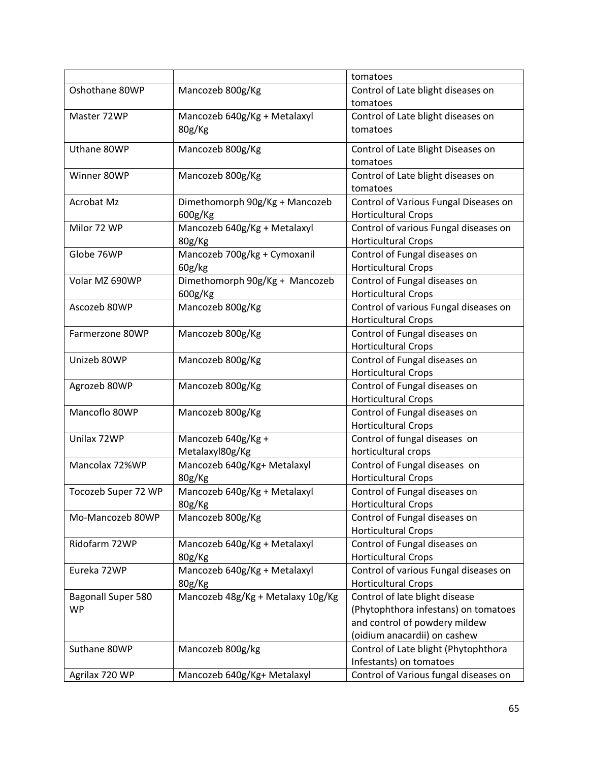| | | |
|---|---|---|
| | | tomatoes |
| Oshothane 80WP | Mancozeb 800g/Kg | Control of Late blight diseases on tomatoes |
| Master 72WP | Mancozeb 640g/Kg + Metalaxyl 80g/Kg | Control of Late blight diseases on tomatoes |
| Uthane 80WP | Mancozeb 800g/Kg | Control of Late Blight Diseases on tomatoes |
| Winner 80WP | Mancozeb 800g/Kg | Control of Late blight diseases on tomatoes |
| Acrobat Mz | Dimethomorph 90g/Kg + Mancozeb 600g/Kg | Control of Various Fungal Diseases on Horticultural Crops |
| Milor 72 WP | Mancozeb 640g/Kg + Metalaxyl 80g/Kg | Control of various Fungal diseases on Horticultural Crops |
| Globe 76WP | Mancozeb 700g/kg + Cymoxanil 60g/kg | Control of Fungal diseases on Horticultural Crops |
| Volar MZ 690WP | Dimethomorph 90g/Kg + Mancozeb 600g/Kg | Control of Fungal diseases on Horticultural Crops |
| Ascozeb 80WP | Mancozeb 800g/Kg | Control of various Fungal diseases on Horticultural Crops |
| Farmerzone 80WP | Mancozeb 800g/Kg | Control of Fungal diseases on Horticultural Crops |
| Unizeb 80WP | Mancozeb 800g/Kg | Control of Fungal diseases on Horticultural Crops |
| Agrozeb 80WP | Mancozeb 800g/Kg | Control of Fungal diseases on Horticultural Crops |
| Mancoflo 80WP | Mancozeb 800g/Kg | Control of Fungal diseases on Horticultural Crops |
| Unilax 72WP | Mancozeb 640g/Kg + Metalaxyl80g/Kg | Control of fungal diseases on horticultural crops |
| Mancolax 72%WP | Mancozeb 640g/Kg+ Metalaxyl 80g/Kg | Control of Fungal diseases on Horticultural Crops |
| Tocozeb Super 72 WP | Mancozeb 640g/Kg + Metalaxyl 80g/Kg | Control of Fungal diseases on Horticultural Crops |
| Mo-Mancozeb 80WP | Mancozeb 800g/Kg | Control of Fungal diseases on Horticultural Crops |
| Ridofarm 72WP | Mancozeb 640g/Kg + Metalaxyl 80g/Kg | Control of Fungal diseases on Horticultural Crops |
| Eureka 72WP | Mancozeb 640g/Kg + Metalaxyl 80g/Kg | Control of various Fungal diseases on Horticultural Crops |
| Bagonall Super 580 WP | Mancozeb 48g/Kg + Metalaxy 10g/Kg | Control of late blight disease (Phytophthora infestans) on tomatoes and control of powdery mildew (oidium anacardii) on cashew |
| Suthane 80WP | Mancozeb 800g/kg | Control of Late blight (Phytophthora Infestants) on tomatoes |
| Agrilax 720 WP | Mancozeb 640g/Kg+ Metalaxyl | Control of Various fungal diseases on |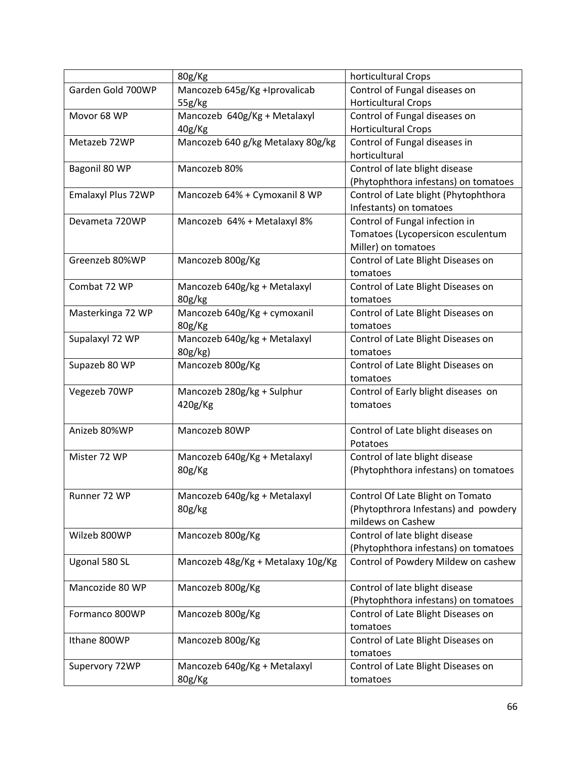| | | |
|---|---|---|
| | 80g/Kg | horticultural Crops |
| Garden Gold 700WP | Mancozeb 645g/Kg +Iprovalicab 55g/kg | Control of Fungal diseases on Horticultural Crops |
| Movor 68 WP | Mancozeb 640g/Kg + Metalaxyl 40g/Kg | Control of Fungal diseases on Horticultural Crops |
| Metazeb 72WP | Mancozeb 640 g/kg Metalaxy 80g/kg | Control of Fungal diseases in horticultural |
| Bagonil 80 WP | Mancozeb 80% | Control of late blight disease (Phytophthora infestans) on tomatoes |
| Emalaxyl Plus 72WP | Mancozeb 64% + Cymoxanil 8 WP | Control of Late blight (Phytophthora Infestants) on tomatoes |
| Devameta 720WP | Mancozeb 64% + Metalaxyl 8% | Control of Fungal infection in Tomatoes (Lycopersicon esculentum Miller) on tomatoes |
| Greenzeb 80%WP | Mancozeb 800g/Kg | Control of Late Blight Diseases on tomatoes |
| Combat 72 WP | Mancozeb 640g/kg + Metalaxyl 80g/kg | Control of Late Blight Diseases on tomatoes |
| Masterkinga 72 WP | Mancozeb 640g/Kg + cymoxanil 80g/Kg | Control of Late Blight Diseases on tomatoes |
| Supalaxyl 72 WP | Mancozeb 640g/kg + Metalaxyl 80g/kg) | Control of Late Blight Diseases on tomatoes |
| Supazeb 80 WP | Mancozeb 800g/Kg | Control of Late Blight Diseases on tomatoes |
| Vegezeb 70WP | Mancozeb 280g/kg + Sulphur 420g/Kg | Control of Early blight diseases on tomatoes |
| Anizeb 80%WP | Mancozeb 80WP | Control of Late blight diseases on Potatoes |
| Mister 72 WP | Mancozeb 640g/Kg + Metalaxyl 80g/Kg | Control of late blight disease (Phytophthora infestans) on tomatoes |
| Runner 72 WP | Mancozeb 640g/kg + Metalaxyl 80g/kg | Control Of Late Blight on Tomato (Phytopthrora Infestans) and powdery mildews on Cashew |
| Wilzeb 800WP | Mancozeb 800g/Kg | Control of late blight disease (Phytophthora infestans) on tomatoes |
| Ugonal 580 SL | Mancozeb 48g/Kg + Metalaxy 10g/Kg | Control of Powdery Mildew on cashew |
| Mancozide 80 WP | Mancozeb 800g/Kg | Control of late blight disease (Phytophthora infestans) on tomatoes |
| Formanco 800WP | Mancozeb 800g/Kg | Control of Late Blight Diseases on tomatoes |
| Ithane 800WP | Mancozeb 800g/Kg | Control of Late Blight Diseases on tomatoes |
| Supervory 72WP | Mancozeb 640g/Kg + Metalaxyl 80g/Kg | Control of Late Blight Diseases on tomatoes |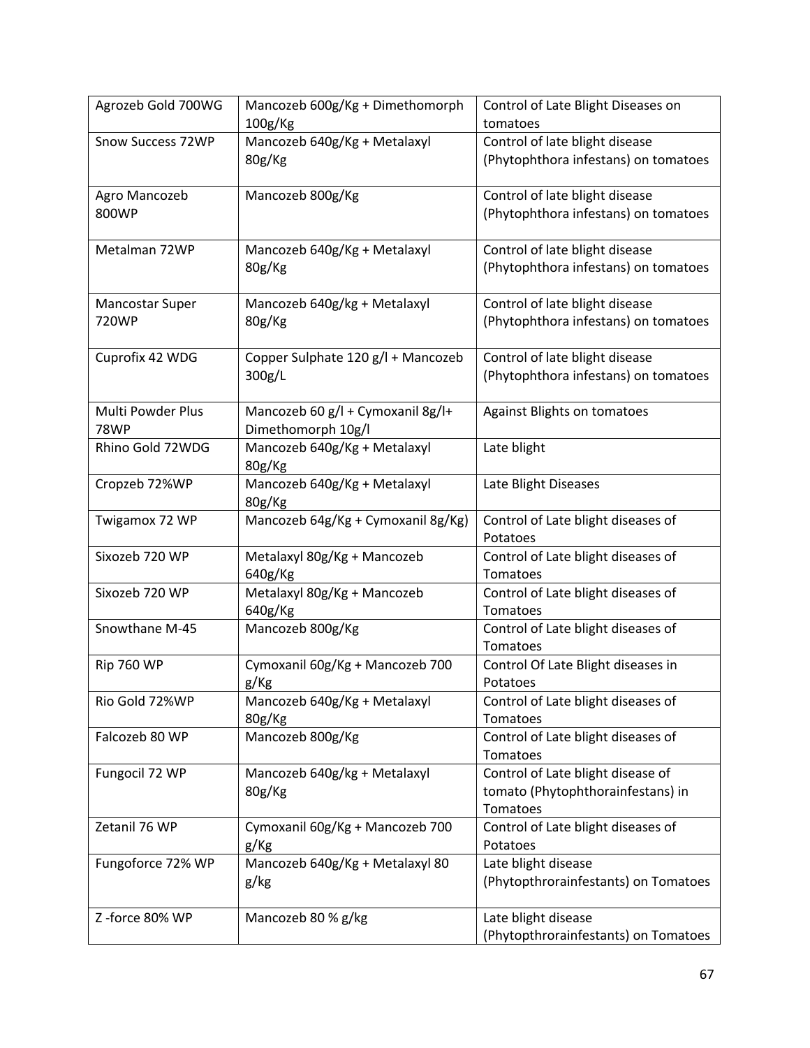| Agrozeb Gold 700WG | Mancozeb 600g/Kg + Dimethomorph 100g/Kg | Control of Late Blight Diseases on tomatoes |
|---|---|---|
| Snow Success 72WP | Mancozeb 640g/Kg + Metalaxyl 80g/Kg | Control of late blight disease (Phytophthora infestans) on tomatoes |
| Agro Mancozeb 800WP | Mancozeb 800g/Kg | Control of late blight disease (Phytophthora infestans) on tomatoes |
| Metalman 72WP | Mancozeb 640g/Kg + Metalaxyl 80g/Kg | Control of late blight disease (Phytophthora infestans) on tomatoes |
| Mancostar Super 720WP | Mancozeb 640g/kg + Metalaxyl 80g/Kg | Control of late blight disease (Phytophthora infestans) on tomatoes |
| Cuprofix 42 WDG | Copper Sulphate 120 g/l + Mancozeb 300g/L | Control of late blight disease (Phytophthora infestans) on tomatoes |
| Multi Powder Plus 78WP | Mancozeb 60 g/l + Cymoxanil 8g/l+ Dimethomorph 10g/l | Against Blights on tomatoes |
| Rhino Gold 72WDG | Mancozeb 640g/Kg + Metalaxyl 80g/Kg | Late blight |
| Cropzeb 72%WP | Mancozeb 640g/Kg + Metalaxyl 80g/Kg | Late Blight Diseases |
| Twigamox 72 WP | Mancozeb 64g/Kg + Cymoxanil 8g/Kg) | Control of Late blight diseases of Potatoes |
| Sixozeb 720 WP | Metalaxyl 80g/Kg + Mancozeb 640g/Kg | Control of Late blight diseases of Tomatoes |
| Sixozeb 720 WP | Metalaxyl 80g/Kg + Mancozeb 640g/Kg | Control of Late blight diseases of Tomatoes |
| Snowthane M-45 | Mancozeb 800g/Kg | Control of Late blight diseases of Tomatoes |
| Rip 760 WP | Cymoxanil 60g/Kg + Mancozeb 700 g/Kg | Control Of Late Blight diseases in Potatoes |
| Rio Gold 72%WP | Mancozeb 640g/Kg + Metalaxyl 80g/Kg | Control of Late blight diseases of Tomatoes |
| Falcozeb 80 WP | Mancozeb 800g/Kg | Control of Late blight diseases of Tomatoes |
| Fungocil 72 WP | Mancozeb 640g/kg + Metalaxyl 80g/Kg | Control of Late blight disease of tomato (Phytophthorainfestans) in Tomatoes |
| Zetanil 76 WP | Cymoxanil 60g/Kg + Mancozeb 700 g/Kg | Control of Late blight diseases of Potatoes |
| Fungoforce 72% WP | Mancozeb 640g/Kg + Metalaxyl 80 g/kg | Late blight disease (Phytopthrorainfestants) on Tomatoes |
| Z -force 80% WP | Mancozeb 80 % g/kg | Late blight disease (Phytopthrorainfestants) on Tomatoes |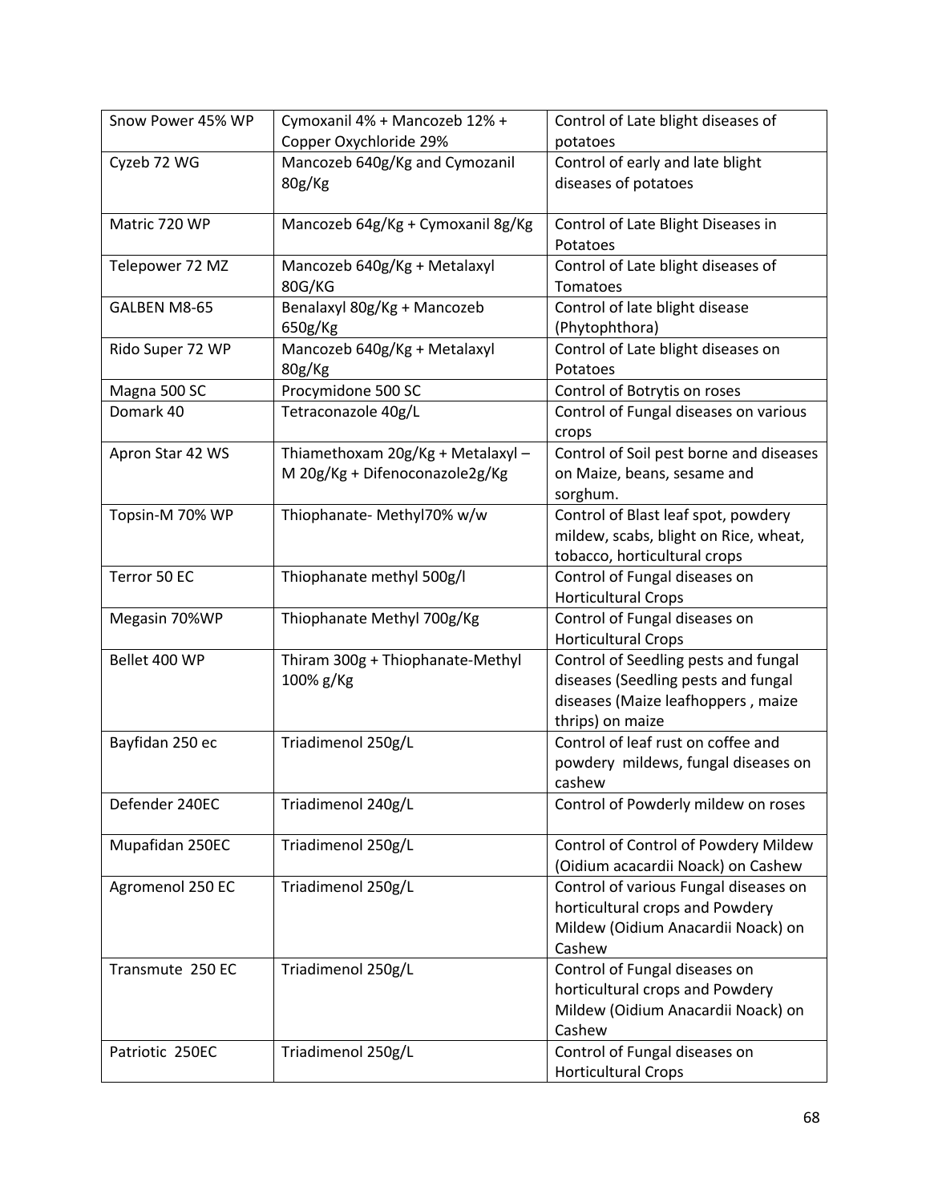| | | |
|---|---|---|
| Snow Power 45% WP | Cymoxanil 4% + Mancozeb 12% + Copper Oxychloride 29% | Control of Late blight diseases of potatoes |
| Cyzeb 72 WG | Mancozeb 640g/Kg and Cymozanil 80g/Kg | Control of early and late blight diseases of potatoes |
| Matric 720 WP | Mancozeb 64g/Kg + Cymoxanil 8g/Kg | Control of Late Blight Diseases in Potatoes |
| Telepower 72 MZ | Mancozeb 640g/Kg + Metalaxyl 80G/KG | Control of Late blight diseases of Tomatoes |
| GALBEN M8-65 | Benalaxyl 80g/Kg + Mancozeb 650g/Kg | Control of late blight disease (Phytophthora) |
| Rido Super 72 WP | Mancozeb 640g/Kg + Metalaxyl 80g/Kg | Control of Late blight diseases on Potatoes |
| Magna 500 SC | Procymidone 500 SC | Control of Botrytis on roses |
| Domark 40 | Tetraconazole 40g/L | Control of Fungal diseases on various crops |
| Apron Star 42 WS | Thiamethoxam 20g/Kg + Metalaxyl – M 20g/Kg + Difenoconazole2g/Kg | Control of Soil pest borne and diseases on Maize, beans, sesame and sorghum. |
| Topsin-M 70% WP | Thiophanate- Methyl70% w/w | Control of Blast leaf spot, powdery mildew, scabs, blight on Rice, wheat, tobacco, horticultural crops |
| Terror 50 EC | Thiophanate methyl 500g/l | Control of Fungal diseases on Horticultural Crops |
| Megasin 70%WP | Thiophanate Methyl 700g/Kg | Control of Fungal diseases on Horticultural Crops |
| Bellet 400 WP | Thiram 300g + Thiophanate-Methyl 100% g/Kg | Control of Seedling pests and fungal diseases (Seedling pests and fungal diseases (Maize leafhoppers , maize thrips) on maize |
| Bayfidan 250 ec | Triadimenol 250g/L | Control of leaf rust on coffee and powdery mildews, fungal diseases on cashew |
| Defender 240EC | Triadimenol 240g/L | Control of Powderly mildew on roses |
| Mupafidan 250EC | Triadimenol 250g/L | Control of Control of Powdery Mildew (Oidium acacardii Noack) on Cashew |
| Agromenol 250 EC | Triadimenol 250g/L | Control of various Fungal diseases on horticultural crops and Powdery Mildew (Oidium Anacardii Noack) on Cashew |
| Transmute 250 EC | Triadimenol 250g/L | Control of Fungal diseases on horticultural crops and Powdery Mildew (Oidium Anacardii Noack) on Cashew |
| Patriotic 250EC | Triadimenol 250g/L | Control of Fungal diseases on Horticultural Crops |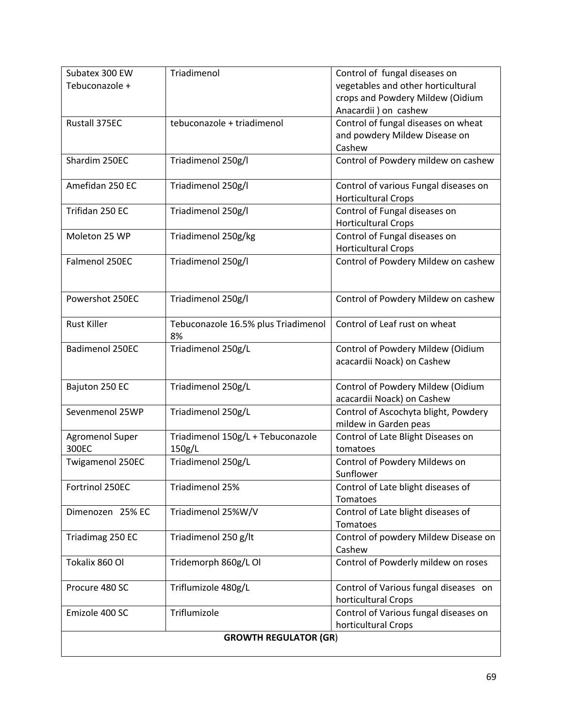| | | |
|---|---|---|
| Subatex 300 EW Tebuconazole + | Triadimenol | Control of fungal diseases on vegetables and other horticultural crops and Powdery Mildew (Oidium Anacardii ) on cashew |
| Rustall 375EC | tebuconazole + triadimenol | Control of fungal diseases on wheat and powdery Mildew Disease on Cashew |
| Shardim 250EC | Triadimenol 250g/l | Control of Powdery mildew on cashew |
| Amefidan 250 EC | Triadimenol 250g/l | Control of various Fungal diseases on Horticultural Crops |
| Trifidan 250 EC | Triadimenol 250g/l | Control of Fungal diseases on Horticultural Crops |
| Moleton 25 WP | Triadimenol 250g/kg | Control of Fungal diseases on Horticultural Crops |
| Falmenol 250EC | Triadimenol 250g/l | Control of Powdery Mildew on cashew |
| Powershot 250EC | Triadimenol 250g/l | Control of Powdery Mildew on cashew |
| Rust Killer | Tebuconazole 16.5% plus Triadimenol 8% | Control of Leaf rust on wheat |
| Badimenol 250EC | Triadimenol 250g/L | Control of Powdery Mildew (Oidium acacardii Noack) on Cashew |
| Bajuton 250 EC | Triadimenol 250g/L | Control of Powdery Mildew (Oidium acacardii Noack) on Cashew |
| Sevenmenol 25WP | Triadimenol 250g/L | Control of Ascochyta blight, Powdery mildew in Garden peas |
| Agromenol Super 300EC | Triadimenol 150g/L + Tebuconazole 150g/L | Control of Late Blight Diseases on tomatoes |
| Twigamenol 250EC | Triadimenol 250g/L | Control of Powdery Mildews on Sunflower |
| Fortrinol 250EC | Triadimenol 25% | Control of Late blight diseases of Tomatoes |
| Dimenozen 25% EC | Triadimenol 25%W/V | Control of Late blight diseases of Tomatoes |
| Triadimag 250 EC | Triadimenol 250 g/lt | Control of powdery Mildew Disease on Cashew |
| Tokalix 860 Ol | Tridemorph 860g/L Ol | Control of Powderly mildew on roses |
| Procure 480 SC | Triflumizole 480g/L | Control of Various fungal diseases on horticultural Crops |
| Emizole 400 SC | Triflumizole | Control of Various fungal diseases on horticultural Crops |
| **GROWTH REGULATOR (GR)** | | |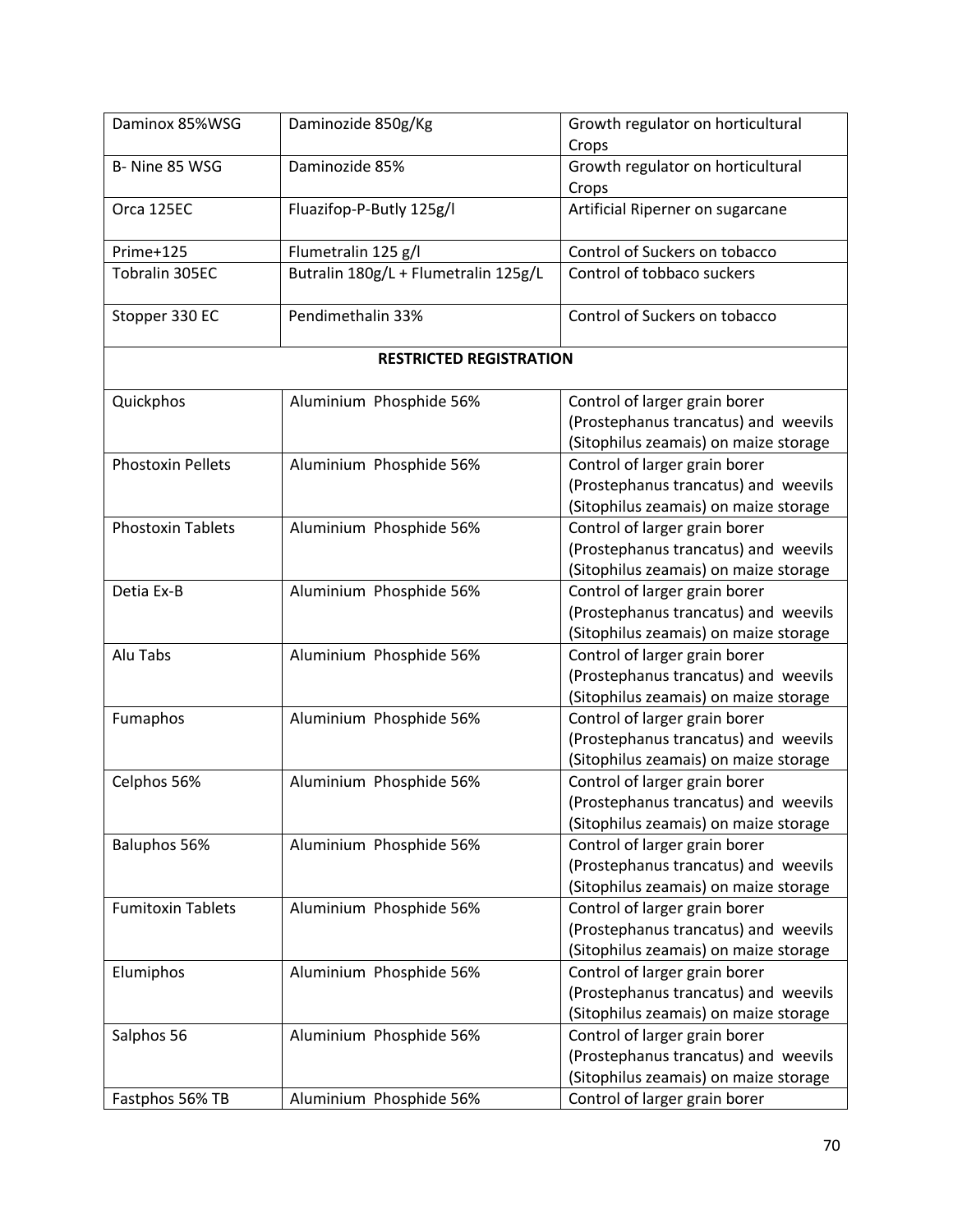| | | |
|---|---|---|
| Daminox 85%WSG | Daminozide 850g/Kg | Growth regulator on horticultural Crops |
| B- Nine 85 WSG | Daminozide 85% | Growth regulator on horticultural Crops |
| Orca 125EC | Fluazifop-P-Butly 125g/l | Artificial Riperner on sugarcane |
| Prime+125 | Flumetralin 125 g/l | Control of Suckers on tobacco |
| Tobralin 305EC | Butralin 180g/L + Flumetralin 125g/L | Control of tobbaco suckers |
| Stopper 330 EC | Pendimethalin 33% | Control of Suckers on tobacco |
| **RESTRICTED REGISTRATION** | | |
| Quickphos | Aluminium Phosphide 56% | Control of larger grain borer (Prostephanus trancatus) and weevils (Sitophilus zeamais) on maize storage |
| Phostoxin Pellets | Aluminium Phosphide 56% | Control of larger grain borer (Prostephanus trancatus) and weevils (Sitophilus zeamais) on maize storage |
| Phostoxin Tablets | Aluminium Phosphide 56% | Control of larger grain borer (Prostephanus trancatus) and weevils (Sitophilus zeamais) on maize storage |
| Detia Ex-B | Aluminium Phosphide 56% | Control of larger grain borer (Prostephanus trancatus) and weevils (Sitophilus zeamais) on maize storage |
| Alu Tabs | Aluminium Phosphide 56% | Control of larger grain borer (Prostephanus trancatus) and weevils (Sitophilus zeamais) on maize storage |
| Fumaphos | Aluminium Phosphide 56% | Control of larger grain borer (Prostephanus trancatus) and weevils (Sitophilus zeamais) on maize storage |
| Celphos 56% | Aluminium Phosphide 56% | Control of larger grain borer (Prostephanus trancatus) and weevils (Sitophilus zeamais) on maize storage |
| Baluphos 56% | Aluminium Phosphide 56% | Control of larger grain borer (Prostephanus trancatus) and weevils (Sitophilus zeamais) on maize storage |
| Fumitoxin Tablets | Aluminium Phosphide 56% | Control of larger grain borer (Prostephanus trancatus) and weevils (Sitophilus zeamais) on maize storage |
| Elumiphos | Aluminium Phosphide 56% | Control of larger grain borer (Prostephanus trancatus) and weevils (Sitophilus zeamais) on maize storage |
| Salphos 56 | Aluminium Phosphide 56% | Control of larger grain borer (Prostephanus trancatus) and weevils (Sitophilus zeamais) on maize storage |
| Fastphos 56% TB | Aluminium Phosphide 56% | Control of larger grain borer |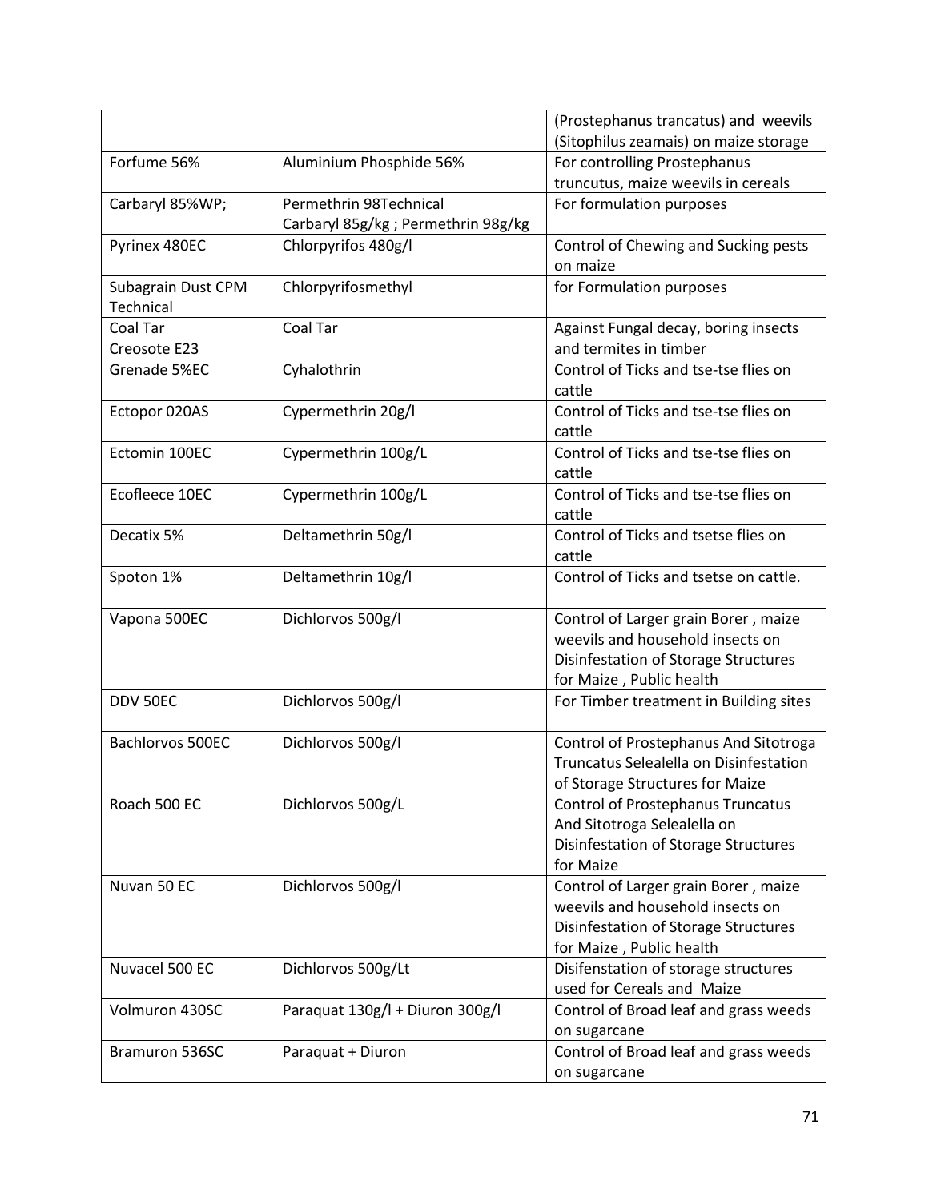| | | |
|---|---|---|
| | | (Prostephanus trancatus) and weevils (Sitophilus zeamais) on maize storage |
| Forfume 56% | Aluminium Phosphide 56% | For controlling Prostephanus truncutus, maize weevils in cereals |
| Carbaryl 85%WP; | Permethrin 98Technical Carbaryl 85g/kg ; Permethrin 98g/kg | For formulation purposes |
| Pyrinex 480EC | Chlorpyrifos 480g/l | Control of Chewing and Sucking pests on maize |
| Subagrain Dust CPM Technical | Chlorpyrifosmethyl | for Formulation purposes |
| Coal Tar Creosote E23 | Coal Tar | Against Fungal decay, boring insects and termites in timber |
| Grenade 5%EC | Cyhalothrin | Control of Ticks and tse-tse flies on cattle |
| Ectopor 020AS | Cypermethrin 20g/l | Control of Ticks and tse-tse flies on cattle |
| Ectomin 100EC | Cypermethrin 100g/L | Control of Ticks and tse-tse flies on cattle |
| Ecofleece 10EC | Cypermethrin 100g/L | Control of Ticks and tse-tse flies on cattle |
| Decatix 5% | Deltamethrin 50g/l | Control of Ticks and tsetse flies on cattle |
| Spoton 1% | Deltamethrin 10g/l | Control of Ticks and tsetse on cattle. |
| Vapona 500EC | Dichlorvos 500g/l | Control of Larger grain Borer , maize weevils and household insects on Disinfestation of Storage Structures for Maize , Public health |
| DDV 50EC | Dichlorvos 500g/l | For Timber treatment in Building sites |
| Bachlorvos 500EC | Dichlorvos 500g/l | Control of Prostephanus And Sitotroga Truncatus Selealella on Disinfestation of Storage Structures for Maize |
| Roach 500 EC | Dichlorvos 500g/L | Control of Prostephanus Truncatus And Sitotroga Selealella on Disinfestation of Storage Structures for Maize |
| Nuvan 50 EC | Dichlorvos 500g/l | Control of Larger grain Borer , maize weevils and household insects on Disinfestation of Storage Structures for Maize , Public health |
| Nuvacel 500 EC | Dichlorvos 500g/Lt | Disifenstation of storage structures used for Cereals and Maize |
| Volmuron 430SC | Paraquat 130g/l + Diuron 300g/l | Control of Broad leaf and grass weeds on sugarcane |
| Bramuron 536SC | Paraquat + Diuron | Control of Broad leaf and grass weeds on sugarcane |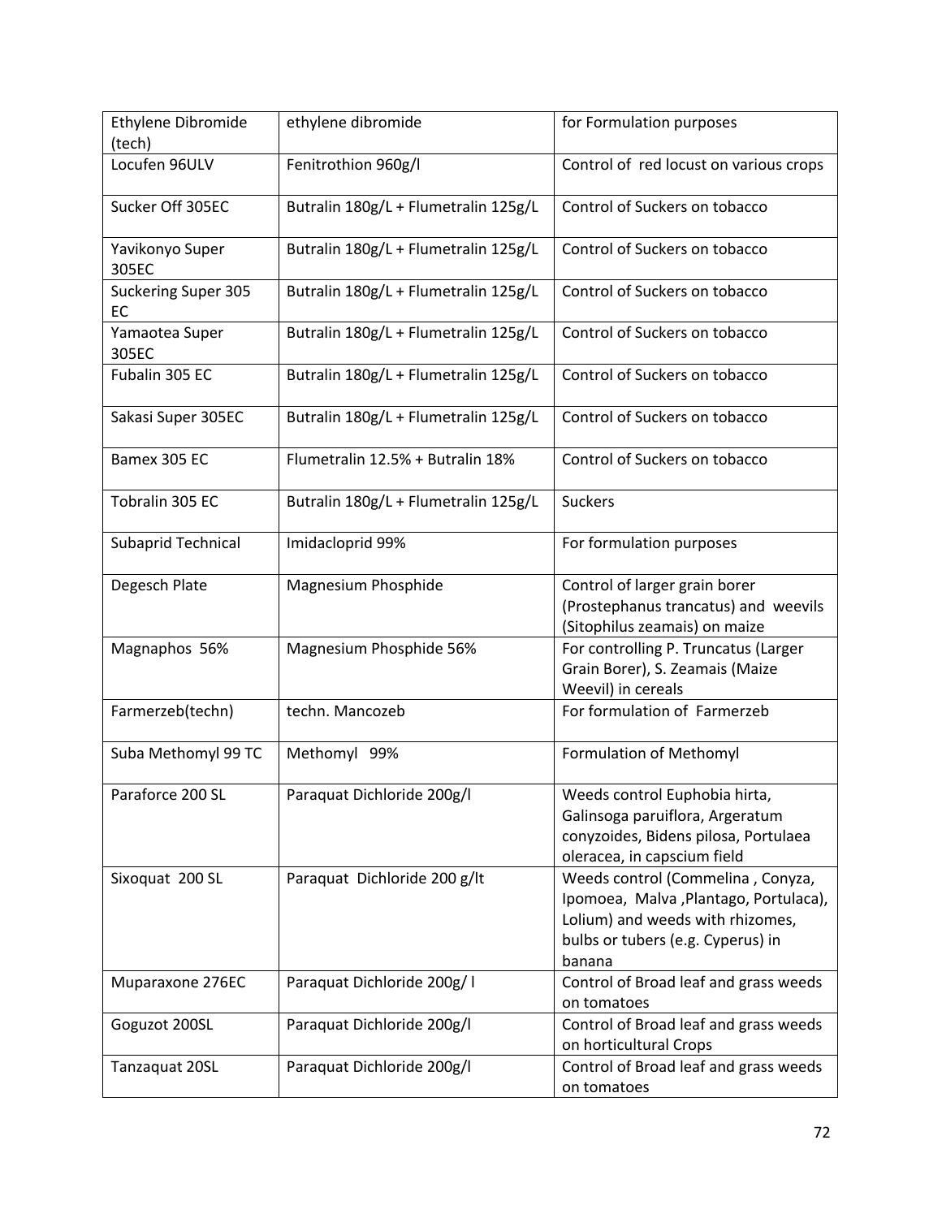| | | |
|---|---|---|
| Ethylene Dibromide (tech) | ethylene dibromide | for Formulation purposes |
| Locufen 96ULV | Fenitrothion 960g/l | Control of red locust on various crops |
| Sucker Off 305EC | Butralin 180g/L + Flumetralin 125g/L | Control of Suckers on tobacco |
| Yavikonyo Super 305EC | Butralin 180g/L + Flumetralin 125g/L | Control of Suckers on tobacco |
| Suckering Super 305 EC | Butralin 180g/L + Flumetralin 125g/L | Control of Suckers on tobacco |
| Yamaotea Super 305EC | Butralin 180g/L + Flumetralin 125g/L | Control of Suckers on tobacco |
| Fubalin 305 EC | Butralin 180g/L + Flumetralin 125g/L | Control of Suckers on tobacco |
| Sakasi Super 305EC | Butralin 180g/L + Flumetralin 125g/L | Control of Suckers on tobacco |
| Bamex 305 EC | Flumetralin 12.5% + Butralin 18% | Control of Suckers on tobacco |
| Tobralin 305 EC | Butralin 180g/L + Flumetralin 125g/L | Suckers |
| Subaprid Technical | Imidacloprid 99% | For formulation purposes |
| Degesch Plate | Magnesium Phosphide | Control of larger grain borer (Prostephanus trancatus) and weevils (Sitophilus zeamais) on maize |
| Magnaphos 56% | Magnesium Phosphide 56% | For controlling P. Truncatus (Larger Grain Borer), S. Zeamais (Maize Weevil) in cereals |
| Farmerzeb(techn) | techn. Mancozeb | For formulation of Farmerzeb |
| Suba Methomyl 99 TC | Methomyl 99% | Formulation of Methomyl |
| Paraforce 200 SL | Paraquat Dichloride 200g/l | Weeds control Euphobia hirta, Galinsoga paruiflora, Argeratum conyzoides, Bidens pilosa, Portulaea oleracea, in capscium field |
| Sixoquat 200 SL | Paraquat Dichloride 200 g/lt | Weeds control (Commelina , Conyza, Ipomoea, Malva ,Plantago, Portulaca), Lolium) and weeds with rhizomes, bulbs or tubers (e.g. Cyperus) in banana |
| Muparaxone 276EC | Paraquat Dichloride 200g/ l | Control of Broad leaf and grass weeds on tomatoes |
| Goguzot 200SL | Paraquat Dichloride 200g/l | Control of Broad leaf and grass weeds on horticultural Crops |
| Tanzaquat 20SL | Paraquat Dichloride 200g/l | Control of Broad leaf and grass weeds on tomatoes |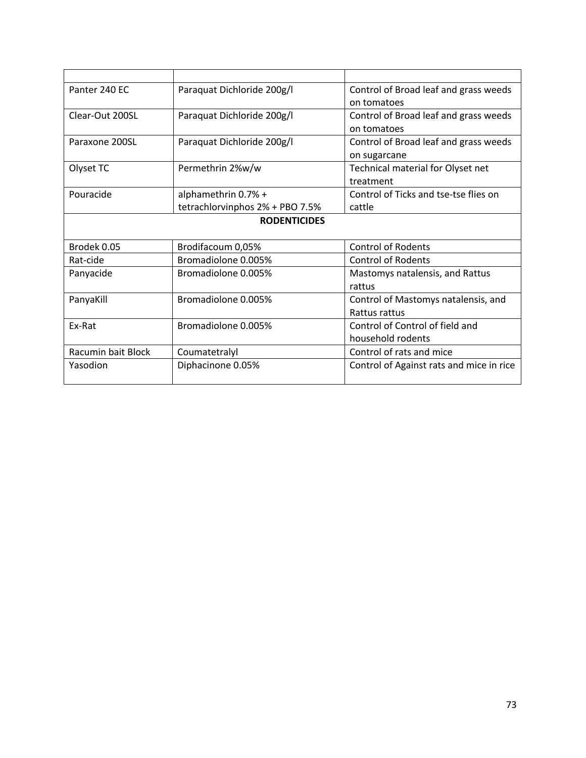| | | |
|---|---|---|
| Panter 240 EC | Paraquat Dichloride 200g/l | Control of Broad leaf and grass weeds on tomatoes |
| Clear-Out 200SL | Paraquat Dichloride 200g/l | Control of Broad leaf and grass weeds on tomatoes |
| Paraxone 200SL | Paraquat Dichloride 200g/l | Control of Broad leaf and grass weeds on sugarcane |
| Olyset TC | Permethrin 2%w/w | Technical material for Olyset net treatment |
| Pouracide | alphamethrin 0.7% + tetrachlorvinphos 2% + PBO 7.5% | Control of Ticks and tse-tse flies on cattle |
| **RODENTICIDES** | | |
| Brodek 0.05 | Brodifacoum 0,05% | Control of Rodents |
| Rat-cide | Bromadiolone 0.005% | Control of Rodents |
| Panyacide | Bromadiolone 0.005% | Mastomys natalensis, and Rattus rattus |
| PanyaKill | Bromadiolone 0.005% | Control of Mastomys natalensis, and Rattus rattus |
| Ex-Rat | Bromadiolone 0.005% | Control of Control of field and household rodents |
| Racumin bait Block | Coumatetralyl | Control of rats and mice |
| Yasodion | Diphacinone 0.05% | Control of Against rats and mice in rice |